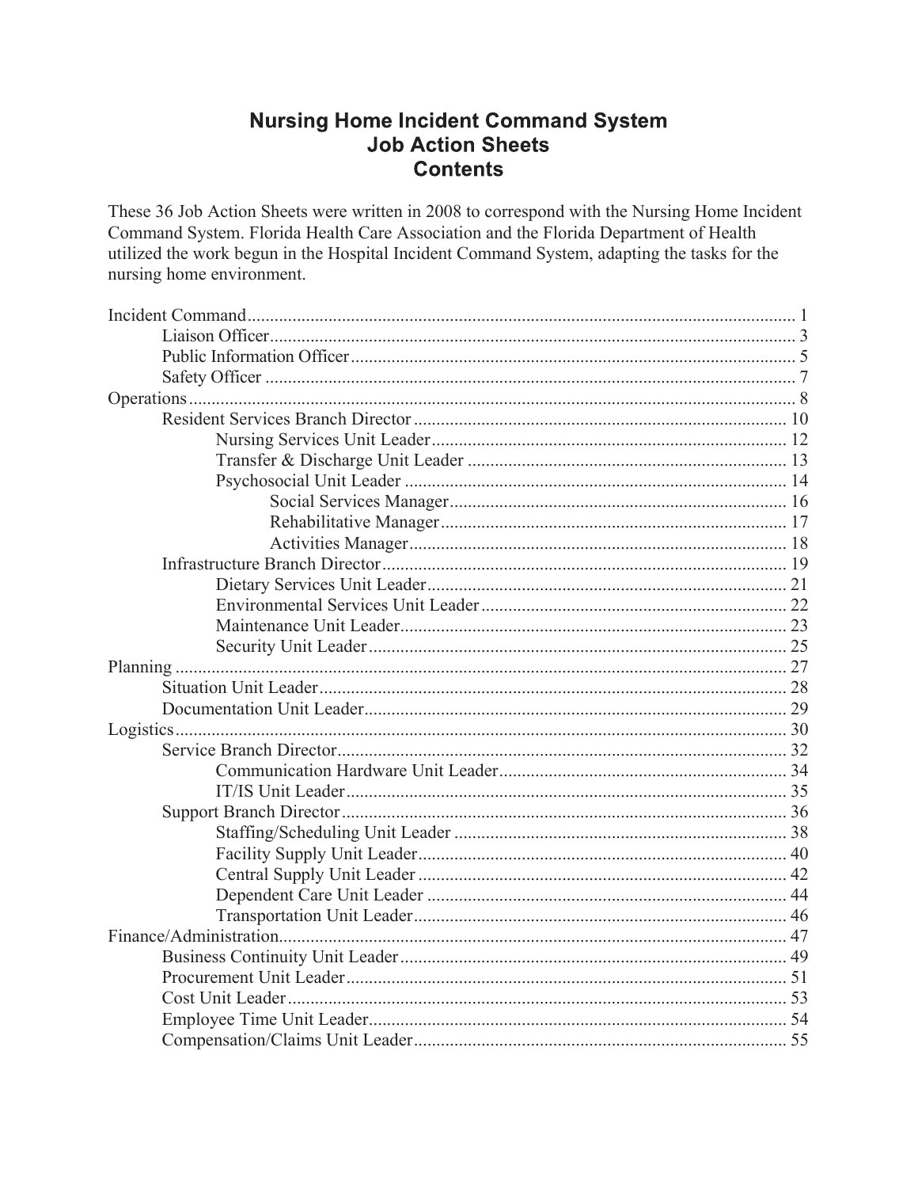# Nursing Home Incident Command System
# Job Action Sheets
# Contents

These 36 Job Action Sheets were written in 2008 to correspond with the Nursing Home Incident Command System. Florida Health Care Association and the Florida Department of Health utilized the work begun in the Hospital Incident Command System, adapting the tasks for the nursing home environment.

- Incident Command ........ 1
  - Liaison Officer ........ 3
  - Public Information Officer ........ 5
  - Safety Officer ........ 7
- Operations ........ 8
  - Resident Services Branch Director ........ 10
    - Nursing Services Unit Leader ........ 12
    - Transfer & Discharge Unit Leader ........ 13
    - Psychosocial Unit Leader ........ 14
      - Social Services Manager ........ 16
      - Rehabilitative Manager ........ 17
      - Activities Manager ........ 18
  - Infrastructure Branch Director ........ 19
    - Dietary Services Unit Leader ........ 21
    - Environmental Services Unit Leader ........ 22
    - Maintenance Unit Leader ........ 23
    - Security Unit Leader ........ 25
- Planning ........ 27
  - Situation Unit Leader ........ 28
  - Documentation Unit Leader ........ 29
- Logistics ........ 30
  - Service Branch Director ........ 32
    - Communication Hardware Unit Leader ........ 34
    - IT/IS Unit Leader ........ 35
  - Support Branch Director ........ 36
    - Staffing/Scheduling Unit Leader ........ 38
    - Facility Supply Unit Leader ........ 40
    - Central Supply Unit Leader ........ 42
    - Dependent Care Unit Leader ........ 44
    - Transportation Unit Leader ........ 46
- Finance/Administration ........ 47
  - Business Continuity Unit Leader ........ 49
  - Procurement Unit Leader ........ 51
  - Cost Unit Leader ........ 53
  - Employee Time Unit Leader ........ 54
  - Compensation/Claims Unit Leader ........ 55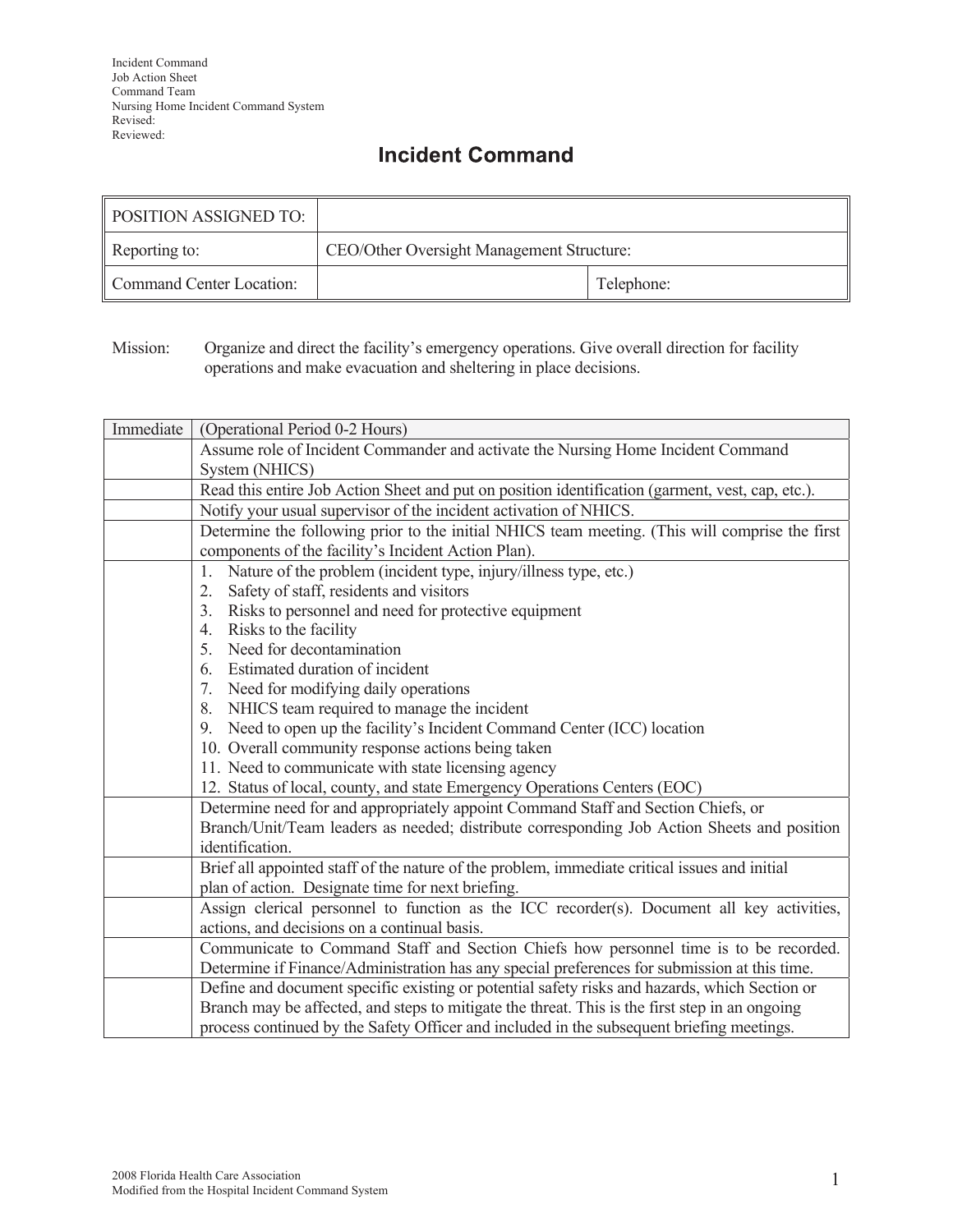Incident Command
Job Action Sheet
Command Team
Nursing Home Incident Command System
Revised:
Reviewed:

# Incident Command

| POSITION ASSIGNED TO: | | |
|---|---|---|
| Reporting to: | CEO/Other Oversight Management Structure: | |
| Command Center Location: | | Telephone: |

Mission: Organize and direct the facility's emergency operations. Give overall direction for facility operations and make evacuation and sheltering in place decisions.

| Immediate | (Operational Period 0-2 Hours) |
|---|---|
| | Assume role of Incident Commander and activate the Nursing Home Incident Command System (NHICS) |
| | Read this entire Job Action Sheet and put on position identification (garment, vest, cap, etc.). |
| | Notify your usual supervisor of the incident activation of NHICS. |
| | Determine the following prior to the initial NHICS team meeting. (This will comprise the first components of the facility's Incident Action Plan). |
| | 1. Nature of the problem (incident type, injury/illness type, etc.)<br>2. Safety of staff, residents and visitors<br>3. Risks to personnel and need for protective equipment<br>4. Risks to the facility<br>5. Need for decontamination<br>6. Estimated duration of incident<br>7. Need for modifying daily operations<br>8. NHICS team required to manage the incident<br>9. Need to open up the facility's Incident Command Center (ICC) location<br>10. Overall community response actions being taken<br>11. Need to communicate with state licensing agency<br>12. Status of local, county, and state Emergency Operations Centers (EOC) |
| | Determine need for and appropriately appoint Command Staff and Section Chiefs, or Branch/Unit/Team leaders as needed; distribute corresponding Job Action Sheets and position identification. |
| | Brief all appointed staff of the nature of the problem, immediate critical issues and initial plan of action. Designate time for next briefing. |
| | Assign clerical personnel to function as the ICC recorder(s). Document all key activities, actions, and decisions on a continual basis. |
| | Communicate to Command Staff and Section Chiefs how personnel time is to be recorded. Determine if Finance/Administration has any special preferences for submission at this time. |
| | Define and document specific existing or potential safety risks and hazards, which Section or Branch may be affected, and steps to mitigate the threat. This is the first step in an ongoing process continued by the Safety Officer and included in the subsequent briefing meetings. |

2008 Florida Health Care Association
Modified from the Hospital Incident Command System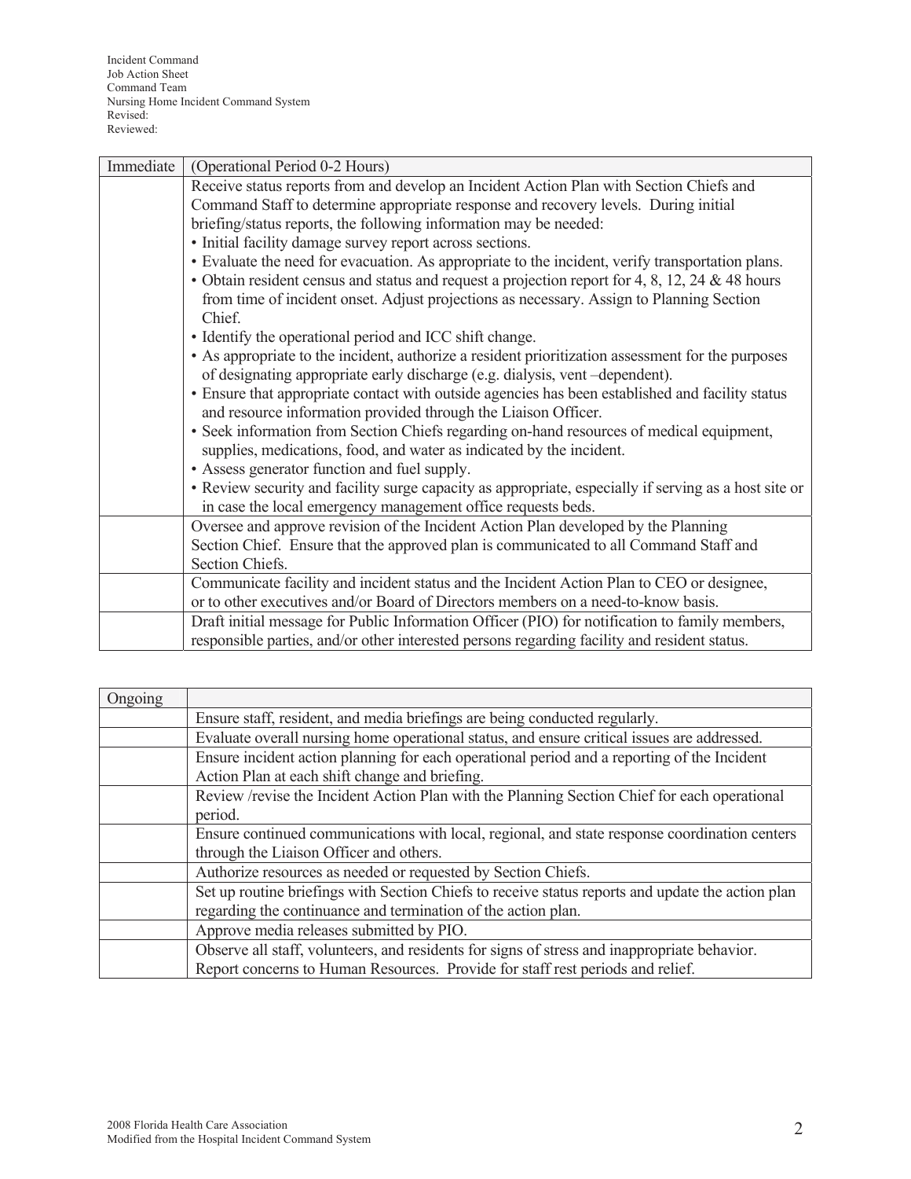Incident Command
Job Action Sheet
Command Team
Nursing Home Incident Command System
Revised:
Reviewed:

| Immediate | (Operational Period 0-2 Hours) |
|---|---|
| | Receive status reports from and develop an Incident Action Plan with Section Chiefs and Command Staff to determine appropriate response and recovery levels. During initial briefing/status reports, the following information may be needed:<br>• Initial facility damage survey report across sections.<br>• Evaluate the need for evacuation. As appropriate to the incident, verify transportation plans.<br>• Obtain resident census and status and request a projection report for 4, 8, 12, 24 & 48 hours from time of incident onset. Adjust projections as necessary. Assign to Planning Section Chief.<br>• Identify the operational period and ICC shift change.<br>• As appropriate to the incident, authorize a resident prioritization assessment for the purposes of designating appropriate early discharge (e.g. dialysis, vent –dependent).<br>• Ensure that appropriate contact with outside agencies has been established and facility status and resource information provided through the Liaison Officer.<br>• Seek information from Section Chiefs regarding on-hand resources of medical equipment, supplies, medications, food, and water as indicated by the incident.<br>• Assess generator function and fuel supply.<br>• Review security and facility surge capacity as appropriate, especially if serving as a host site or in case the local emergency management office requests beds. |
| | Oversee and approve revision of the Incident Action Plan developed by the Planning Section Chief. Ensure that the approved plan is communicated to all Command Staff and Section Chiefs. |
| | Communicate facility and incident status and the Incident Action Plan to CEO or designee, or to other executives and/or Board of Directors members on a need-to-know basis. |
| | Draft initial message for Public Information Officer (PIO) for notification to family members, responsible parties, and/or other interested persons regarding facility and resident status. |

| Ongoing | |
|---|---|
| | Ensure staff, resident, and media briefings are being conducted regularly. |
| | Evaluate overall nursing home operational status, and ensure critical issues are addressed. |
| | Ensure incident action planning for each operational period and a reporting of the Incident Action Plan at each shift change and briefing. |
| | Review /revise the Incident Action Plan with the Planning Section Chief for each operational period. |
| | Ensure continued communications with local, regional, and state response coordination centers through the Liaison Officer and others. |
| | Authorize resources as needed or requested by Section Chiefs. |
| | Set up routine briefings with Section Chiefs to receive status reports and update the action plan regarding the continuance and termination of the action plan. |
| | Approve media releases submitted by PIO. |
| | Observe all staff, volunteers, and residents for signs of stress and inappropriate behavior. Report concerns to Human Resources. Provide for staff rest periods and relief. |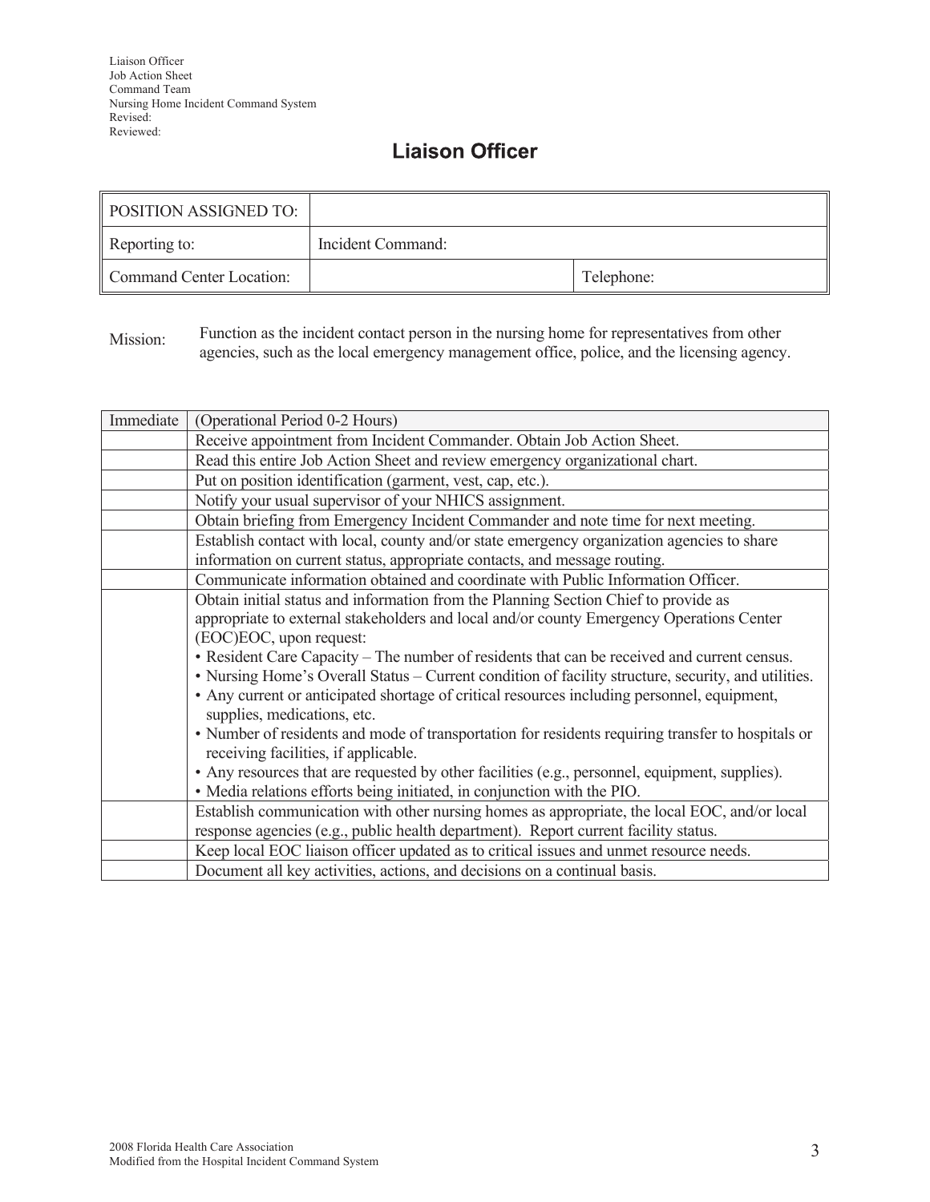Liaison Officer
Job Action Sheet
Command Team
Nursing Home Incident Command System
Revised:
Reviewed:

# Liaison Officer

| POSITION ASSIGNED TO: | | |
|---|---|---|
| Reporting to: | Incident Command: | |
| Command Center Location: | | Telephone: |

Mission: Function as the incident contact person in the nursing home for representatives from other agencies, such as the local emergency management office, police, and the licensing agency.

| Immediate | (Operational Period 0-2 Hours) |
|---|---|
| | Receive appointment from Incident Commander. Obtain Job Action Sheet. |
| | Read this entire Job Action Sheet and review emergency organizational chart. |
| | Put on position identification (garment, vest, cap, etc.). |
| | Notify your usual supervisor of your NHICS assignment. |
| | Obtain briefing from Emergency Incident Commander and note time for next meeting. |
| | Establish contact with local, county and/or state emergency organization agencies to share information on current status, appropriate contacts, and message routing. |
| | Communicate information obtained and coordinate with Public Information Officer. |
| | Obtain initial status and information from the Planning Section Chief to provide as appropriate to external stakeholders and local and/or county Emergency Operations Center (EOC)EOC, upon request:<br>• Resident Care Capacity – The number of residents that can be received and current census.<br>• Nursing Home's Overall Status – Current condition of facility structure, security, and utilities.<br>• Any current or anticipated shortage of critical resources including personnel, equipment, supplies, medications, etc.<br>• Number of residents and mode of transportation for residents requiring transfer to hospitals or receiving facilities, if applicable.<br>• Any resources that are requested by other facilities (e.g., personnel, equipment, supplies).<br>• Media relations efforts being initiated, in conjunction with the PIO. |
| | Establish communication with other nursing homes as appropriate, the local EOC, and/or local response agencies (e.g., public health department). Report current facility status. |
| | Keep local EOC liaison officer updated as to critical issues and unmet resource needs. |
| | Document all key activities, actions, and decisions on a continual basis. |

2008 Florida Health Care Association
Modified from the Hospital Incident Command System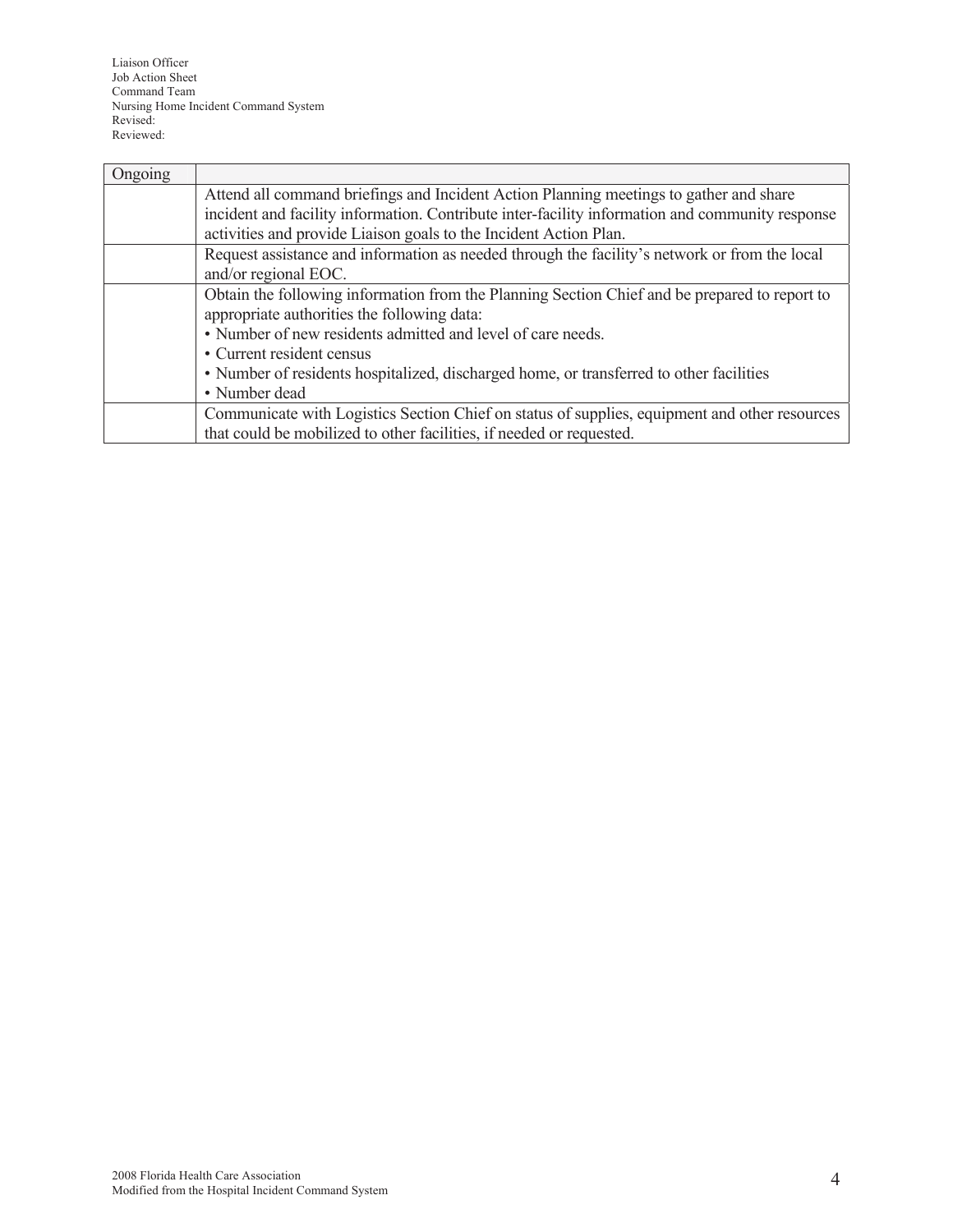| Ongoing | |
|---|---|
| | Attend all command briefings and Incident Action Planning meetings to gather and share incident and facility information. Contribute inter-facility information and community response activities and provide Liaison goals to the Incident Action Plan. |
| | Request assistance and information as needed through the facility's network or from the local and/or regional EOC. |
| | Obtain the following information from the Planning Section Chief and be prepared to report to appropriate authorities the following data:<br>• Number of new residents admitted and level of care needs.<br>• Current resident census<br>• Number of residents hospitalized, discharged home, or transferred to other facilities<br>• Number dead |
| | Communicate with Logistics Section Chief on status of supplies, equipment and other resources that could be mobilized to other facilities, if needed or requested. |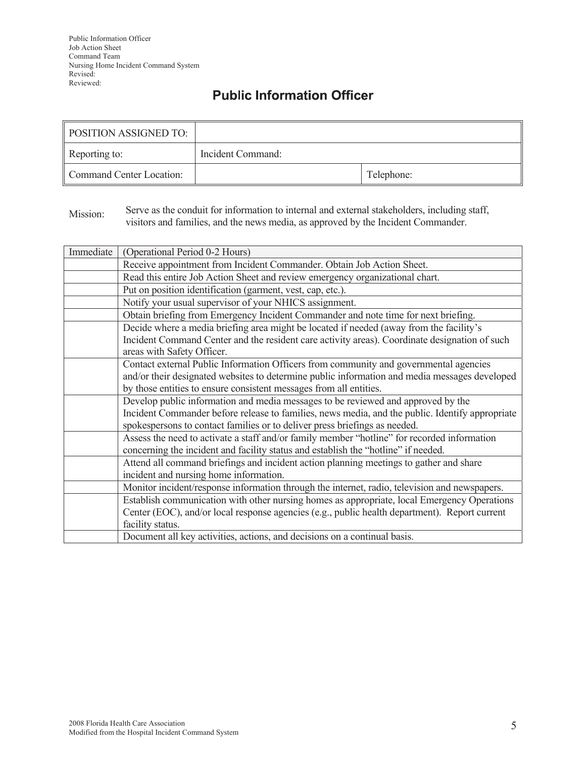Public Information Officer
Job Action Sheet
Command Team
Nursing Home Incident Command System
Revised:
Reviewed:

# Public Information Officer

| POSITION ASSIGNED TO: | | |
|---|---|---|
| Reporting to: | Incident Command: | |
| Command Center Location: | | Telephone: |

Mission: Serve as the conduit for information to internal and external stakeholders, including staff, visitors and families, and the news media, as approved by the Incident Commander.

| Immediate | (Operational Period 0-2 Hours) |
|---|---|
| | Receive appointment from Incident Commander. Obtain Job Action Sheet. |
| | Read this entire Job Action Sheet and review emergency organizational chart. |
| | Put on position identification (garment, vest, cap, etc.). |
| | Notify your usual supervisor of your NHICS assignment. |
| | Obtain briefing from Emergency Incident Commander and note time for next briefing. |
| | Decide where a media briefing area might be located if needed (away from the facility's Incident Command Center and the resident care activity areas). Coordinate designation of such areas with Safety Officer. |
| | Contact external Public Information Officers from community and governmental agencies and/or their designated websites to determine public information and media messages developed by those entities to ensure consistent messages from all entities. |
| | Develop public information and media messages to be reviewed and approved by the Incident Commander before release to families, news media, and the public. Identify appropriate spokespersons to contact families or to deliver press briefings as needed. |
| | Assess the need to activate a staff and/or family member "hotline" for recorded information concerning the incident and facility status and establish the "hotline" if needed. |
| | Attend all command briefings and incident action planning meetings to gather and share incident and nursing home information. |
| | Monitor incident/response information through the internet, radio, television and newspapers. |
| | Establish communication with other nursing homes as appropriate, local Emergency Operations Center (EOC), and/or local response agencies (e.g., public health department). Report current facility status. |
| | Document all key activities, actions, and decisions on a continual basis. |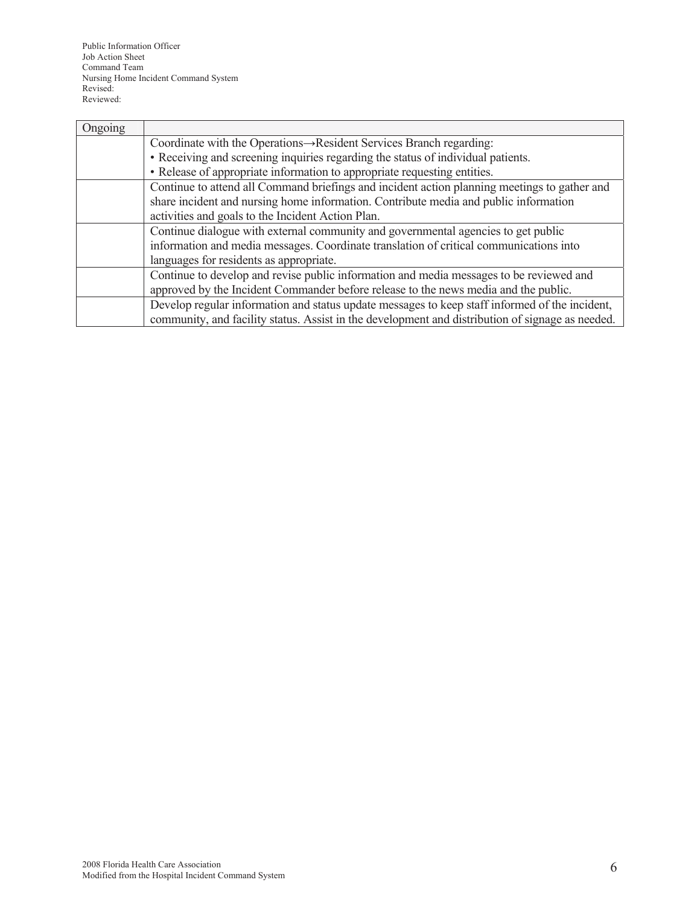| Ongoing | |
|---|---|
| | Coordinate with the Operations→Resident Services Branch regarding:<br>• Receiving and screening inquiries regarding the status of individual patients.<br>• Release of appropriate information to appropriate requesting entities. |
| | Continue to attend all Command briefings and incident action planning meetings to gather and share incident and nursing home information. Contribute media and public information activities and goals to the Incident Action Plan. |
| | Continue dialogue with external community and governmental agencies to get public information and media messages. Coordinate translation of critical communications into languages for residents as appropriate. |
| | Continue to develop and revise public information and media messages to be reviewed and approved by the Incident Commander before release to the news media and the public. |
| | Develop regular information and status update messages to keep staff informed of the incident, community, and facility status. Assist in the development and distribution of signage as needed. |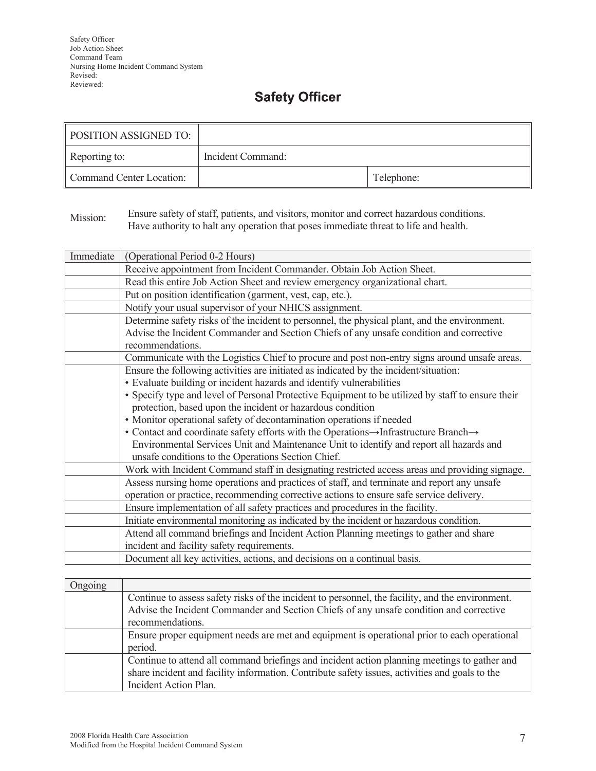Safety Officer
Job Action Sheet
Command Team
Nursing Home Incident Command System
Revised:
Reviewed:

# Safety Officer

| POSITION ASSIGNED TO: | | |
|---|---|---|
| Reporting to: | Incident Command: | |
| Command Center Location: | | Telephone: |

Mission: Ensure safety of staff, patients, and visitors, monitor and correct hazardous conditions. Have authority to halt any operation that poses immediate threat to life and health.

| Immediate | (Operational Period 0-2 Hours) |
|---|---|
| | Receive appointment from Incident Commander. Obtain Job Action Sheet. |
| | Read this entire Job Action Sheet and review emergency organizational chart. |
| | Put on position identification (garment, vest, cap, etc.). |
| | Notify your usual supervisor of your NHICS assignment. |
| | Determine safety risks of the incident to personnel, the physical plant, and the environment. Advise the Incident Commander and Section Chiefs of any unsafe condition and corrective recommendations. |
| | Communicate with the Logistics Chief to procure and post non-entry signs around unsafe areas. |
| | Ensure the following activities are initiated as indicated by the incident/situation:<br>• Evaluate building or incident hazards and identify vulnerabilities<br>• Specify type and level of Personal Protective Equipment to be utilized by staff to ensure their protection, based upon the incident or hazardous condition<br>• Monitor operational safety of decontamination operations if needed<br>• Contact and coordinate safety efforts with the Operations→Infrastructure Branch→ Environmental Services Unit and Maintenance Unit to identify and report all hazards and unsafe conditions to the Operations Section Chief. |
| | Work with Incident Command staff in designating restricted access areas and providing signage. |
| | Assess nursing home operations and practices of staff, and terminate and report any unsafe operation or practice, recommending corrective actions to ensure safe service delivery. |
| | Ensure implementation of all safety practices and procedures in the facility. |
| | Initiate environmental monitoring as indicated by the incident or hazardous condition. |
| | Attend all command briefings and Incident Action Planning meetings to gather and share incident and facility safety requirements. |
| | Document all key activities, actions, and decisions on a continual basis. |

| Ongoing | |
|---|---|
| | Continue to assess safety risks of the incident to personnel, the facility, and the environment. Advise the Incident Commander and Section Chiefs of any unsafe condition and corrective recommendations. |
| | Ensure proper equipment needs are met and equipment is operational prior to each operational period. |
| | Continue to attend all command briefings and incident action planning meetings to gather and share incident and facility information. Contribute safety issues, activities and goals to the Incident Action Plan. |

2008 Florida Health Care Association
Modified from the Hospital Incident Command System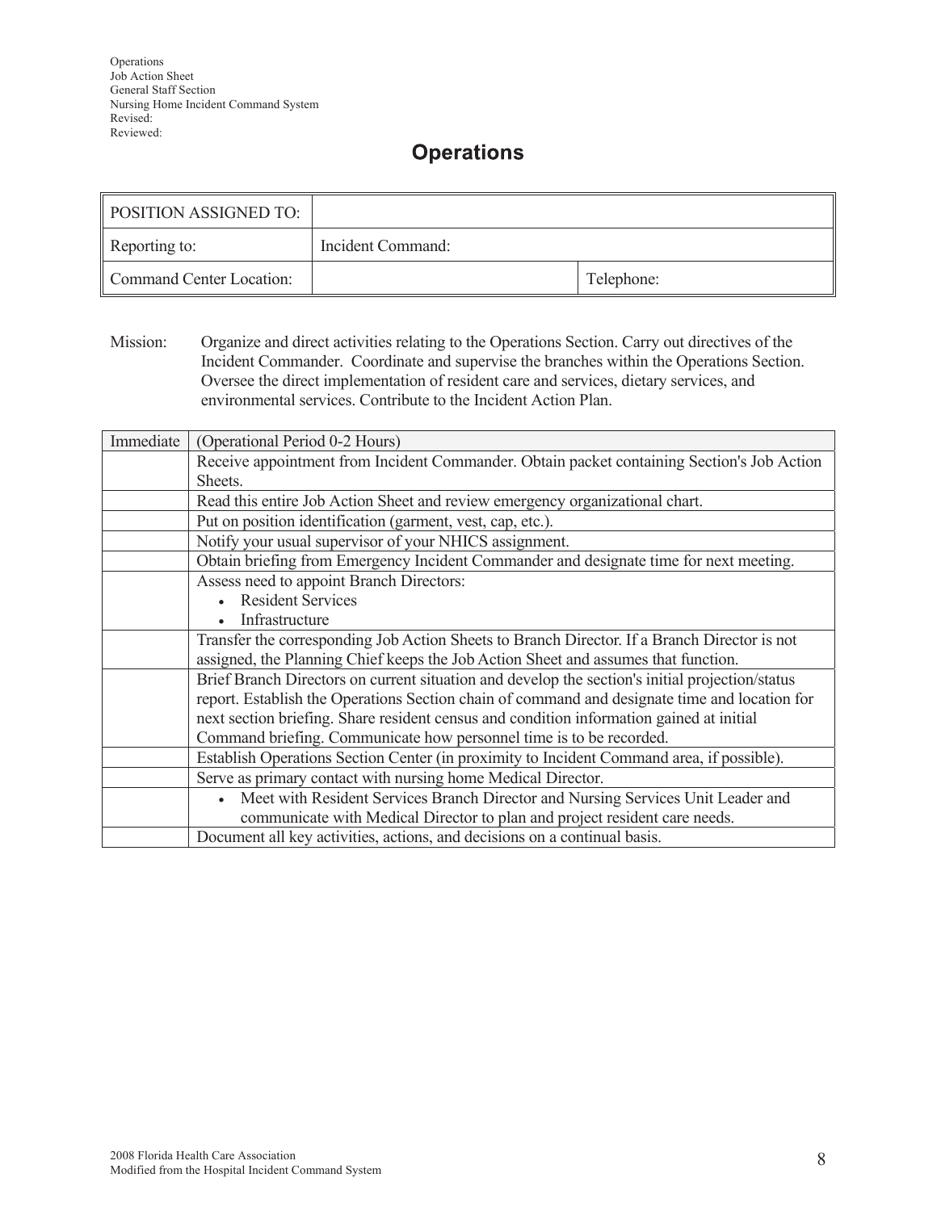Operations
Job Action Sheet
General Staff Section
Nursing Home Incident Command System
Revised:
Reviewed:

# Operations

| POSITION ASSIGNED TO: | | |
|---|---|---|
| Reporting to: | Incident Command: | |
| Command Center Location: | | Telephone: |

Mission: Organize and direct activities relating to the Operations Section. Carry out directives of the Incident Commander. Coordinate and supervise the branches within the Operations Section. Oversee the direct implementation of resident care and services, dietary services, and environmental services. Contribute to the Incident Action Plan.

| Immediate | (Operational Period 0-2 Hours) |
|---|---|
| | Receive appointment from Incident Commander. Obtain packet containing Section's Job Action Sheets. |
| | Read this entire Job Action Sheet and review emergency organizational chart. |
| | Put on position identification (garment, vest, cap, etc.). |
| | Notify your usual supervisor of your NHICS assignment. |
| | Obtain briefing from Emergency Incident Commander and designate time for next meeting. |
| | Assess need to appoint Branch Directors:<br>• Resident Services<br>• Infrastructure |
| | Transfer the corresponding Job Action Sheets to Branch Director. If a Branch Director is not assigned, the Planning Chief keeps the Job Action Sheet and assumes that function. |
| | Brief Branch Directors on current situation and develop the section's initial projection/status report. Establish the Operations Section chain of command and designate time and location for next section briefing. Share resident census and condition information gained at initial Command briefing. Communicate how personnel time is to be recorded. |
| | Establish Operations Section Center (in proximity to Incident Command area, if possible). |
| | Serve as primary contact with nursing home Medical Director. |
| | • Meet with Resident Services Branch Director and Nursing Services Unit Leader and communicate with Medical Director to plan and project resident care needs. |
| | Document all key activities, actions, and decisions on a continual basis. |

2008 Florida Health Care Association
Modified from the Hospital Incident Command System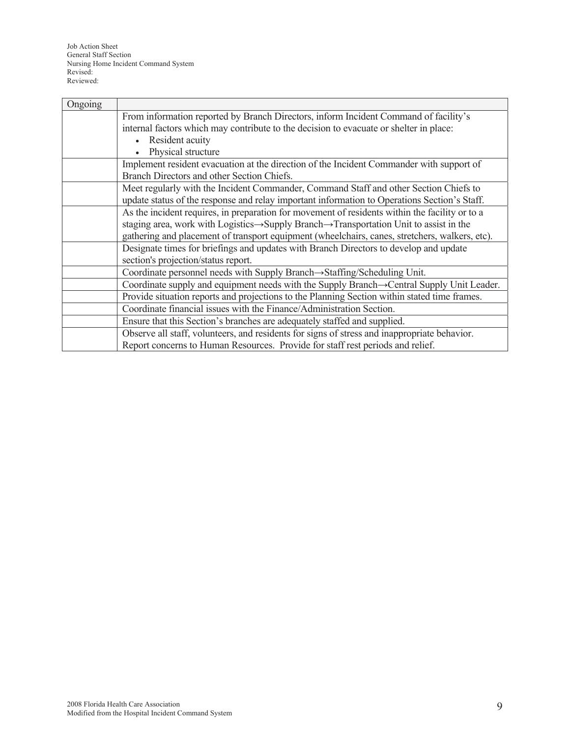| Ongoing | |
|---|---|
| | From information reported by Branch Directors, inform Incident Command of facility's internal factors which may contribute to the decision to evacuate or shelter in place:<br>• Resident acuity<br>• Physical structure |
| | Implement resident evacuation at the direction of the Incident Commander with support of Branch Directors and other Section Chiefs. |
| | Meet regularly with the Incident Commander, Command Staff and other Section Chiefs to update status of the response and relay important information to Operations Section's Staff. |
| | As the incident requires, in preparation for movement of residents within the facility or to a staging area, work with Logistics→Supply Branch→Transportation Unit to assist in the gathering and placement of transport equipment (wheelchairs, canes, stretchers, walkers, etc). |
| | Designate times for briefings and updates with Branch Directors to develop and update section's projection/status report. |
| | Coordinate personnel needs with Supply Branch→Staffing/Scheduling Unit. |
| | Coordinate supply and equipment needs with the Supply Branch→Central Supply Unit Leader. |
| | Provide situation reports and projections to the Planning Section within stated time frames. |
| | Coordinate financial issues with the Finance/Administration Section. |
| | Ensure that this Section's branches are adequately staffed and supplied. |
| | Observe all staff, volunteers, and residents for signs of stress and inappropriate behavior. Report concerns to Human Resources. Provide for staff rest periods and relief. |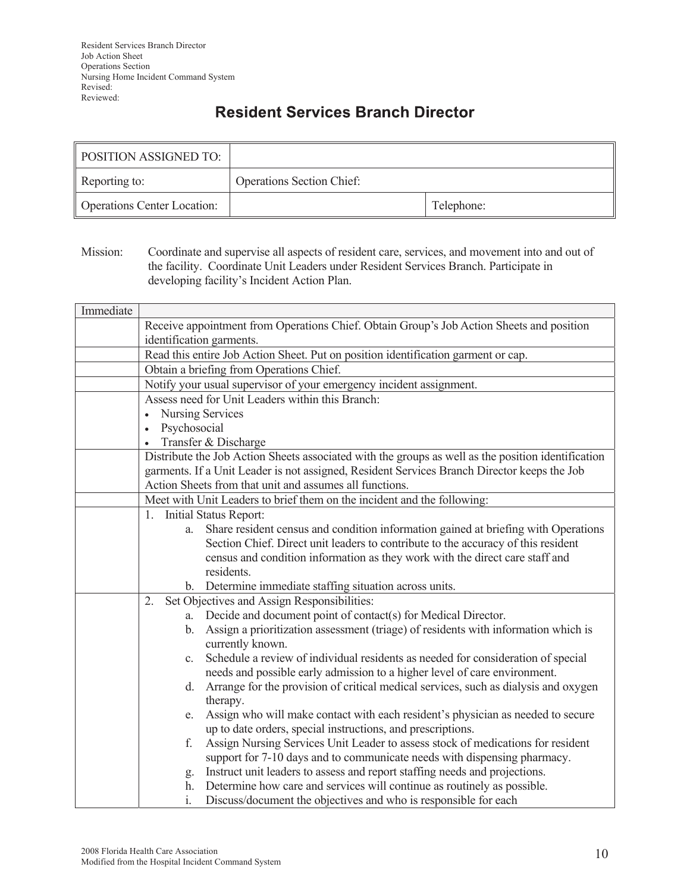Resident Services Branch Director
Job Action Sheet
Operations Section
Nursing Home Incident Command System
Revised:
Reviewed:

# Resident Services Branch Director

| POSITION ASSIGNED TO: | | |
|---|---|---|
| Reporting to: | Operations Section Chief: | |
| Operations Center Location: | | Telephone: |

Mission: Coordinate and supervise all aspects of resident care, services, and movement into and out of the facility. Coordinate Unit Leaders under Resident Services Branch. Participate in developing facility's Incident Action Plan.

| Immediate | |
|---|---|
| | Receive appointment from Operations Chief. Obtain Group's Job Action Sheets and position identification garments. |
| | Read this entire Job Action Sheet. Put on position identification garment or cap. |
| | Obtain a briefing from Operations Chief. |
| | Notify your usual supervisor of your emergency incident assignment. |
| | Assess need for Unit Leaders within this Branch:<br>• Nursing Services<br>• Psychosocial<br>• Transfer & Discharge |
| | Distribute the Job Action Sheets associated with the groups as well as the position identification garments. If a Unit Leader is not assigned, Resident Services Branch Director keeps the Job Action Sheets from that unit and assumes all functions. |
| | Meet with Unit Leaders to brief them on the incident and the following: |
| | 1. Initial Status Report:<br>a. Share resident census and condition information gained at briefing with Operations Section Chief. Direct unit leaders to contribute to the accuracy of this resident census and condition information as they work with the direct care staff and residents.<br>b. Determine immediate staffing situation across units. |
| | 2. Set Objectives and Assign Responsibilities:<br>a. Decide and document point of contact(s) for Medical Director.<br>b. Assign a prioritization assessment (triage) of residents with information which is currently known.<br>c. Schedule a review of individual residents as needed for consideration of special needs and possible early admission to a higher level of care environment.<br>d. Arrange for the provision of critical medical services, such as dialysis and oxygen therapy.<br>e. Assign who will make contact with each resident's physician as needed to secure up to date orders, special instructions, and prescriptions.<br>f. Assign Nursing Services Unit Leader to assess stock of medications for resident support for 7-10 days and to communicate needs with dispensing pharmacy.<br>g. Instruct unit leaders to assess and report staffing needs and projections.<br>h. Determine how care and services will continue as routinely as possible.<br>i. Discuss/document the objectives and who is responsible for each |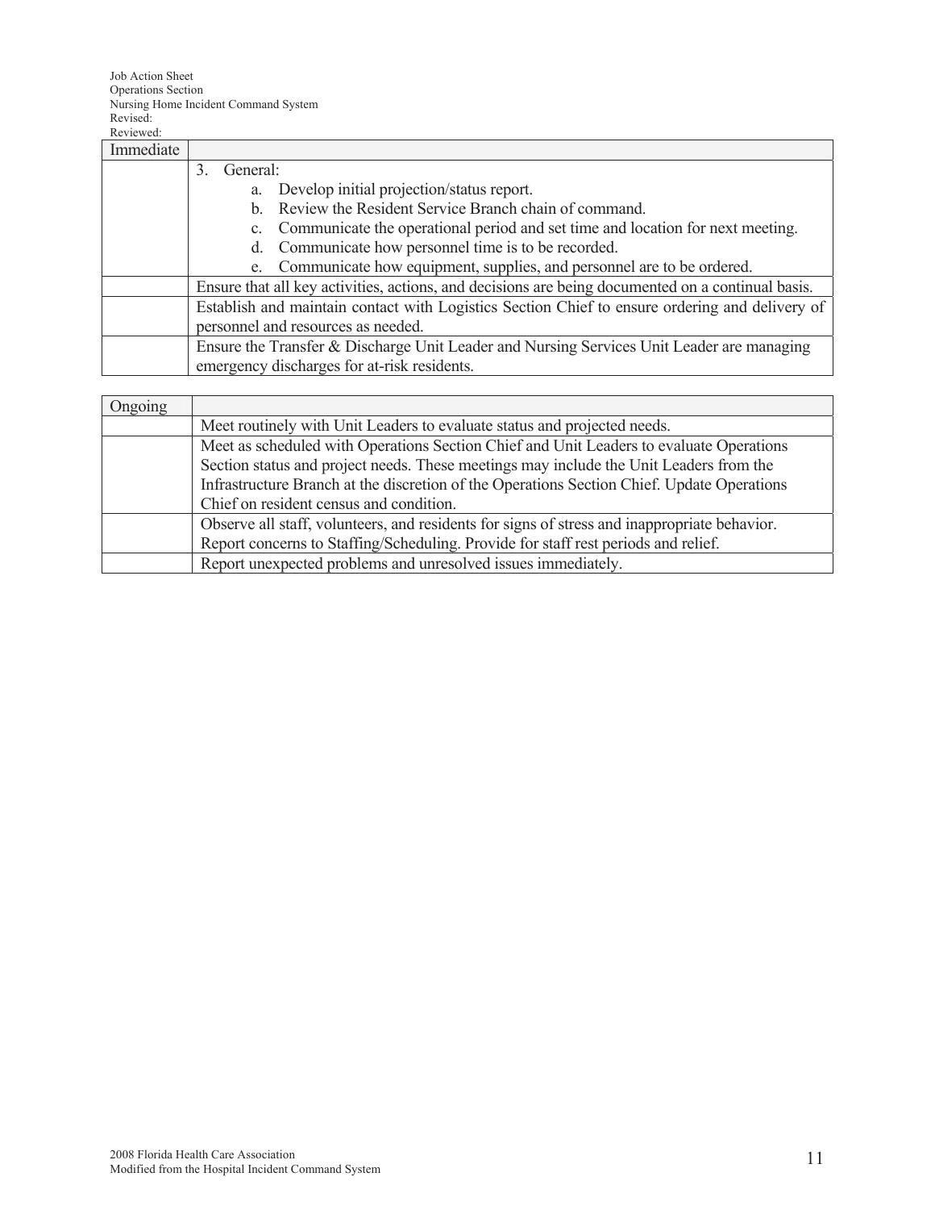Job Action Sheet
Operations Section
Nursing Home Incident Command System
Revised:
Reviewed:

| Immediate | |
|---|---|
| | 3. General:<br>a. Develop initial projection/status report.<br>b. Review the Resident Service Branch chain of command.<br>c. Communicate the operational period and set time and location for next meeting.<br>d. Communicate how personnel time is to be recorded.<br>e. Communicate how equipment, supplies, and personnel are to be ordered. |
| | Ensure that all key activities, actions, and decisions are being documented on a continual basis. |
| | Establish and maintain contact with Logistics Section Chief to ensure ordering and delivery of personnel and resources as needed. |
| | Ensure the Transfer & Discharge Unit Leader and Nursing Services Unit Leader are managing emergency discharges for at-risk residents. |

| Ongoing | |
|---|---|
| | Meet routinely with Unit Leaders to evaluate status and projected needs. |
| | Meet as scheduled with Operations Section Chief and Unit Leaders to evaluate Operations Section status and project needs. These meetings may include the Unit Leaders from the Infrastructure Branch at the discretion of the Operations Section Chief. Update Operations Chief on resident census and condition. |
| | Observe all staff, volunteers, and residents for signs of stress and inappropriate behavior. Report concerns to Staffing/Scheduling. Provide for staff rest periods and relief. |
| | Report unexpected problems and unresolved issues immediately. |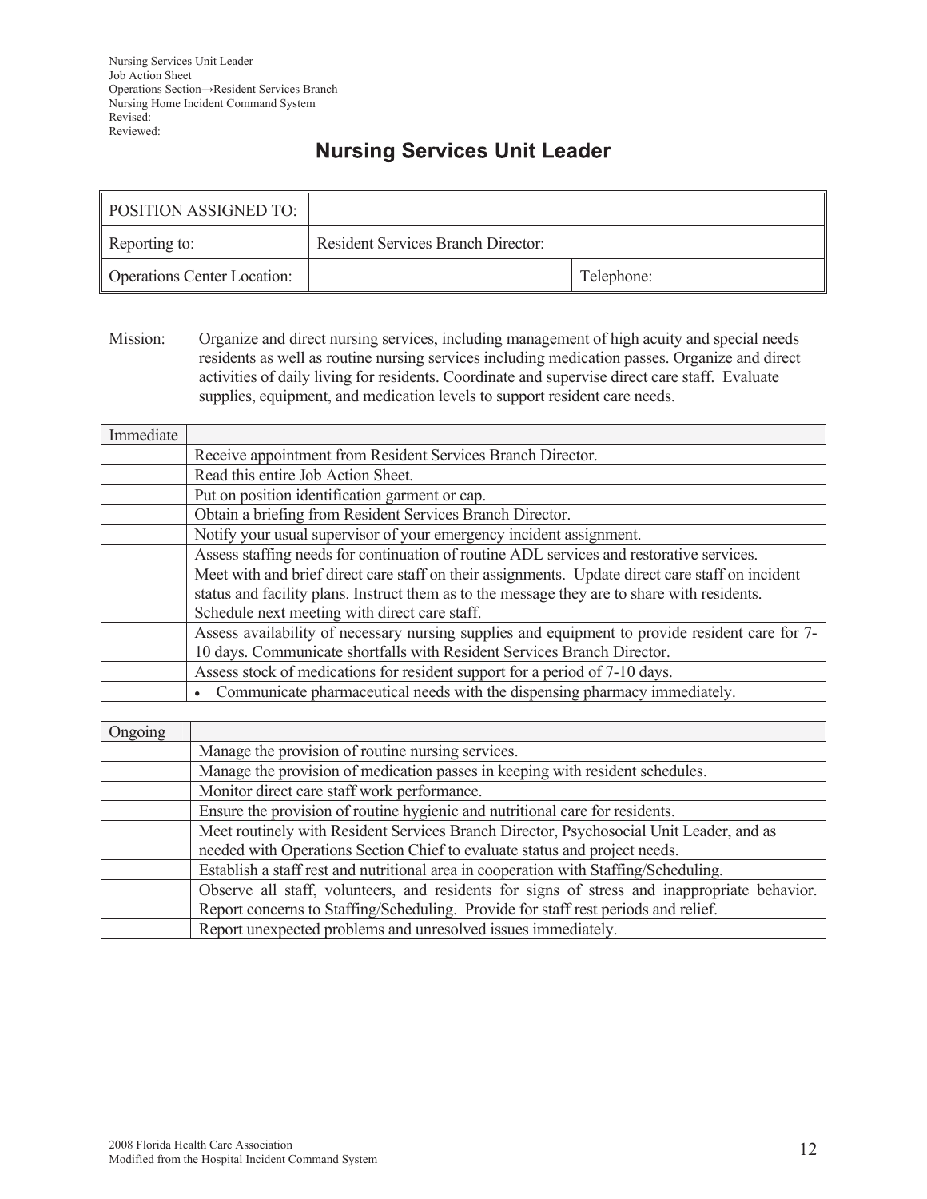Nursing Services Unit Leader
Job Action Sheet
Operations Section→Resident Services Branch
Nursing Home Incident Command System
Revised:
Reviewed:

# Nursing Services Unit Leader

| POSITION ASSIGNED TO: | | |
|---|---|---|
| Reporting to: | Resident Services Branch Director: | |
| Operations Center Location: | | Telephone: |

Mission: Organize and direct nursing services, including management of high acuity and special needs residents as well as routine nursing services including medication passes. Organize and direct activities of daily living for residents. Coordinate and supervise direct care staff. Evaluate supplies, equipment, and medication levels to support resident care needs.

| Immediate | |
|---|---|
| | Receive appointment from Resident Services Branch Director. |
| | Read this entire Job Action Sheet. |
| | Put on position identification garment or cap. |
| | Obtain a briefing from Resident Services Branch Director. |
| | Notify your usual supervisor of your emergency incident assignment. |
| | Assess staffing needs for continuation of routine ADL services and restorative services. |
| | Meet with and brief direct care staff on their assignments. Update direct care staff on incident status and facility plans. Instruct them as to the message they are to share with residents. Schedule next meeting with direct care staff. |
| | Assess availability of necessary nursing supplies and equipment to provide resident care for 7-10 days. Communicate shortfalls with Resident Services Branch Director. |
| | Assess stock of medications for resident support for a period of 7-10 days. |
| | • Communicate pharmaceutical needs with the dispensing pharmacy immediately. |

| Ongoing | |
|---|---|
| | Manage the provision of routine nursing services. |
| | Manage the provision of medication passes in keeping with resident schedules. |
| | Monitor direct care staff work performance. |
| | Ensure the provision of routine hygienic and nutritional care for residents. |
| | Meet routinely with Resident Services Branch Director, Psychosocial Unit Leader, and as needed with Operations Section Chief to evaluate status and project needs. |
| | Establish a staff rest and nutritional area in cooperation with Staffing/Scheduling. |
| | Observe all staff, volunteers, and residents for signs of stress and inappropriate behavior. Report concerns to Staffing/Scheduling. Provide for staff rest periods and relief. |
| | Report unexpected problems and unresolved issues immediately. |

2008 Florida Health Care Association
Modified from the Hospital Incident Command System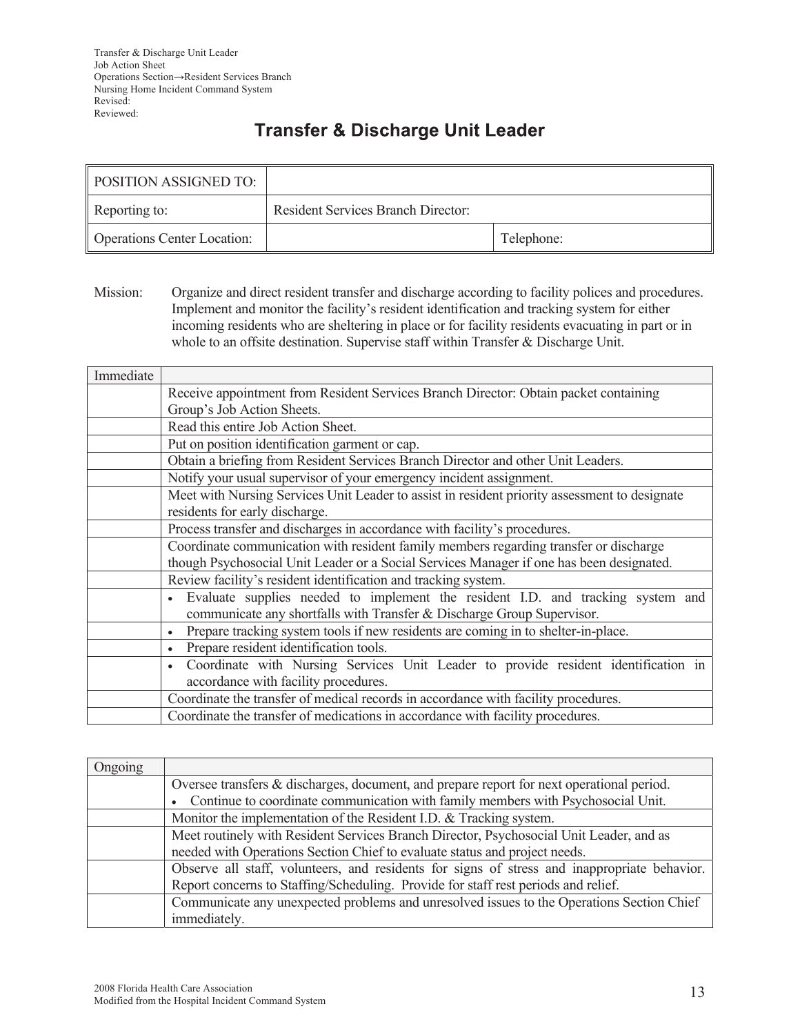Transfer & Discharge Unit Leader
Job Action Sheet
Operations Section→Resident Services Branch
Nursing Home Incident Command System
Revised:
Reviewed:

# Transfer & Discharge Unit Leader

| POSITION ASSIGNED TO: | | |
|---|---|---|
| Reporting to: | Resident Services Branch Director: | |
| Operations Center Location: | | Telephone: |

Mission: Organize and direct resident transfer and discharge according to facility polices and procedures. Implement and monitor the facility's resident identification and tracking system for either incoming residents who are sheltering in place or for facility residents evacuating in part or in whole to an offsite destination. Supervise staff within Transfer & Discharge Unit.

| Immediate | |
|---|---|
| | Receive appointment from Resident Services Branch Director: Obtain packet containing Group's Job Action Sheets. |
| | Read this entire Job Action Sheet. |
| | Put on position identification garment or cap. |
| | Obtain a briefing from Resident Services Branch Director and other Unit Leaders. |
| | Notify your usual supervisor of your emergency incident assignment. |
| | Meet with Nursing Services Unit Leader to assist in resident priority assessment to designate residents for early discharge. |
| | Process transfer and discharges in accordance with facility's procedures. |
| | Coordinate communication with resident family members regarding transfer or discharge though Psychosocial Unit Leader or a Social Services Manager if one has been designated. |
| | Review facility's resident identification and tracking system. |
| | • Evaluate supplies needed to implement the resident I.D. and tracking system and communicate any shortfalls with Transfer & Discharge Group Supervisor. |
| | • Prepare tracking system tools if new residents are coming in to shelter-in-place. |
| | • Prepare resident identification tools. |
| | • Coordinate with Nursing Services Unit Leader to provide resident identification in accordance with facility procedures. |
| | Coordinate the transfer of medical records in accordance with facility procedures. |
| | Coordinate the transfer of medications in accordance with facility procedures. |

| Ongoing | |
|---|---|
| | Oversee transfers & discharges, document, and prepare report for next operational period.<br>• Continue to coordinate communication with family members with Psychosocial Unit. |
| | Monitor the implementation of the Resident I.D. & Tracking system. |
| | Meet routinely with Resident Services Branch Director, Psychosocial Unit Leader, and as needed with Operations Section Chief to evaluate status and project needs. |
| | Observe all staff, volunteers, and residents for signs of stress and inappropriate behavior. Report concerns to Staffing/Scheduling. Provide for staff rest periods and relief. |
| | Communicate any unexpected problems and unresolved issues to the Operations Section Chief immediately. |

2008 Florida Health Care Association
Modified from the Hospital Incident Command System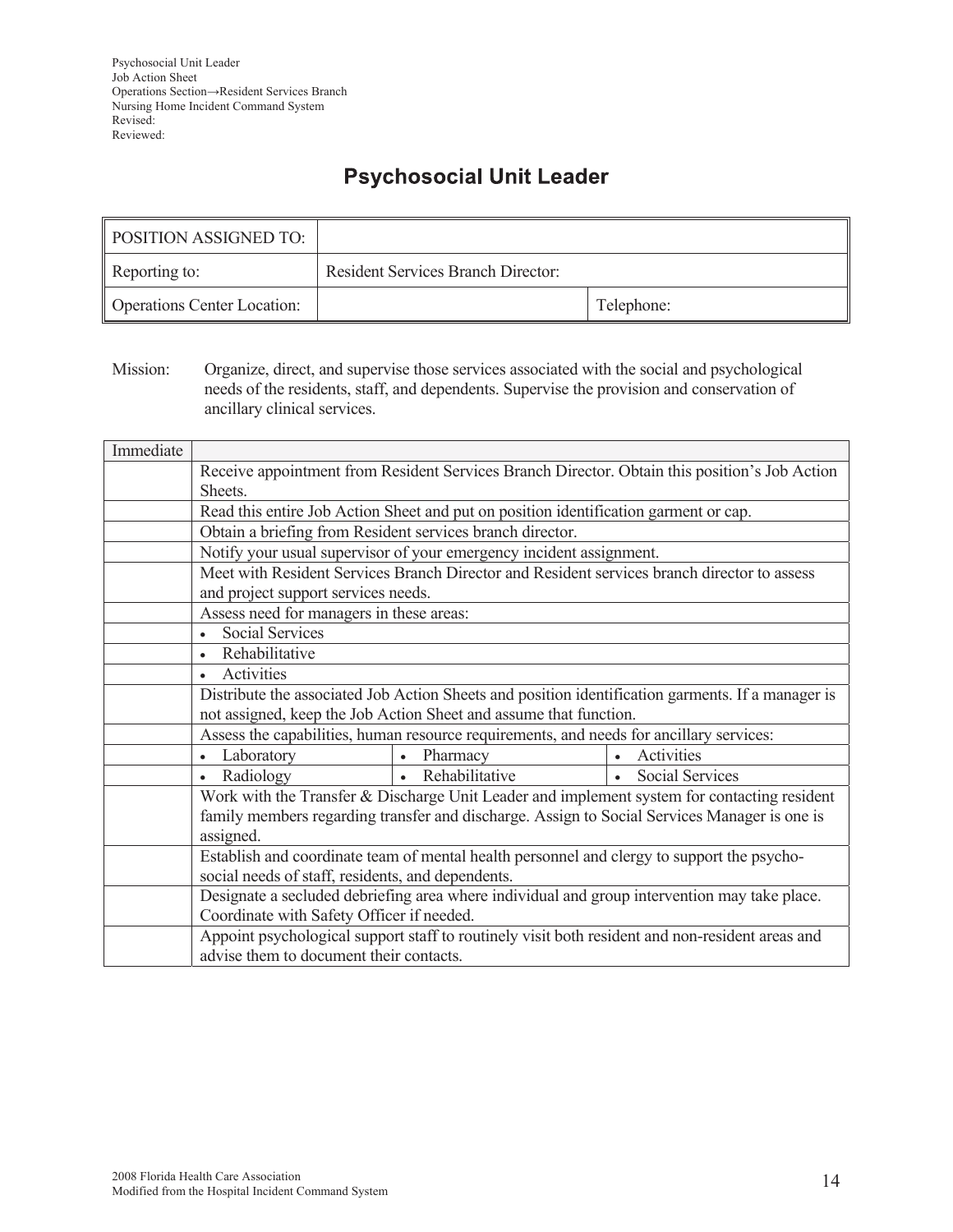Psychosocial Unit Leader
Job Action Sheet
Operations Section→Resident Services Branch
Nursing Home Incident Command System
Revised:
Reviewed:

# Psychosocial Unit Leader

| POSITION ASSIGNED TO: | | |
|---|---|---|
| Reporting to: | Resident Services Branch Director: | |
| Operations Center Location: | | Telephone: |

Mission: Organize, direct, and supervise those services associated with the social and psychological needs of the residents, staff, and dependents. Supervise the provision and conservation of ancillary clinical services.

| Immediate | | | |
|---|---|---|---|
| | Receive appointment from Resident Services Branch Director. Obtain this position's Job Action Sheets. | | |
| | Read this entire Job Action Sheet and put on position identification garment or cap. | | |
| | Obtain a briefing from Resident services branch director. | | |
| | Notify your usual supervisor of your emergency incident assignment. | | |
| | Meet with Resident Services Branch Director and Resident services branch director to assess and project support services needs. | | |
| | Assess need for managers in these areas: | | |
| | • Social Services | | |
| | • Rehabilitative | | |
| | • Activities | | |
| | Distribute the associated Job Action Sheets and position identification garments. If a manager is not assigned, keep the Job Action Sheet and assume that function. | | |
| | Assess the capabilities, human resource requirements, and needs for ancillary services: | | |
| | • Laboratory | • Pharmacy | • Activities |
| | • Radiology | • Rehabilitative | • Social Services |
| | Work with the Transfer & Discharge Unit Leader and implement system for contacting resident family members regarding transfer and discharge. Assign to Social Services Manager is one is assigned. | | |
| | Establish and coordinate team of mental health personnel and clergy to support the psycho-social needs of staff, residents, and dependents. | | |
| | Designate a secluded debriefing area where individual and group intervention may take place. Coordinate with Safety Officer if needed. | | |
| | Appoint psychological support staff to routinely visit both resident and non-resident areas and advise them to document their contacts. | | |

2008 Florida Health Care Association
Modified from the Hospital Incident Command System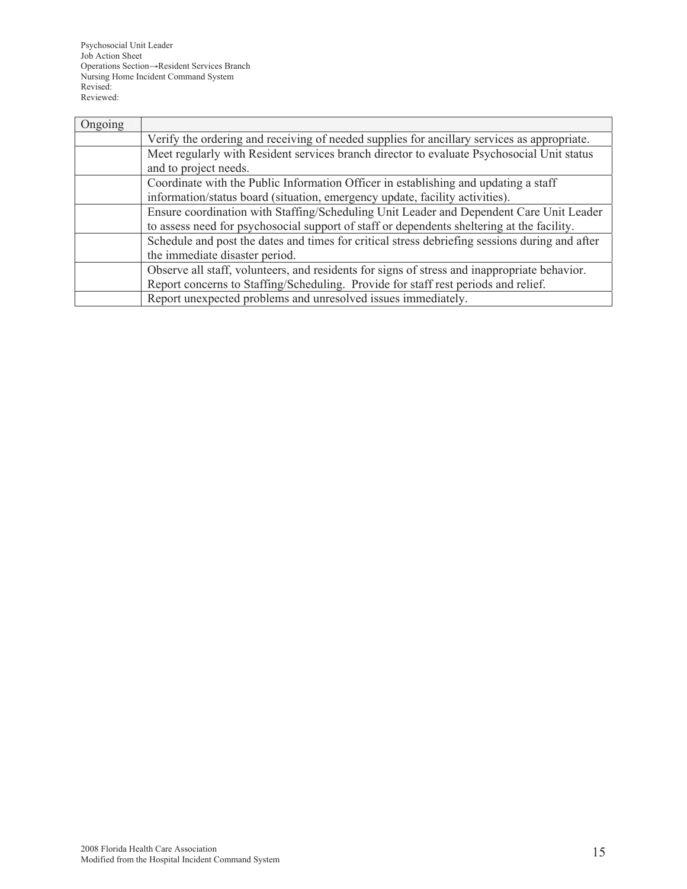| Ongoing | |
|---|---|
| | Verify the ordering and receiving of needed supplies for ancillary services as appropriate. |
| | Meet regularly with Resident services branch director to evaluate Psychosocial Unit status and to project needs. |
| | Coordinate with the Public Information Officer in establishing and updating a staff information/status board (situation, emergency update, facility activities). |
| | Ensure coordination with Staffing/Scheduling Unit Leader and Dependent Care Unit Leader to assess need for psychosocial support of staff or dependents sheltering at the facility. |
| | Schedule and post the dates and times for critical stress debriefing sessions during and after the immediate disaster period. |
| | Observe all staff, volunteers, and residents for signs of stress and inappropriate behavior. Report concerns to Staffing/Scheduling. Provide for staff rest periods and relief. |
| | Report unexpected problems and unresolved issues immediately. |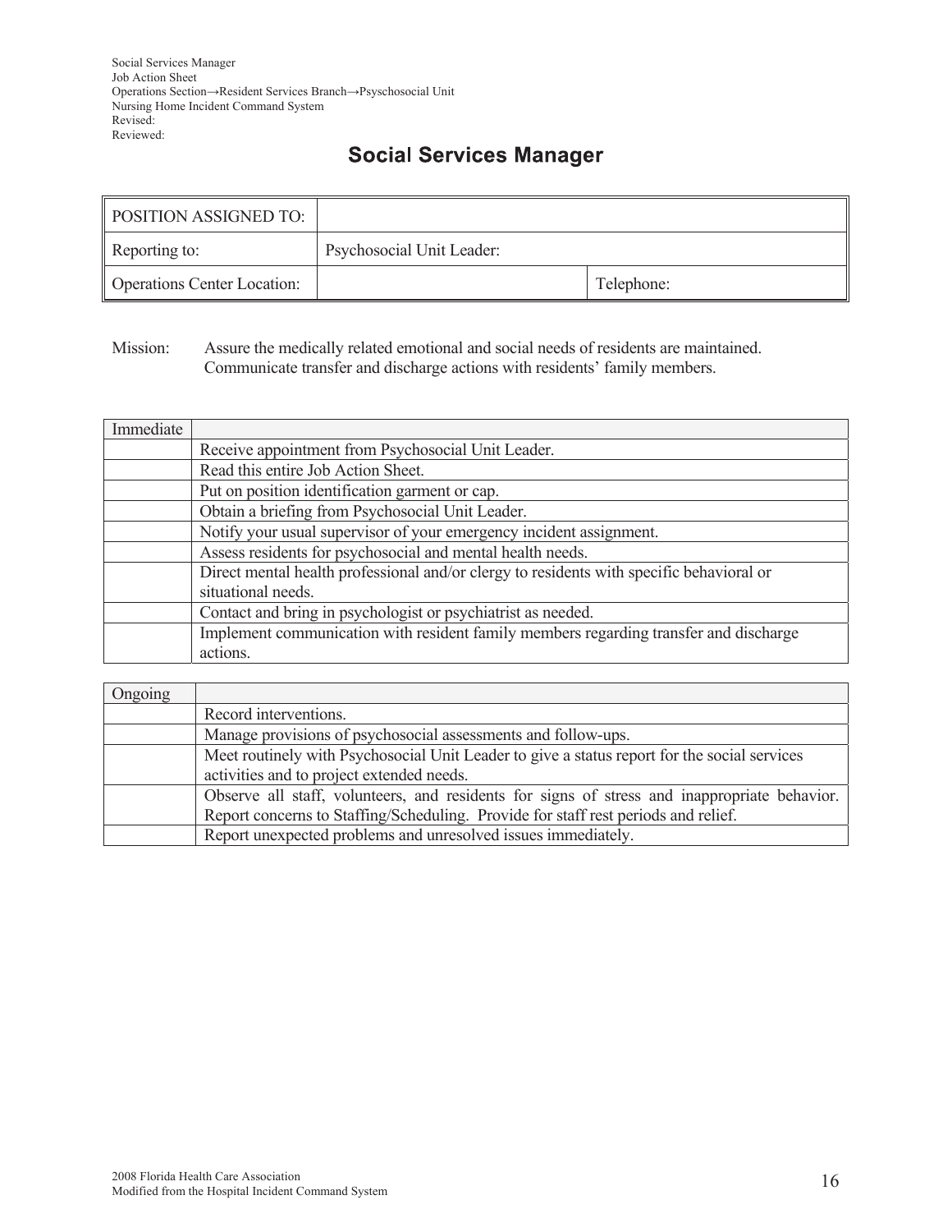Social Services Manager
Job Action Sheet
Operations Section→Resident Services Branch→Pyschosocial Unit
Nursing Home Incident Command System
Revised:
Reviewed:

# Social Services Manager

| POSITION ASSIGNED TO: | | |
|---|---|---|
| Reporting to: | Psychosocial Unit Leader: | |
| Operations Center Location: | | Telephone: |

Mission: Assure the medically related emotional and social needs of residents are maintained. Communicate transfer and discharge actions with residents' family members.

| Immediate | |
|---|---|
| | Receive appointment from Psychosocial Unit Leader. |
| | Read this entire Job Action Sheet. |
| | Put on position identification garment or cap. |
| | Obtain a briefing from Psychosocial Unit Leader. |
| | Notify your usual supervisor of your emergency incident assignment. |
| | Assess residents for psychosocial and mental health needs. |
| | Direct mental health professional and/or clergy to residents with specific behavioral or situational needs. |
| | Contact and bring in psychologist or psychiatrist as needed. |
| | Implement communication with resident family members regarding transfer and discharge actions. |

| Ongoing | |
|---|---|
| | Record interventions. |
| | Manage provisions of psychosocial assessments and follow-ups. |
| | Meet routinely with Psychosocial Unit Leader to give a status report for the social services activities and to project extended needs. |
| | Observe all staff, volunteers, and residents for signs of stress and inappropriate behavior. Report concerns to Staffing/Scheduling. Provide for staff rest periods and relief. |
| | Report unexpected problems and unresolved issues immediately. |

2008 Florida Health Care Association
Modified from the Hospital Incident Command System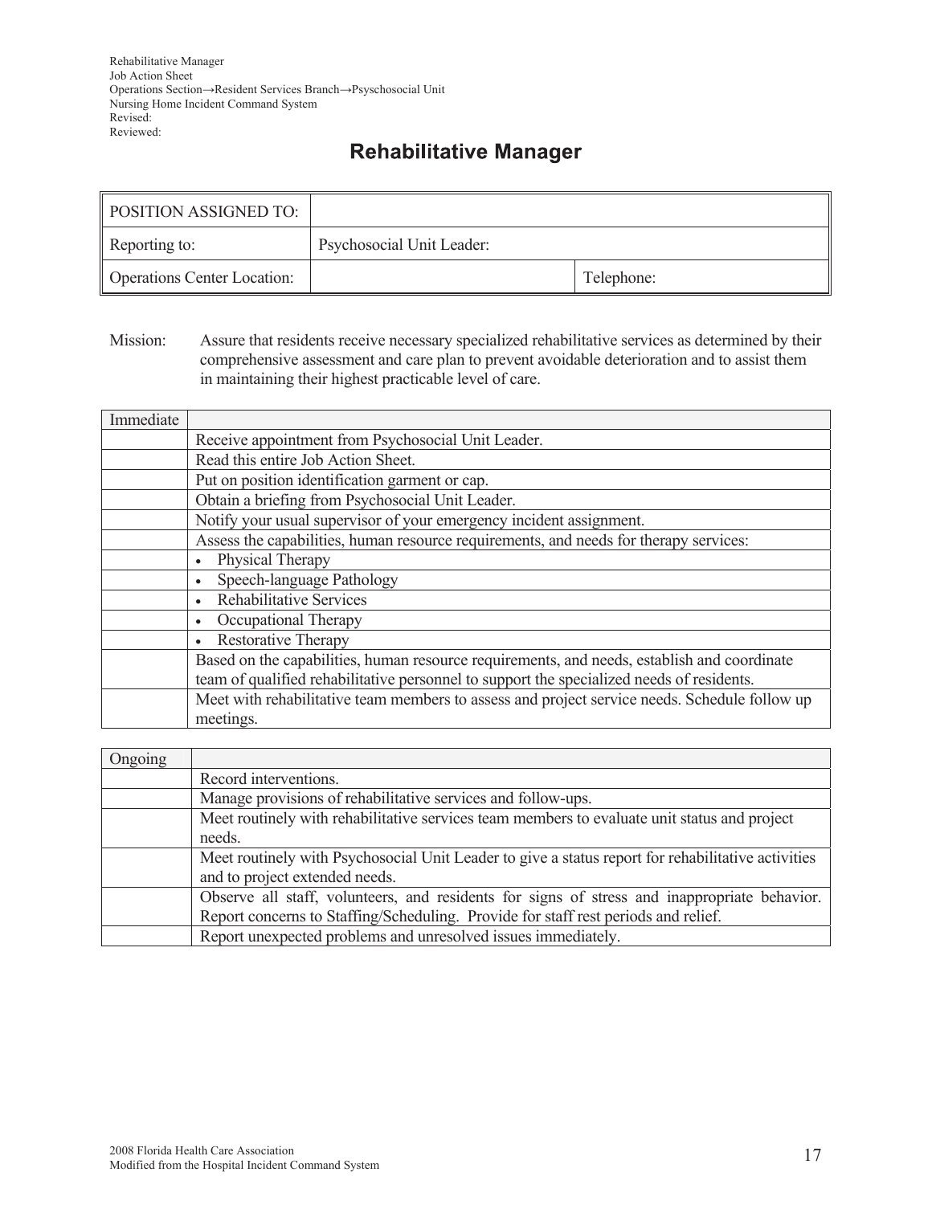Rehabilitative Manager
Job Action Sheet
Operations Section→Resident Services Branch→Psychosocial Unit
Nursing Home Incident Command System
Revised:
Reviewed:

# Rehabilitative Manager

| POSITION ASSIGNED TO: | | |
|---|---|---|
| Reporting to: | Psychosocial Unit Leader: | |
| Operations Center Location: | | Telephone: |

Mission: Assure that residents receive necessary specialized rehabilitative services as determined by their comprehensive assessment and care plan to prevent avoidable deterioration and to assist them in maintaining their highest practicable level of care.

| Immediate | |
|---|---|
| | Receive appointment from Psychosocial Unit Leader. |
| | Read this entire Job Action Sheet. |
| | Put on position identification garment or cap. |
| | Obtain a briefing from Psychosocial Unit Leader. |
| | Notify your usual supervisor of your emergency incident assignment. |
| | Assess the capabilities, human resource requirements, and needs for therapy services: |
| | • Physical Therapy |
| | • Speech-language Pathology |
| | • Rehabilitative Services |
| | • Occupational Therapy |
| | • Restorative Therapy |
| | Based on the capabilities, human resource requirements, and needs, establish and coordinate team of qualified rehabilitative personnel to support the specialized needs of residents. |
| | Meet with rehabilitative team members to assess and project service needs. Schedule follow up meetings. |

| Ongoing | |
|---|---|
| | Record interventions. |
| | Manage provisions of rehabilitative services and follow-ups. |
| | Meet routinely with rehabilitative services team members to evaluate unit status and project needs. |
| | Meet routinely with Psychosocial Unit Leader to give a status report for rehabilitative activities and to project extended needs. |
| | Observe all staff, volunteers, and residents for signs of stress and inappropriate behavior. Report concerns to Staffing/Scheduling. Provide for staff rest periods and relief. |
| | Report unexpected problems and unresolved issues immediately. |

2008 Florida Health Care Association
Modified from the Hospital Incident Command System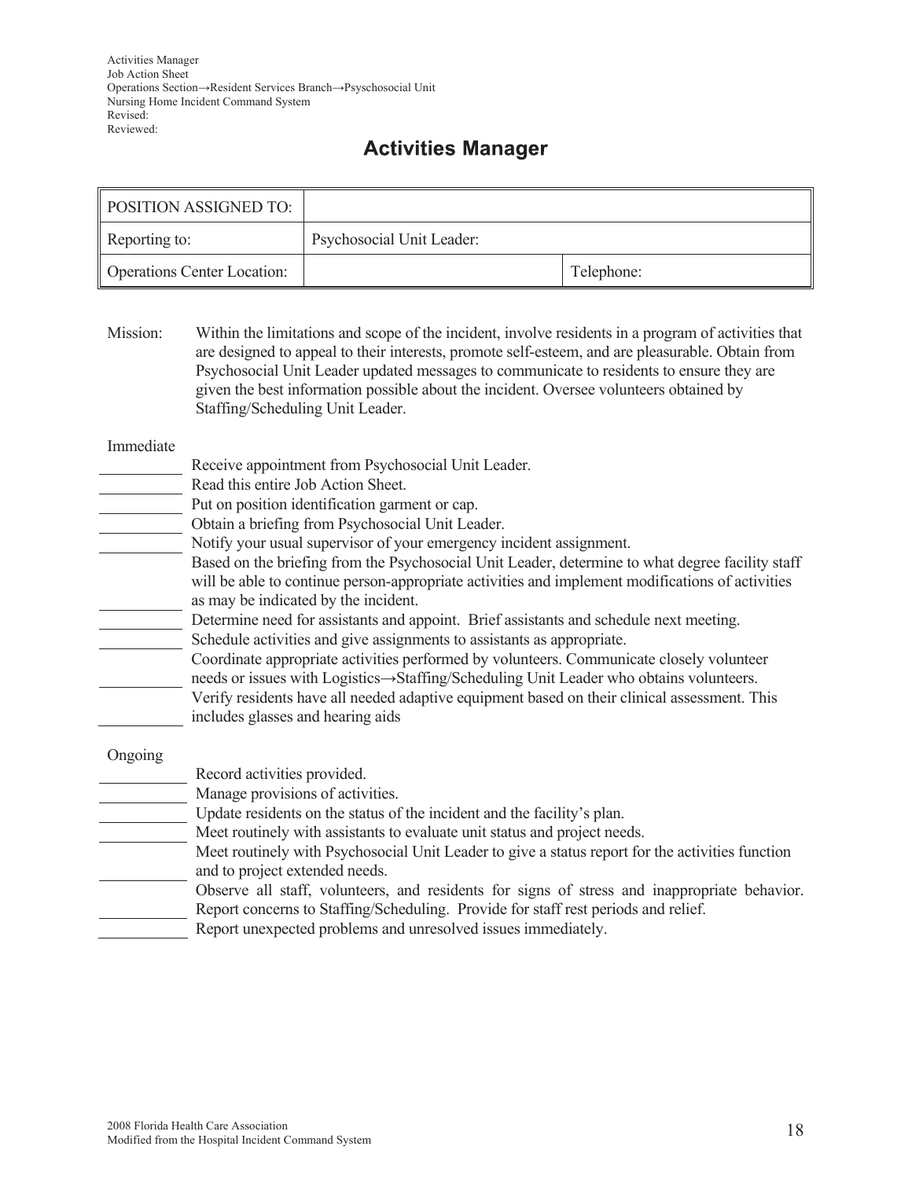Activities Manager
Job Action Sheet
Operations Section→Resident Services Branch→Psyschosocial Unit
Nursing Home Incident Command System
Revised:
Reviewed:

# Activities Manager

| POSITION ASSIGNED TO: | | |
|---|---|---|
| Reporting to: | Psychosocial Unit Leader: | |
| Operations Center Location: | | Telephone: |

Mission: Within the limitations and scope of the incident, involve residents in a program of activities that are designed to appeal to their interests, promote self-esteem, and are pleasurable. Obtain from Psychosocial Unit Leader updated messages to communicate to residents to ensure they are given the best information possible about the incident. Oversee volunteers obtained by Staffing/Scheduling Unit Leader.

Immediate

- ______ Receive appointment from Psychosocial Unit Leader.
- ______ Read this entire Job Action Sheet.
- ______ Put on position identification garment or cap.
- ______ Obtain a briefing from Psychosocial Unit Leader.
- ______ Notify your usual supervisor of your emergency incident assignment.
- ______ Based on the briefing from the Psychosocial Unit Leader, determine to what degree facility staff will be able to continue person-appropriate activities and implement modifications of activities as may be indicated by the incident.
- ______ Determine need for assistants and appoint. Brief assistants and schedule next meeting.
- ______ Schedule activities and give assignments to assistants as appropriate.
- ______ Coordinate appropriate activities performed by volunteers. Communicate closely volunteer needs or issues with Logistics→Staffing/Scheduling Unit Leader who obtains volunteers.
- ______ Verify residents have all needed adaptive equipment based on their clinical assessment. This includes glasses and hearing aids

Ongoing

- ______ Record activities provided.
- ______ Manage provisions of activities.
- ______ Update residents on the status of the incident and the facility's plan.
- ______ Meet routinely with assistants to evaluate unit status and project needs.
- ______ Meet routinely with Psychosocial Unit Leader to give a status report for the activities function and to project extended needs.
- ______ Observe all staff, volunteers, and residents for signs of stress and inappropriate behavior. Report concerns to Staffing/Scheduling. Provide for staff rest periods and relief.
- ______ Report unexpected problems and unresolved issues immediately.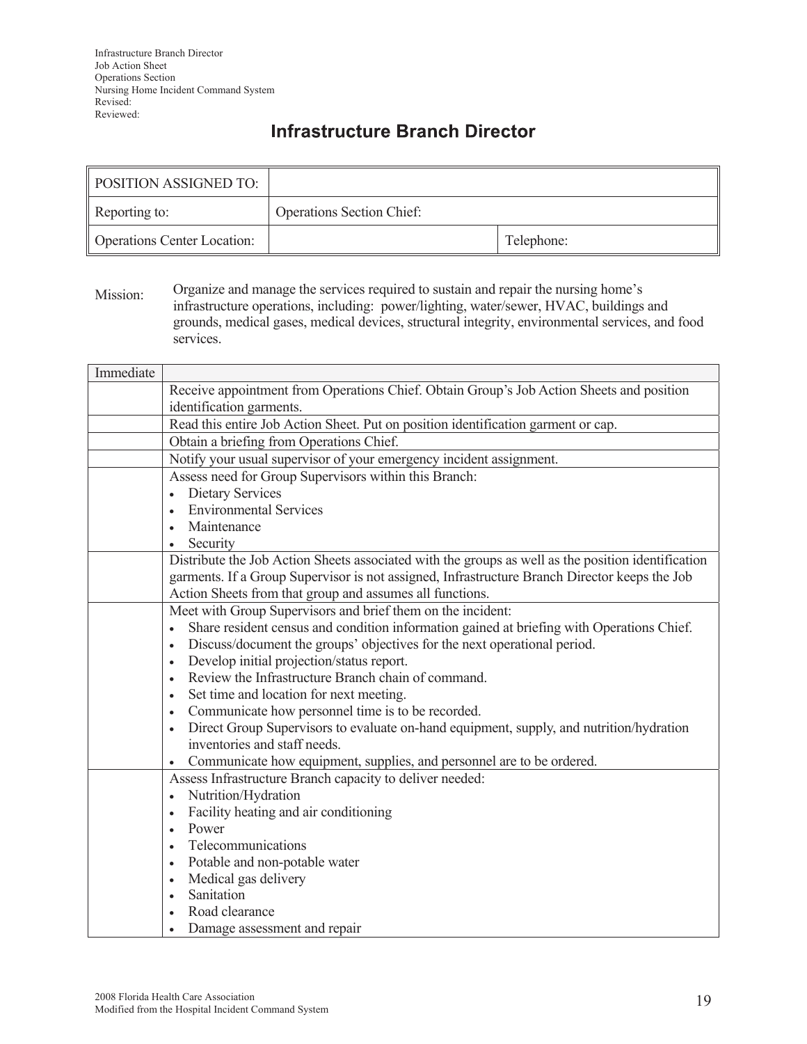Infrastructure Branch Director
Job Action Sheet
Operations Section
Nursing Home Incident Command System
Revised:
Reviewed:

# Infrastructure Branch Director

| POSITION ASSIGNED TO: | | |
|---|---|---|
| Reporting to: | Operations Section Chief: | |
| Operations Center Location: | | Telephone: |

Mission: Organize and manage the services required to sustain and repair the nursing home's infrastructure operations, including: power/lighting, water/sewer, HVAC, buildings and grounds, medical gases, medical devices, structural integrity, environmental services, and food services.

| Immediate | |
|---|---|
| | Receive appointment from Operations Chief. Obtain Group's Job Action Sheets and position identification garments. |
| | Read this entire Job Action Sheet. Put on position identification garment or cap. |
| | Obtain a briefing from Operations Chief. |
| | Notify your usual supervisor of your emergency incident assignment. |
| | Assess need for Group Supervisors within this Branch:<br>• Dietary Services<br>• Environmental Services<br>• Maintenance<br>• Security |
| | Distribute the Job Action Sheets associated with the groups as well as the position identification garments. If a Group Supervisor is not assigned, Infrastructure Branch Director keeps the Job Action Sheets from that group and assumes all functions. |
| | Meet with Group Supervisors and brief them on the incident:<br>• Share resident census and condition information gained at briefing with Operations Chief.<br>• Discuss/document the groups' objectives for the next operational period.<br>• Develop initial projection/status report.<br>• Review the Infrastructure Branch chain of command.<br>• Set time and location for next meeting.<br>• Communicate how personnel time is to be recorded.<br>• Direct Group Supervisors to evaluate on-hand equipment, supply, and nutrition/hydration inventories and staff needs.<br>• Communicate how equipment, supplies, and personnel are to be ordered. |
| | Assess Infrastructure Branch capacity to deliver needed:<br>• Nutrition/Hydration<br>• Facility heating and air conditioning<br>• Power<br>• Telecommunications<br>• Potable and non-potable water<br>• Medical gas delivery<br>• Sanitation<br>• Road clearance<br>• Damage assessment and repair |

2008 Florida Health Care Association
Modified from the Hospital Incident Command System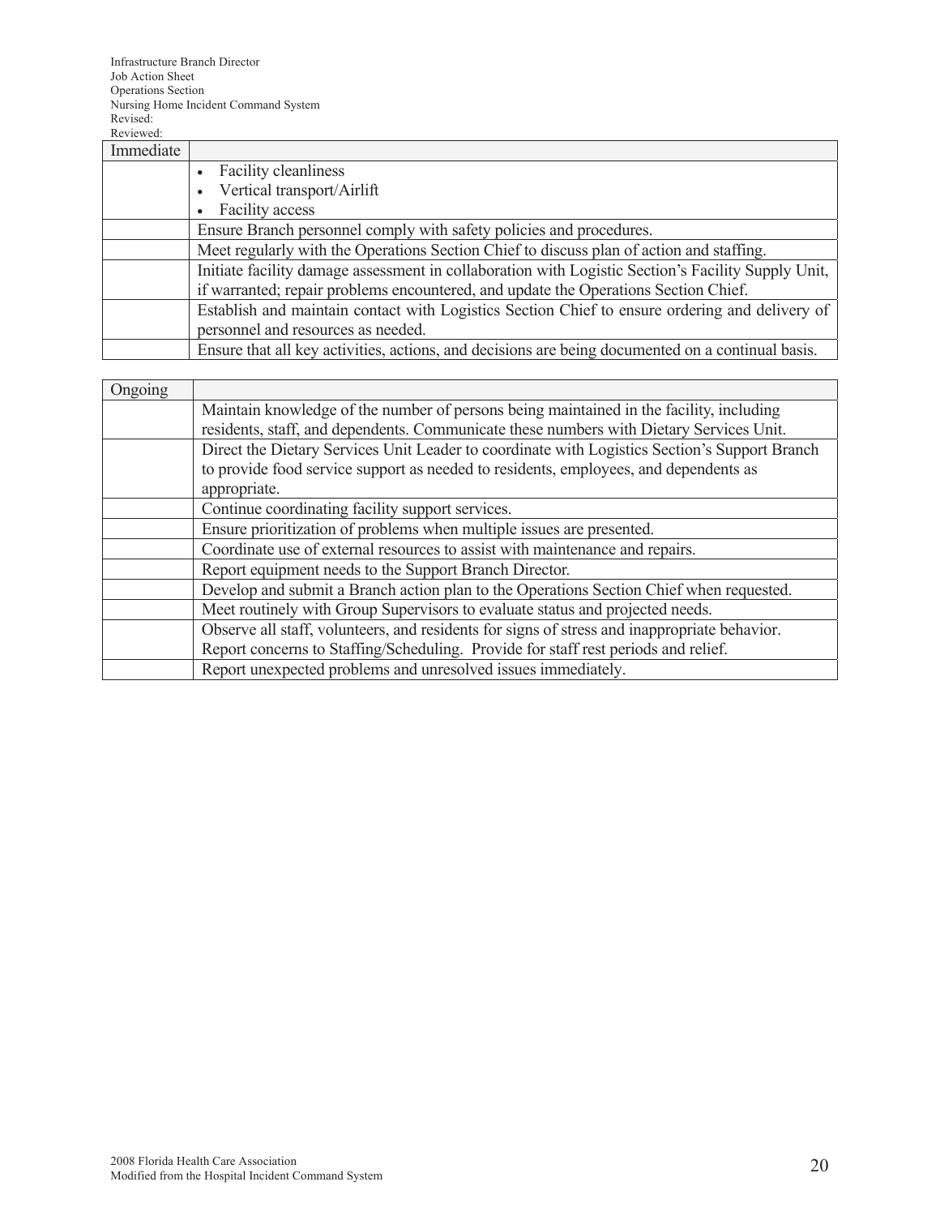Infrastructure Branch Director
Job Action Sheet
Operations Section
Nursing Home Incident Command System
Revised:
Reviewed:

| Immediate | |
|---|---|
| | • Facility cleanliness<br>• Vertical transport/Airlift<br>• Facility access |
| | Ensure Branch personnel comply with safety policies and procedures. |
| | Meet regularly with the Operations Section Chief to discuss plan of action and staffing. |
| | Initiate facility damage assessment in collaboration with Logistic Section's Facility Supply Unit, if warranted; repair problems encountered, and update the Operations Section Chief. |
| | Establish and maintain contact with Logistics Section Chief to ensure ordering and delivery of personnel and resources as needed. |
| | Ensure that all key activities, actions, and decisions are being documented on a continual basis. |

| Ongoing | |
|---|---|
| | Maintain knowledge of the number of persons being maintained in the facility, including residents, staff, and dependents. Communicate these numbers with Dietary Services Unit. |
| | Direct the Dietary Services Unit Leader to coordinate with Logistics Section's Support Branch to provide food service support as needed to residents, employees, and dependents as appropriate. |
| | Continue coordinating facility support services. |
| | Ensure prioritization of problems when multiple issues are presented. |
| | Coordinate use of external resources to assist with maintenance and repairs. |
| | Report equipment needs to the Support Branch Director. |
| | Develop and submit a Branch action plan to the Operations Section Chief when requested. |
| | Meet routinely with Group Supervisors to evaluate status and projected needs. |
| | Observe all staff, volunteers, and residents for signs of stress and inappropriate behavior. Report concerns to Staffing/Scheduling. Provide for staff rest periods and relief. |
| | Report unexpected problems and unresolved issues immediately. |

2008 Florida Health Care Association
Modified from the Hospital Incident Command System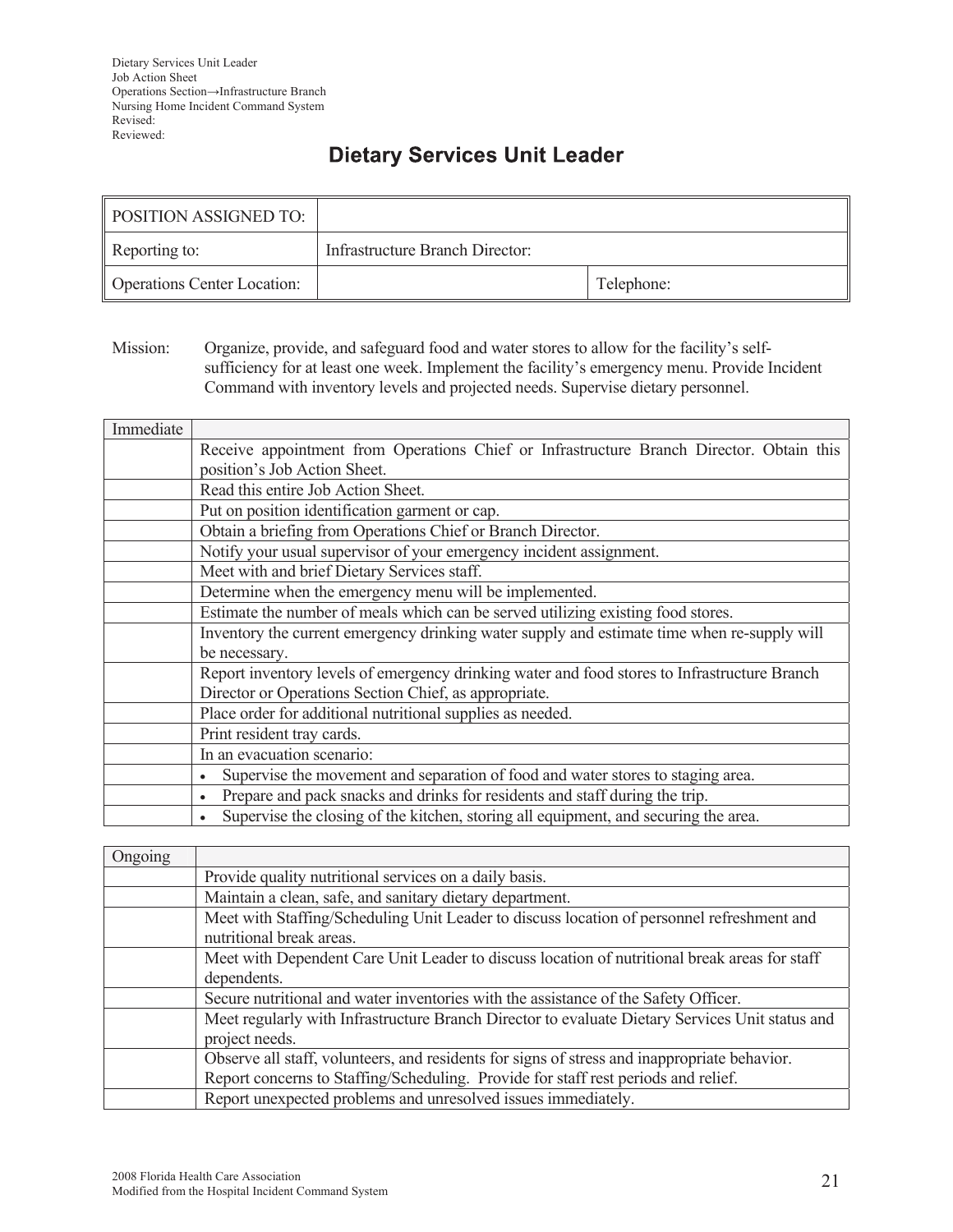Dietary Services Unit Leader
Job Action Sheet
Operations Section→Infrastructure Branch
Nursing Home Incident Command System
Revised:
Reviewed:

# Dietary Services Unit Leader

| POSITION ASSIGNED TO: | | |
|---|---|---|
| Reporting to: | Infrastructure Branch Director: | |
| Operations Center Location: | | Telephone: |

Mission: Organize, provide, and safeguard food and water stores to allow for the facility's self-sufficiency for at least one week. Implement the facility's emergency menu. Provide Incident Command with inventory levels and projected needs. Supervise dietary personnel.

| Immediate | |
|---|---|
| | Receive appointment from Operations Chief or Infrastructure Branch Director. Obtain this position's Job Action Sheet. |
| | Read this entire Job Action Sheet. |
| | Put on position identification garment or cap. |
| | Obtain a briefing from Operations Chief or Branch Director. |
| | Notify your usual supervisor of your emergency incident assignment. |
| | Meet with and brief Dietary Services staff. |
| | Determine when the emergency menu will be implemented. |
| | Estimate the number of meals which can be served utilizing existing food stores. |
| | Inventory the current emergency drinking water supply and estimate time when re-supply will be necessary. |
| | Report inventory levels of emergency drinking water and food stores to Infrastructure Branch Director or Operations Section Chief, as appropriate. |
| | Place order for additional nutritional supplies as needed. |
| | Print resident tray cards. |
| | In an evacuation scenario: |
| | • Supervise the movement and separation of food and water stores to staging area. |
| | • Prepare and pack snacks and drinks for residents and staff during the trip. |
| | • Supervise the closing of the kitchen, storing all equipment, and securing the area. |

| Ongoing | |
|---|---|
| | Provide quality nutritional services on a daily basis. |
| | Maintain a clean, safe, and sanitary dietary department. |
| | Meet with Staffing/Scheduling Unit Leader to discuss location of personnel refreshment and nutritional break areas. |
| | Meet with Dependent Care Unit Leader to discuss location of nutritional break areas for staff dependents. |
| | Secure nutritional and water inventories with the assistance of the Safety Officer. |
| | Meet regularly with Infrastructure Branch Director to evaluate Dietary Services Unit status and project needs. |
| | Observe all staff, volunteers, and residents for signs of stress and inappropriate behavior. Report concerns to Staffing/Scheduling. Provide for staff rest periods and relief. |
| | Report unexpected problems and unresolved issues immediately. |

2008 Florida Health Care Association
Modified from the Hospital Incident Command System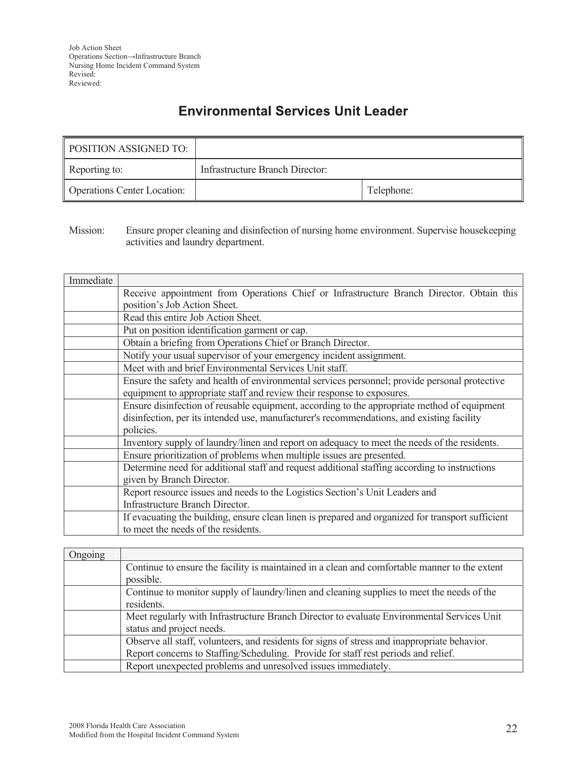Job Action Sheet
Operations Section→Infrastructure Branch
Nursing Home Incident Command System
Revised:
Reviewed:

# Environmental Services Unit Leader

| POSITION ASSIGNED TO: | | |
|---|---|---|
| Reporting to: | Infrastructure Branch Director: | |
| Operations Center Location: | | Telephone: |

Mission: Ensure proper cleaning and disinfection of nursing home environment. Supervise housekeeping activities and laundry department.

| Immediate | |
|---|---|
| | Receive appointment from Operations Chief or Infrastructure Branch Director. Obtain this position's Job Action Sheet. |
| | Read this entire Job Action Sheet. |
| | Put on position identification garment or cap. |
| | Obtain a briefing from Operations Chief or Branch Director. |
| | Notify your usual supervisor of your emergency incident assignment. |
| | Meet with and brief Environmental Services Unit staff. |
| | Ensure the safety and health of environmental services personnel; provide personal protective equipment to appropriate staff and review their response to exposures. |
| | Ensure disinfection of reusable equipment, according to the appropriate method of equipment disinfection, per its intended use, manufacturer's recommendations, and existing facility policies. |
| | Inventory supply of laundry/linen and report on adequacy to meet the needs of the residents. |
| | Ensure prioritization of problems when multiple issues are presented. |
| | Determine need for additional staff and request additional staffing according to instructions given by Branch Director. |
| | Report resource issues and needs to the Logistics Section's Unit Leaders and Infrastructure Branch Director. |
| | If evacuating the building, ensure clean linen is prepared and organized for transport sufficient to meet the needs of the residents. |

| Ongoing | |
|---|---|
| | Continue to ensure the facility is maintained in a clean and comfortable manner to the extent possible. |
| | Continue to monitor supply of laundry/linen and cleaning supplies to meet the needs of the residents. |
| | Meet regularly with Infrastructure Branch Director to evaluate Environmental Services Unit status and project needs. |
| | Observe all staff, volunteers, and residents for signs of stress and inappropriate behavior. Report concerns to Staffing/Scheduling. Provide for staff rest periods and relief. |
| | Report unexpected problems and unresolved issues immediately. |

2008 Florida Health Care Association
Modified from the Hospital Incident Command System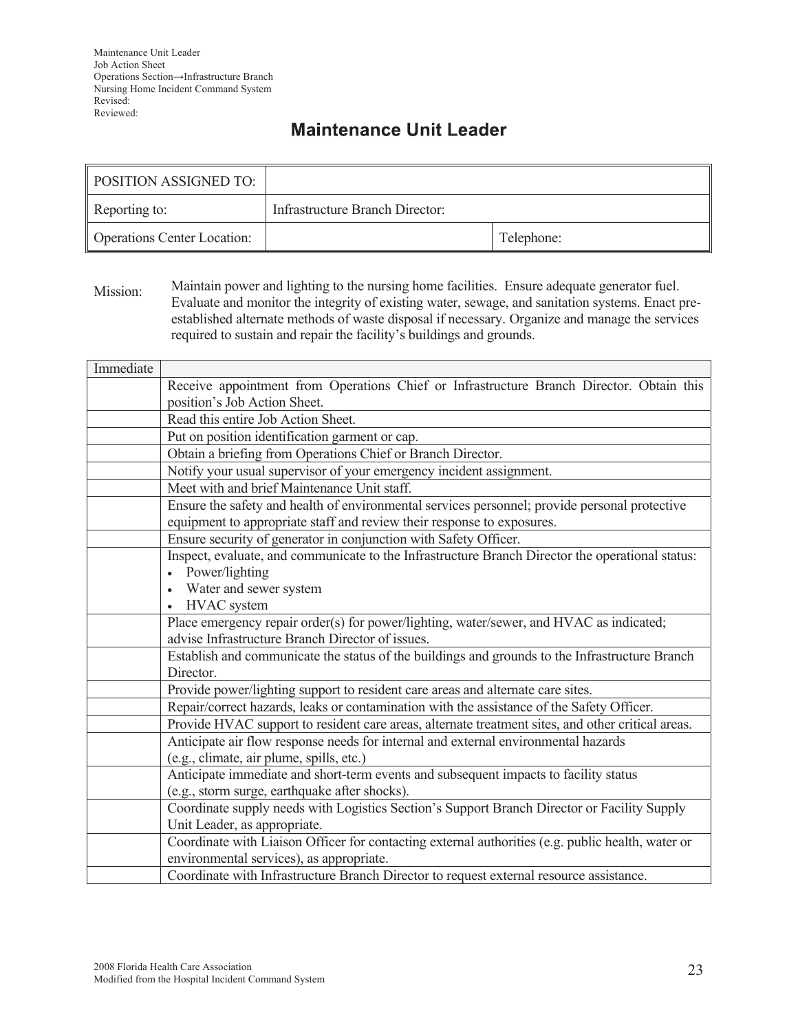Maintenance Unit Leader
Job Action Sheet
Operations Section→Infrastructure Branch
Nursing Home Incident Command System
Revised:
Reviewed:

# Maintenance Unit Leader

| POSITION ASSIGNED TO: | | |
|---|---|---|
| Reporting to: | Infrastructure Branch Director: | |
| Operations Center Location: | | Telephone: |

Mission: Maintain power and lighting to the nursing home facilities. Ensure adequate generator fuel. Evaluate and monitor the integrity of existing water, sewage, and sanitation systems. Enact pre-established alternate methods of waste disposal if necessary. Organize and manage the services required to sustain and repair the facility's buildings and grounds.

| Immediate | |
|---|---|
| | Receive appointment from Operations Chief or Infrastructure Branch Director. Obtain this position's Job Action Sheet. |
| | Read this entire Job Action Sheet. |
| | Put on position identification garment or cap. |
| | Obtain a briefing from Operations Chief or Branch Director. |
| | Notify your usual supervisor of your emergency incident assignment. |
| | Meet with and brief Maintenance Unit staff. |
| | Ensure the safety and health of environmental services personnel; provide personal protective equipment to appropriate staff and review their response to exposures. |
| | Ensure security of generator in conjunction with Safety Officer. |
| | Inspect, evaluate, and communicate to the Infrastructure Branch Director the operational status: <br>• Power/lighting <br>• Water and sewer system <br>• HVAC system |
| | Place emergency repair order(s) for power/lighting, water/sewer, and HVAC as indicated; advise Infrastructure Branch Director of issues. |
| | Establish and communicate the status of the buildings and grounds to the Infrastructure Branch Director. |
| | Provide power/lighting support to resident care areas and alternate care sites. |
| | Repair/correct hazards, leaks or contamination with the assistance of the Safety Officer. |
| | Provide HVAC support to resident care areas, alternate treatment sites, and other critical areas. |
| | Anticipate air flow response needs for internal and external environmental hazards (e.g., climate, air plume, spills, etc.) |
| | Anticipate immediate and short-term events and subsequent impacts to facility status (e.g., storm surge, earthquake after shocks). |
| | Coordinate supply needs with Logistics Section's Support Branch Director or Facility Supply Unit Leader, as appropriate. |
| | Coordinate with Liaison Officer for contacting external authorities (e.g. public health, water or environmental services), as appropriate. |
| | Coordinate with Infrastructure Branch Director to request external resource assistance. |

2008 Florida Health Care Association
Modified from the Hospital Incident Command System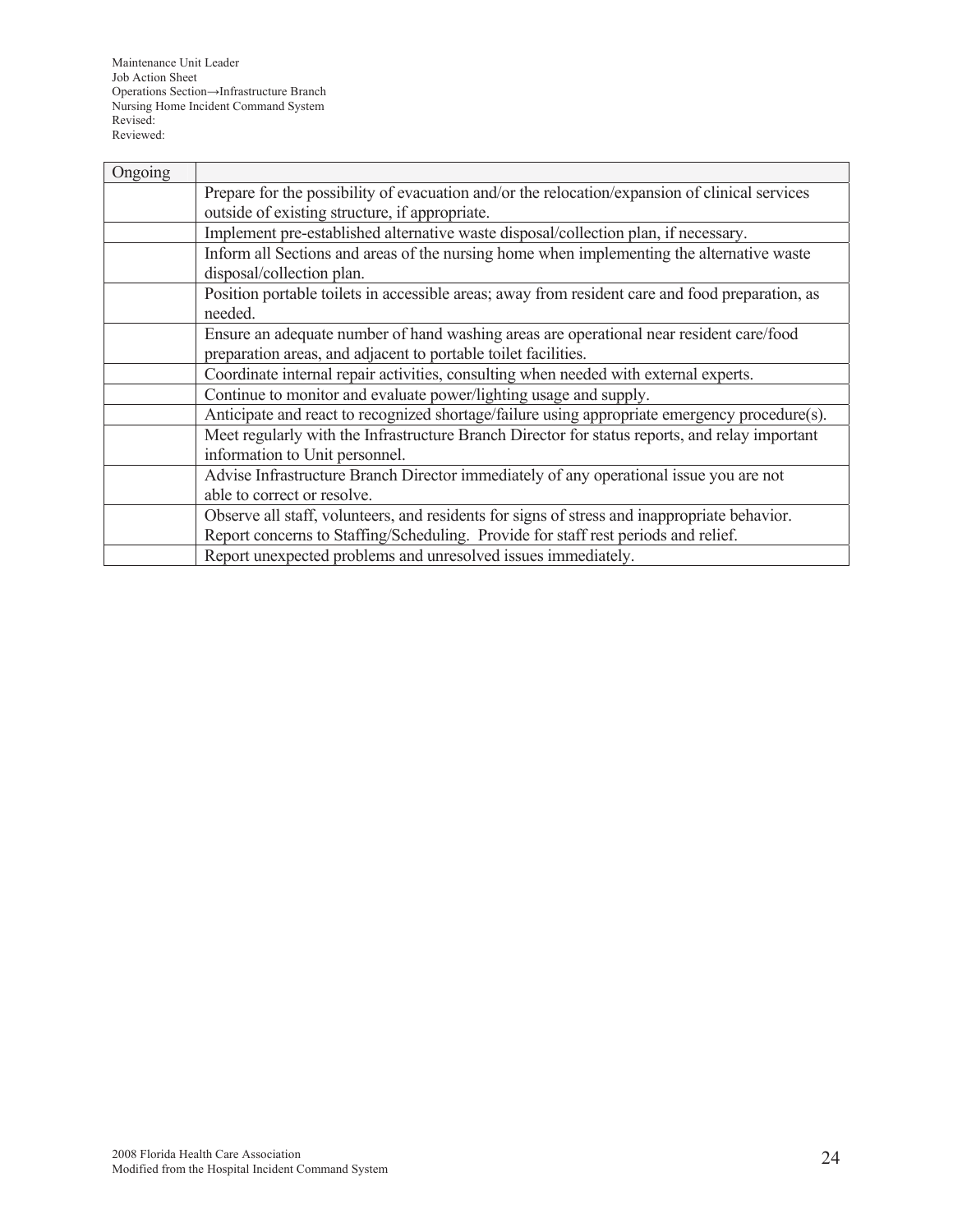Maintenance Unit Leader
Job Action Sheet
Operations Section→Infrastructure Branch
Nursing Home Incident Command System
Revised:
Reviewed:

| Ongoing | |
|---|---|
| | Prepare for the possibility of evacuation and/or the relocation/expansion of clinical services outside of existing structure, if appropriate. |
| | Implement pre-established alternative waste disposal/collection plan, if necessary. |
| | Inform all Sections and areas of the nursing home when implementing the alternative waste disposal/collection plan. |
| | Position portable toilets in accessible areas; away from resident care and food preparation, as needed. |
| | Ensure an adequate number of hand washing areas are operational near resident care/food preparation areas, and adjacent to portable toilet facilities. |
| | Coordinate internal repair activities, consulting when needed with external experts. |
| | Continue to monitor and evaluate power/lighting usage and supply. |
| | Anticipate and react to recognized shortage/failure using appropriate emergency procedure(s). |
| | Meet regularly with the Infrastructure Branch Director for status reports, and relay important information to Unit personnel. |
| | Advise Infrastructure Branch Director immediately of any operational issue you are not able to correct or resolve. |
| | Observe all staff, volunteers, and residents for signs of stress and inappropriate behavior. Report concerns to Staffing/Scheduling. Provide for staff rest periods and relief. |
| | Report unexpected problems and unresolved issues immediately. |

2008 Florida Health Care Association
Modified from the Hospital Incident Command System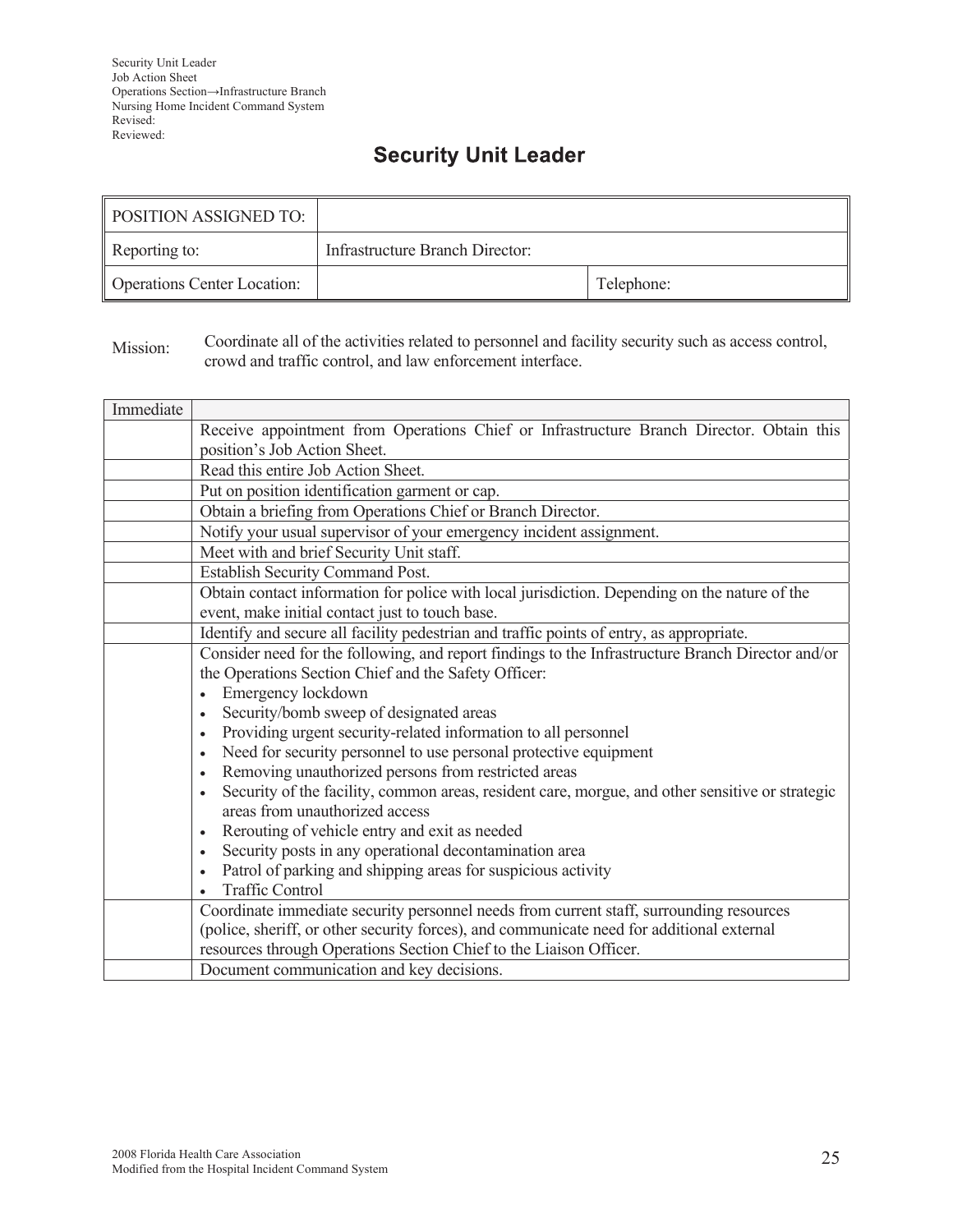Security Unit Leader
Job Action Sheet
Operations Section→Infrastructure Branch
Nursing Home Incident Command System
Revised:
Reviewed:

# Security Unit Leader

| POSITION ASSIGNED TO: | | |
|---|---|---|
| Reporting to: | Infrastructure Branch Director: | |
| Operations Center Location: | | Telephone: |

Mission: Coordinate all of the activities related to personnel and facility security such as access control, crowd and traffic control, and law enforcement interface.

| Immediate | |
|---|---|
| | Receive appointment from Operations Chief or Infrastructure Branch Director. Obtain this position's Job Action Sheet. |
| | Read this entire Job Action Sheet. |
| | Put on position identification garment or cap. |
| | Obtain a briefing from Operations Chief or Branch Director. |
| | Notify your usual supervisor of your emergency incident assignment. |
| | Meet with and brief Security Unit staff. |
| | Establish Security Command Post. |
| | Obtain contact information for police with local jurisdiction. Depending on the nature of the event, make initial contact just to touch base. |
| | Identify and secure all facility pedestrian and traffic points of entry, as appropriate. |
| | Consider need for the following, and report findings to the Infrastructure Branch Director and/or the Operations Section Chief and the Safety Officer:<br>• Emergency lockdown<br>• Security/bomb sweep of designated areas<br>• Providing urgent security-related information to all personnel<br>• Need for security personnel to use personal protective equipment<br>• Removing unauthorized persons from restricted areas<br>• Security of the facility, common areas, resident care, morgue, and other sensitive or strategic areas from unauthorized access<br>• Rerouting of vehicle entry and exit as needed<br>• Security posts in any operational decontamination area<br>• Patrol of parking and shipping areas for suspicious activity<br>• Traffic Control |
| | Coordinate immediate security personnel needs from current staff, surrounding resources (police, sheriff, or other security forces), and communicate need for additional external resources through Operations Section Chief to the Liaison Officer. |
| | Document communication and key decisions. |

2008 Florida Health Care Association
Modified from the Hospital Incident Command System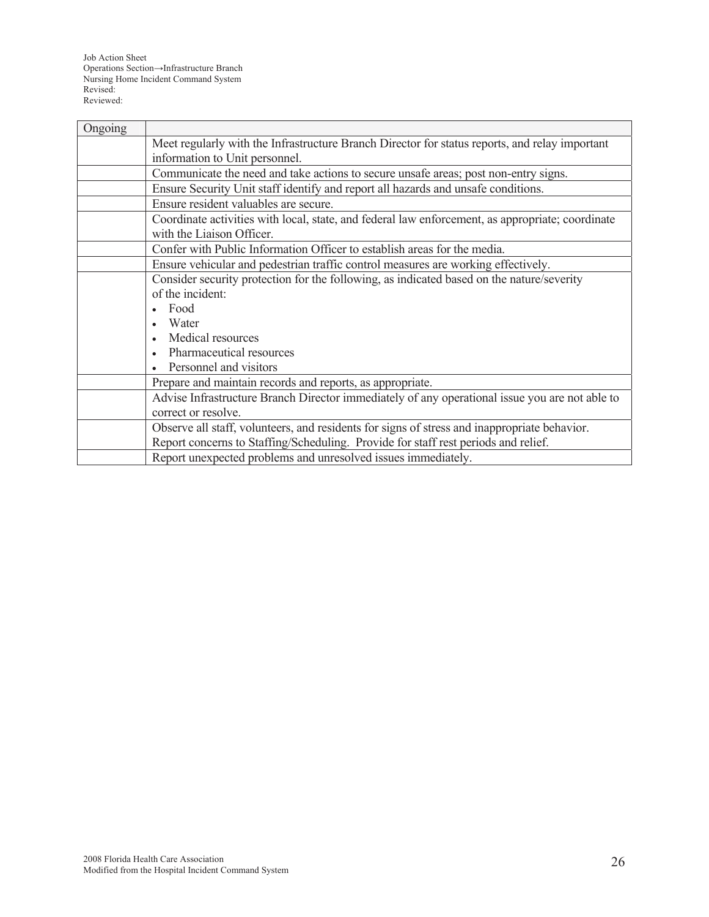Job Action Sheet
Operations Section→Infrastructure Branch
Nursing Home Incident Command System
Revised:
Reviewed:

| Ongoing | |
|---|---|
| | Meet regularly with the Infrastructure Branch Director for status reports, and relay important information to Unit personnel. |
| | Communicate the need and take actions to secure unsafe areas; post non-entry signs. |
| | Ensure Security Unit staff identify and report all hazards and unsafe conditions. |
| | Ensure resident valuables are secure. |
| | Coordinate activities with local, state, and federal law enforcement, as appropriate; coordinate with the Liaison Officer. |
| | Confer with Public Information Officer to establish areas for the media. |
| | Ensure vehicular and pedestrian traffic control measures are working effectively. |
| | Consider security protection for the following, as indicated based on the nature/severity of the incident:<br>• Food<br>• Water<br>• Medical resources<br>• Pharmaceutical resources<br>• Personnel and visitors |
| | Prepare and maintain records and reports, as appropriate. |
| | Advise Infrastructure Branch Director immediately of any operational issue you are not able to correct or resolve. |
| | Observe all staff, volunteers, and residents for signs of stress and inappropriate behavior. Report concerns to Staffing/Scheduling. Provide for staff rest periods and relief. |
| | Report unexpected problems and unresolved issues immediately. |

2008 Florida Health Care Association
Modified from the Hospital Incident Command System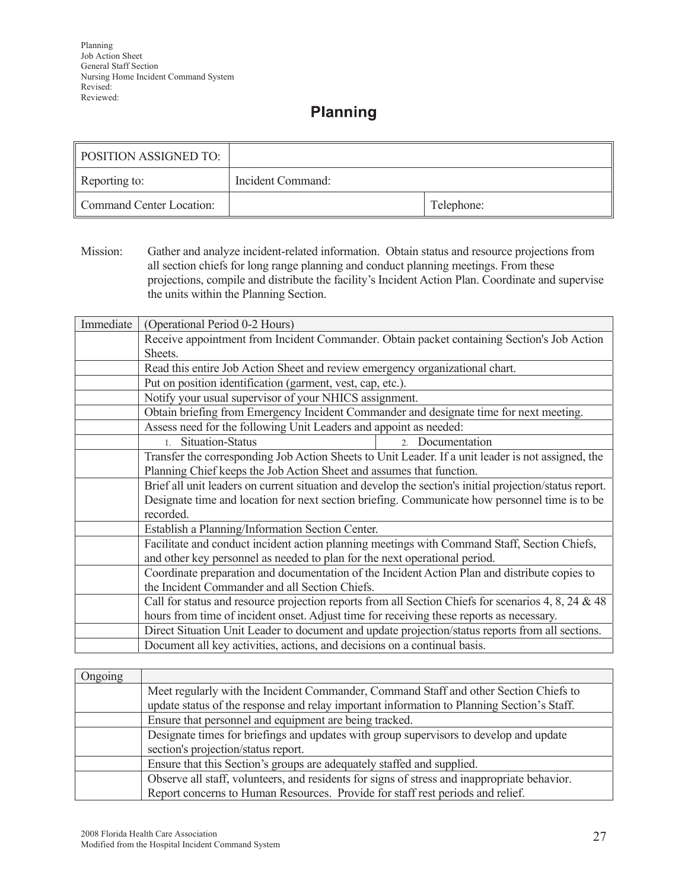Planning
Job Action Sheet
General Staff Section
Nursing Home Incident Command System
Revised:
Reviewed:

# Planning

| POSITION ASSIGNED TO: | | |
|---|---|---|
| Reporting to: | Incident Command: | |
| Command Center Location: | | Telephone: |

Mission: Gather and analyze incident-related information. Obtain status and resource projections from all section chiefs for long range planning and conduct planning meetings. From these projections, compile and distribute the facility's Incident Action Plan. Coordinate and supervise the units within the Planning Section.

| Immediate | (Operational Period 0-2 Hours) | |
|---|---|---|
| | Receive appointment from Incident Commander. Obtain packet containing Section's Job Action Sheets. | |
| | Read this entire Job Action Sheet and review emergency organizational chart. | |
| | Put on position identification (garment, vest, cap, etc.). | |
| | Notify your usual supervisor of your NHICS assignment. | |
| | Obtain briefing from Emergency Incident Commander and designate time for next meeting. | |
| | Assess need for the following Unit Leaders and appoint as needed: | |
| | 1. Situation-Status | 2. Documentation |
| | Transfer the corresponding Job Action Sheets to Unit Leader. If a unit leader is not assigned, the Planning Chief keeps the Job Action Sheet and assumes that function. | |
| | Brief all unit leaders on current situation and develop the section's initial projection/status report. Designate time and location for next section briefing. Communicate how personnel time is to be recorded. | |
| | Establish a Planning/Information Section Center. | |
| | Facilitate and conduct incident action planning meetings with Command Staff, Section Chiefs, and other key personnel as needed to plan for the next operational period. | |
| | Coordinate preparation and documentation of the Incident Action Plan and distribute copies to the Incident Commander and all Section Chiefs. | |
| | Call for status and resource projection reports from all Section Chiefs for scenarios 4, 8, 24 & 48 hours from time of incident onset. Adjust time for receiving these reports as necessary. | |
| | Direct Situation Unit Leader to document and update projection/status reports from all sections. | |
| | Document all key activities, actions, and decisions on a continual basis. | |

| Ongoing | |
|---|---|
| | Meet regularly with the Incident Commander, Command Staff and other Section Chiefs to update status of the response and relay important information to Planning Section's Staff. |
| | Ensure that personnel and equipment are being tracked. |
| | Designate times for briefings and updates with group supervisors to develop and update section's projection/status report. |
| | Ensure that this Section's groups are adequately staffed and supplied. |
| | Observe all staff, volunteers, and residents for signs of stress and inappropriate behavior. Report concerns to Human Resources. Provide for staff rest periods and relief. |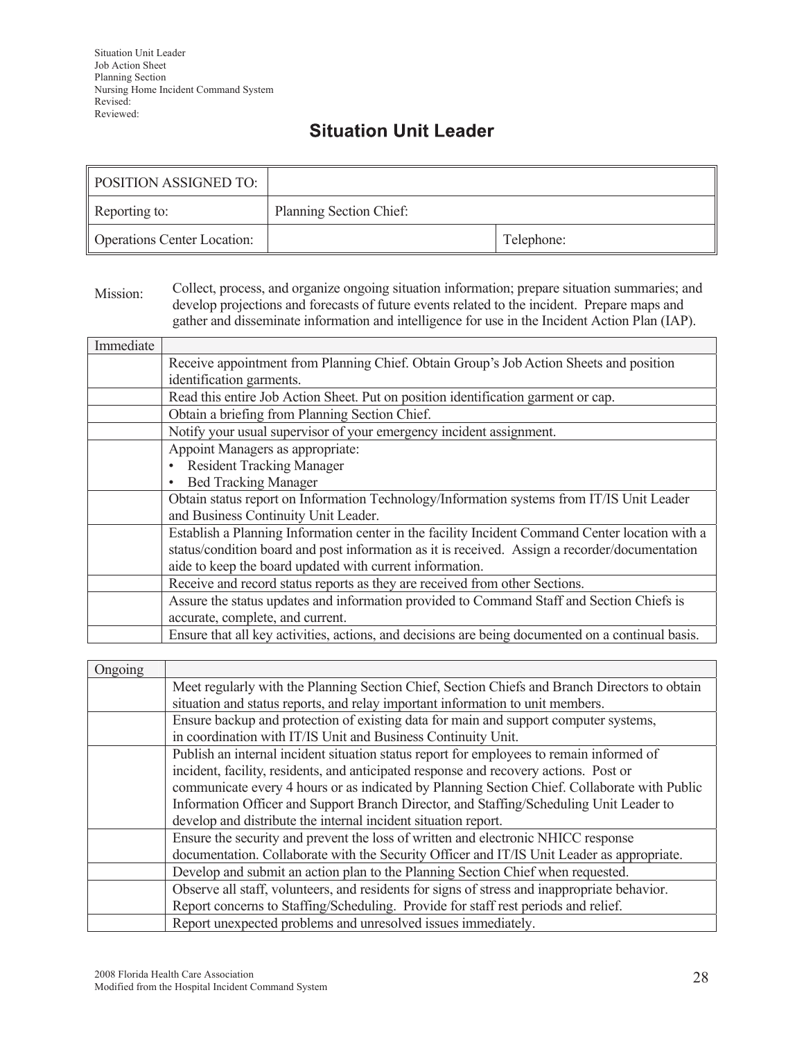Situation Unit Leader
Job Action Sheet
Planning Section
Nursing Home Incident Command System
Revised:
Reviewed:

# Situation Unit Leader

| POSITION ASSIGNED TO: | | |
|---|---|---|
| Reporting to: | Planning Section Chief: | |
| Operations Center Location: | | Telephone: |

Mission: Collect, process, and organize ongoing situation information; prepare situation summaries; and develop projections and forecasts of future events related to the incident. Prepare maps and gather and disseminate information and intelligence for use in the Incident Action Plan (IAP).

| Immediate | |
|---|---|
| | Receive appointment from Planning Chief. Obtain Group's Job Action Sheets and position identification garments. |
| | Read this entire Job Action Sheet. Put on position identification garment or cap. |
| | Obtain a briefing from Planning Section Chief. |
| | Notify your usual supervisor of your emergency incident assignment. |
| | Appoint Managers as appropriate:<br>• Resident Tracking Manager<br>• Bed Tracking Manager |
| | Obtain status report on Information Technology/Information systems from IT/IS Unit Leader and Business Continuity Unit Leader. |
| | Establish a Planning Information center in the facility Incident Command Center location with a status/condition board and post information as it is received. Assign a recorder/documentation aide to keep the board updated with current information. |
| | Receive and record status reports as they are received from other Sections. |
| | Assure the status updates and information provided to Command Staff and Section Chiefs is accurate, complete, and current. |
| | Ensure that all key activities, actions, and decisions are being documented on a continual basis. |

| Ongoing | |
|---|---|
| | Meet regularly with the Planning Section Chief, Section Chiefs and Branch Directors to obtain situation and status reports, and relay important information to unit members. |
| | Ensure backup and protection of existing data for main and support computer systems, in coordination with IT/IS Unit and Business Continuity Unit. |
| | Publish an internal incident situation status report for employees to remain informed of incident, facility, residents, and anticipated response and recovery actions. Post or communicate every 4 hours or as indicated by Planning Section Chief. Collaborate with Public Information Officer and Support Branch Director, and Staffing/Scheduling Unit Leader to develop and distribute the internal incident situation report. |
| | Ensure the security and prevent the loss of written and electronic NHICC response documentation. Collaborate with the Security Officer and IT/IS Unit Leader as appropriate. |
| | Develop and submit an action plan to the Planning Section Chief when requested. |
| | Observe all staff, volunteers, and residents for signs of stress and inappropriate behavior. Report concerns to Staffing/Scheduling. Provide for staff rest periods and relief. |
| | Report unexpected problems and unresolved issues immediately. |

2008 Florida Health Care Association
Modified from the Hospital Incident Command System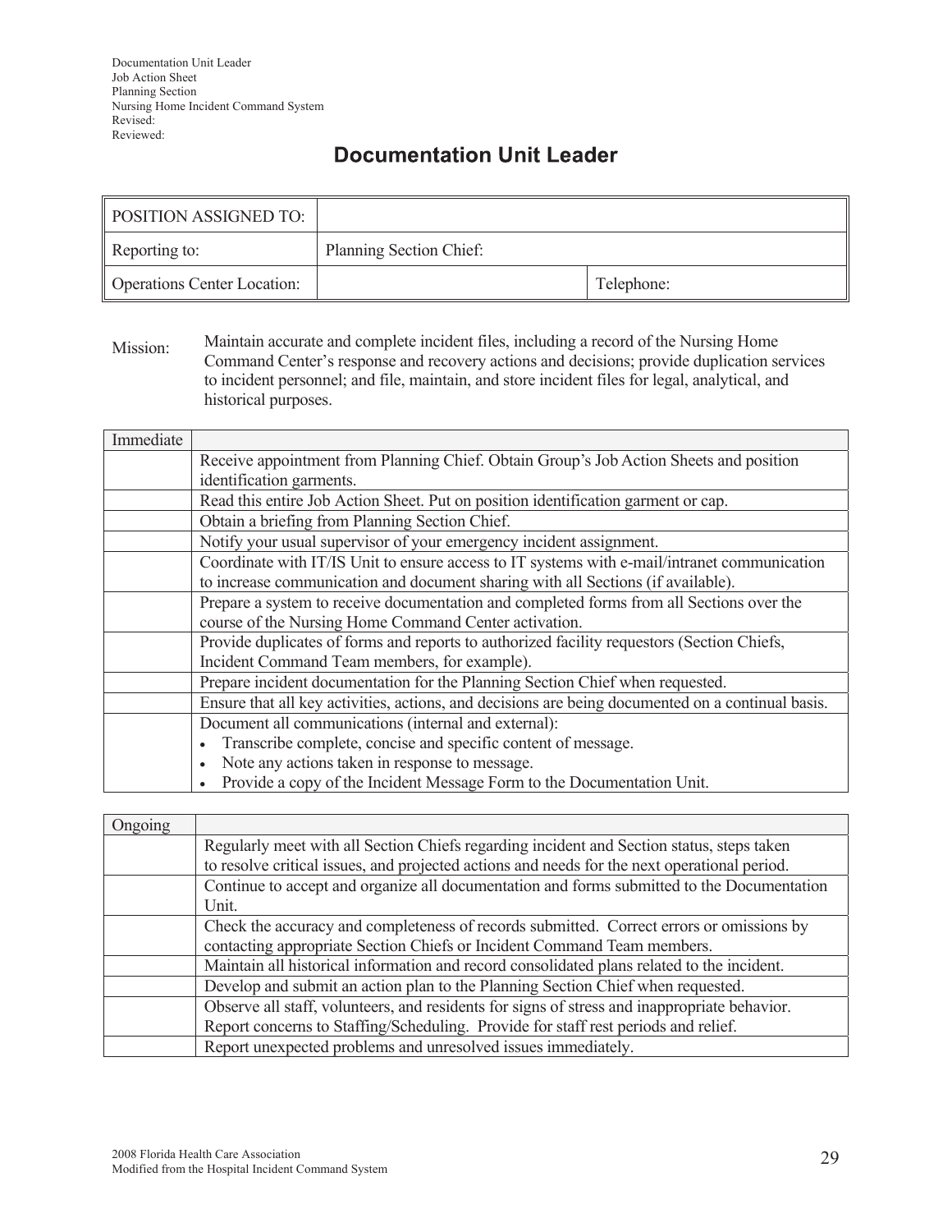Documentation Unit Leader
Job Action Sheet
Planning Section
Nursing Home Incident Command System
Revised:
Reviewed:

# Documentation Unit Leader

| POSITION ASSIGNED TO: | | |
|---|---|---|
| Reporting to: | Planning Section Chief: | |
| Operations Center Location: | | Telephone: |

Mission: Maintain accurate and complete incident files, including a record of the Nursing Home Command Center's response and recovery actions and decisions; provide duplication services to incident personnel; and file, maintain, and store incident files for legal, analytical, and historical purposes.

| Immediate | |
|---|---|
| | Receive appointment from Planning Chief. Obtain Group's Job Action Sheets and position identification garments. |
| | Read this entire Job Action Sheet. Put on position identification garment or cap. |
| | Obtain a briefing from Planning Section Chief. |
| | Notify your usual supervisor of your emergency incident assignment. |
| | Coordinate with IT/IS Unit to ensure access to IT systems with e-mail/intranet communication to increase communication and document sharing with all Sections (if available). |
| | Prepare a system to receive documentation and completed forms from all Sections over the course of the Nursing Home Command Center activation. |
| | Provide duplicates of forms and reports to authorized facility requestors (Section Chiefs, Incident Command Team members, for example). |
| | Prepare incident documentation for the Planning Section Chief when requested. |
| | Ensure that all key activities, actions, and decisions are being documented on a continual basis. |
| | Document all communications (internal and external):<br>• Transcribe complete, concise and specific content of message.<br>• Note any actions taken in response to message.<br>• Provide a copy of the Incident Message Form to the Documentation Unit. |

| Ongoing | |
|---|---|
| | Regularly meet with all Section Chiefs regarding incident and Section status, steps taken to resolve critical issues, and projected actions and needs for the next operational period. |
| | Continue to accept and organize all documentation and forms submitted to the Documentation Unit. |
| | Check the accuracy and completeness of records submitted. Correct errors or omissions by contacting appropriate Section Chiefs or Incident Command Team members. |
| | Maintain all historical information and record consolidated plans related to the incident. |
| | Develop and submit an action plan to the Planning Section Chief when requested. |
| | Observe all staff, volunteers, and residents for signs of stress and inappropriate behavior. Report concerns to Staffing/Scheduling. Provide for staff rest periods and relief. |
| | Report unexpected problems and unresolved issues immediately. |

2008 Florida Health Care Association
Modified from the Hospital Incident Command System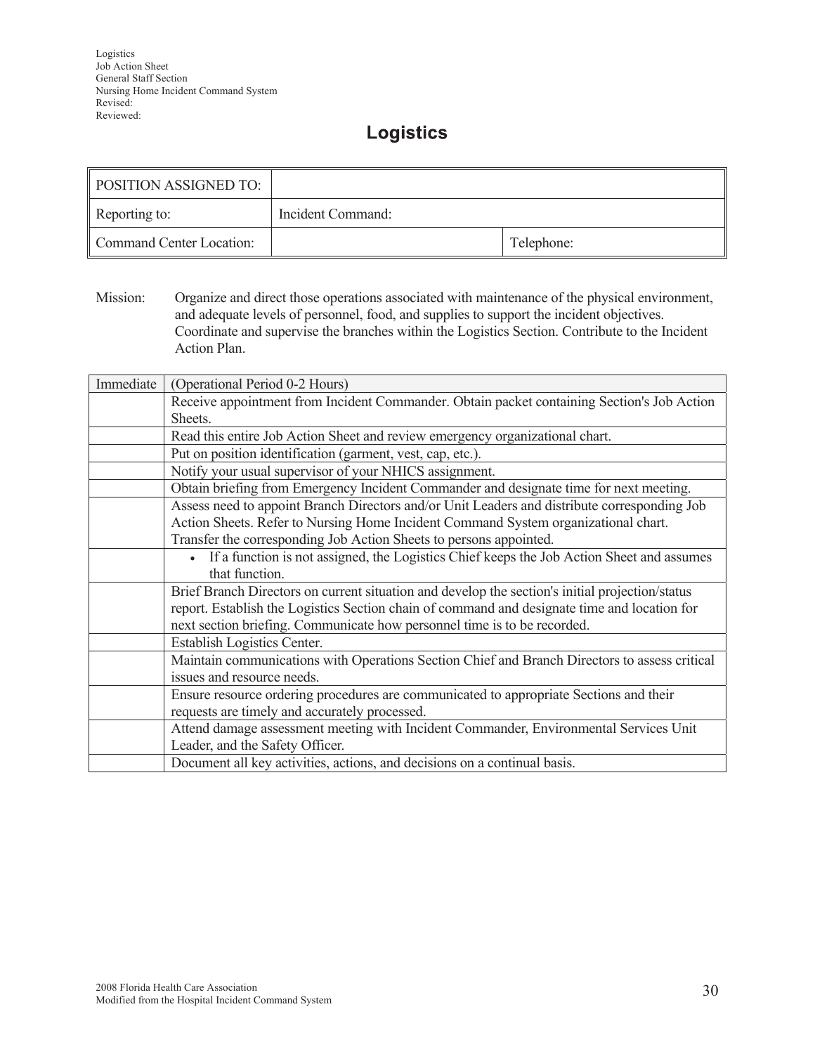Logistics
Job Action Sheet
General Staff Section
Nursing Home Incident Command System
Revised:
Reviewed:

# Logistics

| POSITION ASSIGNED TO: | | |
|---|---|---|
| Reporting to: | Incident Command: | |
| Command Center Location: | | Telephone: |

Mission: Organize and direct those operations associated with maintenance of the physical environment, and adequate levels of personnel, food, and supplies to support the incident objectives. Coordinate and supervise the branches within the Logistics Section. Contribute to the Incident Action Plan.

| Immediate | (Operational Period 0-2 Hours) |
|---|---|
| | Receive appointment from Incident Commander. Obtain packet containing Section's Job Action Sheets. |
| | Read this entire Job Action Sheet and review emergency organizational chart. |
| | Put on position identification (garment, vest, cap, etc.). |
| | Notify your usual supervisor of your NHICS assignment. |
| | Obtain briefing from Emergency Incident Commander and designate time for next meeting. |
| | Assess need to appoint Branch Directors and/or Unit Leaders and distribute corresponding Job Action Sheets. Refer to Nursing Home Incident Command System organizational chart. Transfer the corresponding Job Action Sheets to persons appointed. |
| | • If a function is not assigned, the Logistics Chief keeps the Job Action Sheet and assumes that function. |
| | Brief Branch Directors on current situation and develop the section's initial projection/status report. Establish the Logistics Section chain of command and designate time and location for next section briefing. Communicate how personnel time is to be recorded. |
| | Establish Logistics Center. |
| | Maintain communications with Operations Section Chief and Branch Directors to assess critical issues and resource needs. |
| | Ensure resource ordering procedures are communicated to appropriate Sections and their requests are timely and accurately processed. |
| | Attend damage assessment meeting with Incident Commander, Environmental Services Unit Leader, and the Safety Officer. |
| | Document all key activities, actions, and decisions on a continual basis. |

2008 Florida Health Care Association
Modified from the Hospital Incident Command System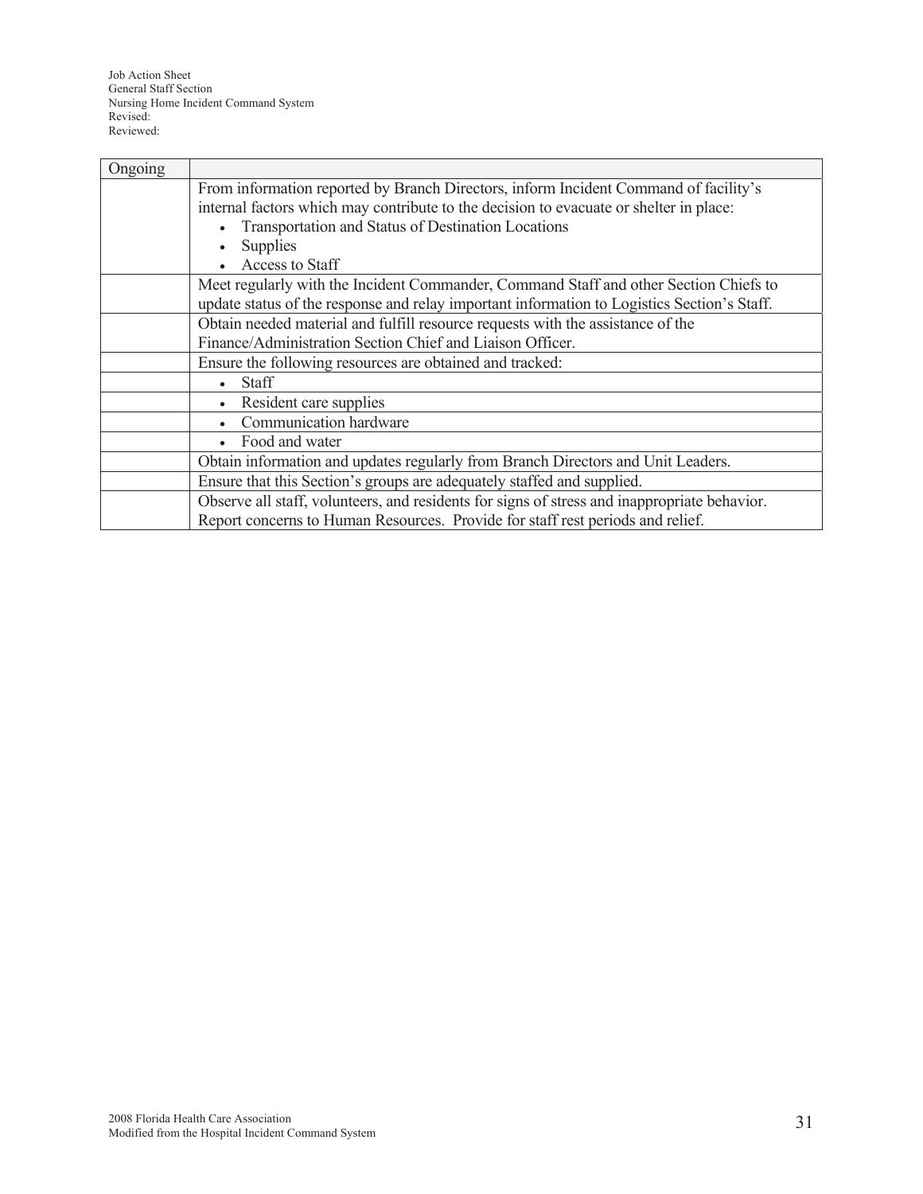| Ongoing | |
|---|---|
| | From information reported by Branch Directors, inform Incident Command of facility's internal factors which may contribute to the decision to evacuate or shelter in place:<br>• Transportation and Status of Destination Locations<br>• Supplies<br>• Access to Staff |
| | Meet regularly with the Incident Commander, Command Staff and other Section Chiefs to update status of the response and relay important information to Logistics Section's Staff. |
| | Obtain needed material and fulfill resource requests with the assistance of the Finance/Administration Section Chief and Liaison Officer. |
| | Ensure the following resources are obtained and tracked: |
| | • Staff |
| | • Resident care supplies |
| | • Communication hardware |
| | • Food and water |
| | Obtain information and updates regularly from Branch Directors and Unit Leaders. |
| | Ensure that this Section's groups are adequately staffed and supplied. |
| | Observe all staff, volunteers, and residents for signs of stress and inappropriate behavior. Report concerns to Human Resources. Provide for staff rest periods and relief. |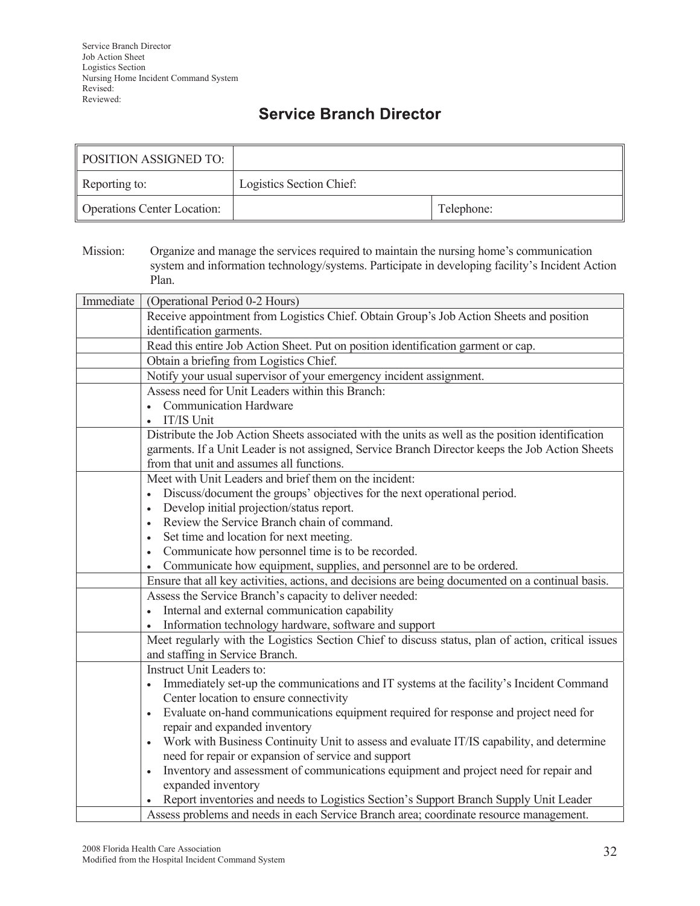Service Branch Director
Job Action Sheet
Logistics Section
Nursing Home Incident Command System
Revised:
Reviewed:

# Service Branch Director

| POSITION ASSIGNED TO: | | |
|---|---|---|
| Reporting to: | Logistics Section Chief: | |
| Operations Center Location: | | Telephone: |

Mission: Organize and manage the services required to maintain the nursing home's communication system and information technology/systems. Participate in developing facility's Incident Action Plan.

| Immediate | (Operational Period 0-2 Hours) |
|---|---|
| | Receive appointment from Logistics Chief. Obtain Group's Job Action Sheets and position identification garments. |
| | Read this entire Job Action Sheet. Put on position identification garment or cap. |
| | Obtain a briefing from Logistics Chief. |
| | Notify your usual supervisor of your emergency incident assignment. |
| | Assess need for Unit Leaders within this Branch:<br>• Communication Hardware<br>• IT/IS Unit |
| | Distribute the Job Action Sheets associated with the units as well as the position identification garments. If a Unit Leader is not assigned, Service Branch Director keeps the Job Action Sheets from that unit and assumes all functions. |
| | Meet with Unit Leaders and brief them on the incident:<br>• Discuss/document the groups' objectives for the next operational period.<br>• Develop initial projection/status report.<br>• Review the Service Branch chain of command.<br>• Set time and location for next meeting.<br>• Communicate how personnel time is to be recorded.<br>• Communicate how equipment, supplies, and personnel are to be ordered. |
| | Ensure that all key activities, actions, and decisions are being documented on a continual basis. |
| | Assess the Service Branch's capacity to deliver needed:<br>• Internal and external communication capability<br>• Information technology hardware, software and support |
| | Meet regularly with the Logistics Section Chief to discuss status, plan of action, critical issues and staffing in Service Branch. |
| | Instruct Unit Leaders to:<br>• Immediately set-up the communications and IT systems at the facility's Incident Command Center location to ensure connectivity<br>• Evaluate on-hand communications equipment required for response and project need for repair and expanded inventory<br>• Work with Business Continuity Unit to assess and evaluate IT/IS capability, and determine need for repair or expansion of service and support<br>• Inventory and assessment of communications equipment and project need for repair and expanded inventory<br>• Report inventories and needs to Logistics Section's Support Branch Supply Unit Leader |
| | Assess problems and needs in each Service Branch area; coordinate resource management. |

2008 Florida Health Care Association
Modified from the Hospital Incident Command System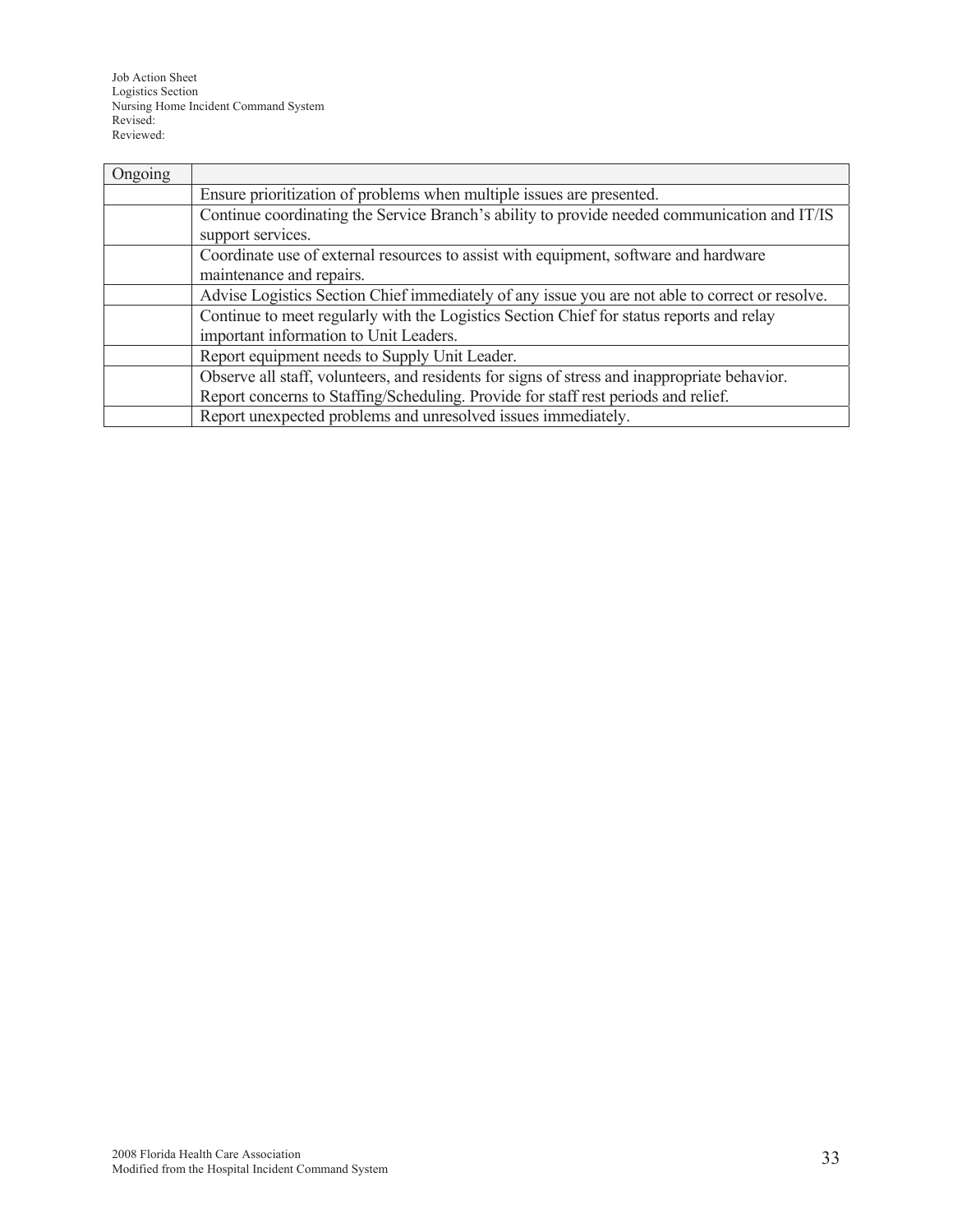| Ongoing | |
|---|---|
| | Ensure prioritization of problems when multiple issues are presented. |
| | Continue coordinating the Service Branch's ability to provide needed communication and IT/IS support services. |
| | Coordinate use of external resources to assist with equipment, software and hardware maintenance and repairs. |
| | Advise Logistics Section Chief immediately of any issue you are not able to correct or resolve. |
| | Continue to meet regularly with the Logistics Section Chief for status reports and relay important information to Unit Leaders. |
| | Report equipment needs to Supply Unit Leader. |
| | Observe all staff, volunteers, and residents for signs of stress and inappropriate behavior. Report concerns to Staffing/Scheduling. Provide for staff rest periods and relief. |
| | Report unexpected problems and unresolved issues immediately. |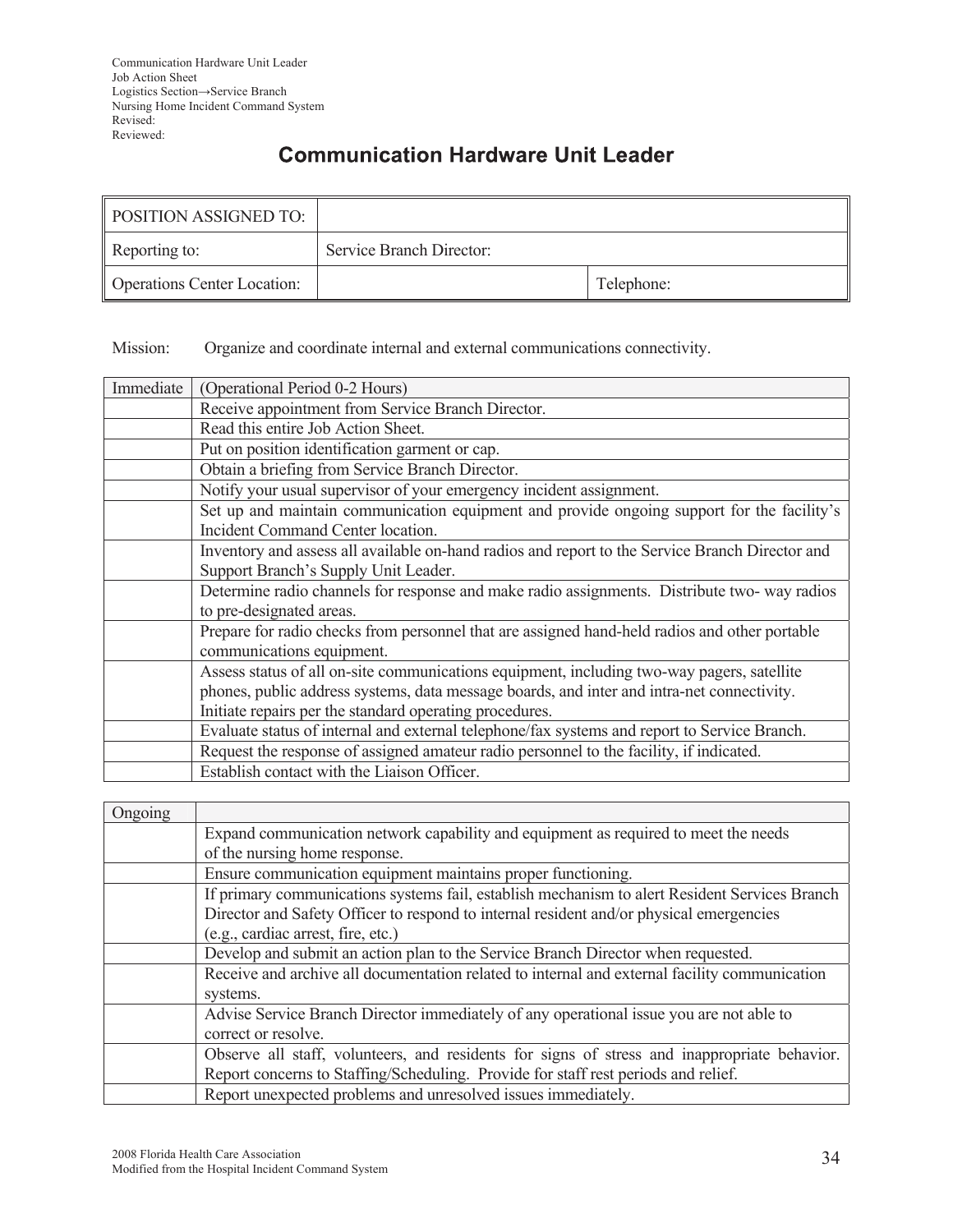Communication Hardware Unit Leader
Job Action Sheet
Logistics Section→Service Branch
Nursing Home Incident Command System
Revised:
Reviewed:

# Communication Hardware Unit Leader

| POSITION ASSIGNED TO: | | |
|---|---|---|
| Reporting to: | Service Branch Director: | |
| Operations Center Location: | | Telephone: |

Mission: Organize and coordinate internal and external communications connectivity.

| Immediate | (Operational Period 0-2 Hours) |
|---|---|
| | Receive appointment from Service Branch Director. |
| | Read this entire Job Action Sheet. |
| | Put on position identification garment or cap. |
| | Obtain a briefing from Service Branch Director. |
| | Notify your usual supervisor of your emergency incident assignment. |
| | Set up and maintain communication equipment and provide ongoing support for the facility's Incident Command Center location. |
| | Inventory and assess all available on-hand radios and report to the Service Branch Director and Support Branch's Supply Unit Leader. |
| | Determine radio channels for response and make radio assignments. Distribute two- way radios to pre-designated areas. |
| | Prepare for radio checks from personnel that are assigned hand-held radios and other portable communications equipment. |
| | Assess status of all on-site communications equipment, including two-way pagers, satellite phones, public address systems, data message boards, and inter and intra-net connectivity. Initiate repairs per the standard operating procedures. |
| | Evaluate status of internal and external telephone/fax systems and report to Service Branch. |
| | Request the response of assigned amateur radio personnel to the facility, if indicated. |
| | Establish contact with the Liaison Officer. |

| Ongoing | |
|---|---|
| | Expand communication network capability and equipment as required to meet the needs of the nursing home response. |
| | Ensure communication equipment maintains proper functioning. |
| | If primary communications systems fail, establish mechanism to alert Resident Services Branch Director and Safety Officer to respond to internal resident and/or physical emergencies (e.g., cardiac arrest, fire, etc.) |
| | Develop and submit an action plan to the Service Branch Director when requested. |
| | Receive and archive all documentation related to internal and external facility communication systems. |
| | Advise Service Branch Director immediately of any operational issue you are not able to correct or resolve. |
| | Observe all staff, volunteers, and residents for signs of stress and inappropriate behavior. Report concerns to Staffing/Scheduling. Provide for staff rest periods and relief. |
| | Report unexpected problems and unresolved issues immediately. |

2008 Florida Health Care Association
Modified from the Hospital Incident Command System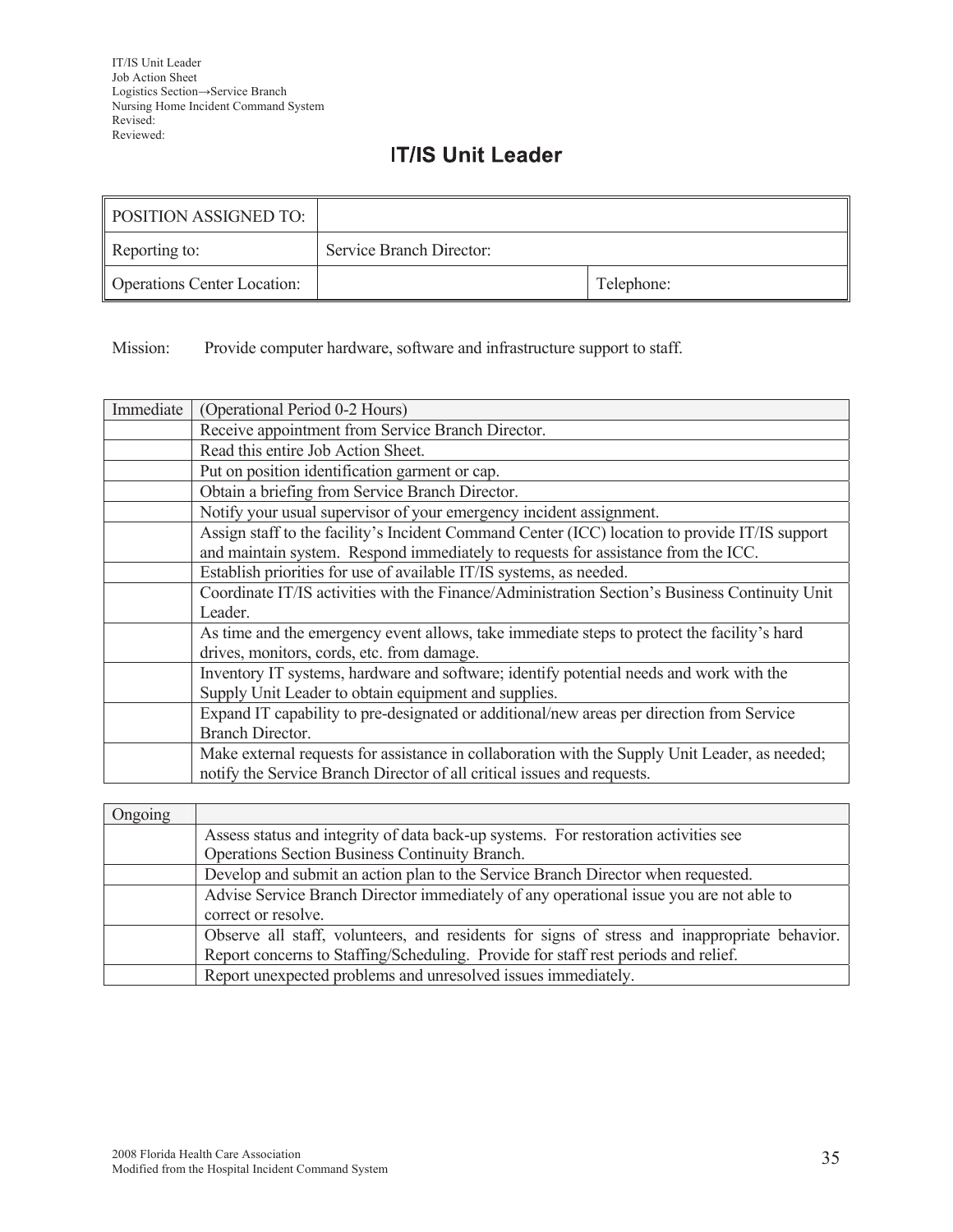IT/IS Unit Leader
Job Action Sheet
Logistics Section→Service Branch
Nursing Home Incident Command System
Revised:
Reviewed:

# IT/IS Unit Leader

| POSITION ASSIGNED TO: | | |
|---|---|---|
| Reporting to: | Service Branch Director: | |
| Operations Center Location: | | Telephone: |

Mission: Provide computer hardware, software and infrastructure support to staff.

| Immediate | (Operational Period 0-2 Hours) |
|---|---|
| | Receive appointment from Service Branch Director. |
| | Read this entire Job Action Sheet. |
| | Put on position identification garment or cap. |
| | Obtain a briefing from Service Branch Director. |
| | Notify your usual supervisor of your emergency incident assignment. |
| | Assign staff to the facility's Incident Command Center (ICC) location to provide IT/IS support and maintain system. Respond immediately to requests for assistance from the ICC. |
| | Establish priorities for use of available IT/IS systems, as needed. |
| | Coordinate IT/IS activities with the Finance/Administration Section's Business Continuity Unit Leader. |
| | As time and the emergency event allows, take immediate steps to protect the facility's hard drives, monitors, cords, etc. from damage. |
| | Inventory IT systems, hardware and software; identify potential needs and work with the Supply Unit Leader to obtain equipment and supplies. |
| | Expand IT capability to pre-designated or additional/new areas per direction from Service Branch Director. |
| | Make external requests for assistance in collaboration with the Supply Unit Leader, as needed; notify the Service Branch Director of all critical issues and requests. |

| Ongoing | |
|---|---|
| | Assess status and integrity of data back-up systems. For restoration activities see Operations Section Business Continuity Branch. |
| | Develop and submit an action plan to the Service Branch Director when requested. |
| | Advise Service Branch Director immediately of any operational issue you are not able to correct or resolve. |
| | Observe all staff, volunteers, and residents for signs of stress and inappropriate behavior. Report concerns to Staffing/Scheduling. Provide for staff rest periods and relief. |
| | Report unexpected problems and unresolved issues immediately. |

2008 Florida Health Care Association
Modified from the Hospital Incident Command System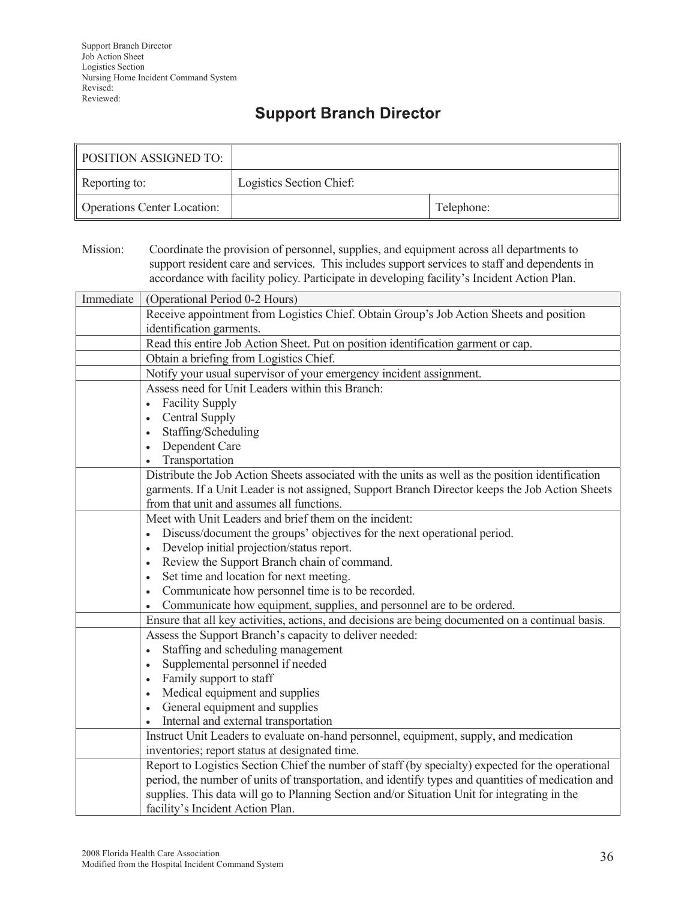Support Branch Director
Job Action Sheet
Logistics Section
Nursing Home Incident Command System
Revised:
Reviewed:

# Support Branch Director

| POSITION ASSIGNED TO: | | |
|---|---|---|
| Reporting to: | Logistics Section Chief: | |
| Operations Center Location: | | Telephone: |

Mission: Coordinate the provision of personnel, supplies, and equipment across all departments to support resident care and services. This includes support services to staff and dependents in accordance with facility policy. Participate in developing facility's Incident Action Plan.

| Immediate | (Operational Period 0-2 Hours) |
|---|---|
| | Receive appointment from Logistics Chief. Obtain Group's Job Action Sheets and position identification garments. |
| | Read this entire Job Action Sheet. Put on position identification garment or cap. |
| | Obtain a briefing from Logistics Chief. |
| | Notify your usual supervisor of your emergency incident assignment. |
| | Assess need for Unit Leaders within this Branch:<br>• Facility Supply<br>• Central Supply<br>• Staffing/Scheduling<br>• Dependent Care<br>• Transportation |
| | Distribute the Job Action Sheets associated with the units as well as the position identification garments. If a Unit Leader is not assigned, Support Branch Director keeps the Job Action Sheets from that unit and assumes all functions. |
| | Meet with Unit Leaders and brief them on the incident:<br>• Discuss/document the groups' objectives for the next operational period.<br>• Develop initial projection/status report.<br>• Review the Support Branch chain of command.<br>• Set time and location for next meeting.<br>• Communicate how personnel time is to be recorded.<br>• Communicate how equipment, supplies, and personnel are to be ordered. |
| | Ensure that all key activities, actions, and decisions are being documented on a continual basis. |
| | Assess the Support Branch's capacity to deliver needed:<br>• Staffing and scheduling management<br>• Supplemental personnel if needed<br>• Family support to staff<br>• Medical equipment and supplies<br>• General equipment and supplies<br>• Internal and external transportation |
| | Instruct Unit Leaders to evaluate on-hand personnel, equipment, supply, and medication inventories; report status at designated time. |
| | Report to Logistics Section Chief the number of staff (by specialty) expected for the operational period, the number of units of transportation, and identify types and quantities of medication and supplies. This data will go to Planning Section and/or Situation Unit for integrating in the facility's Incident Action Plan. |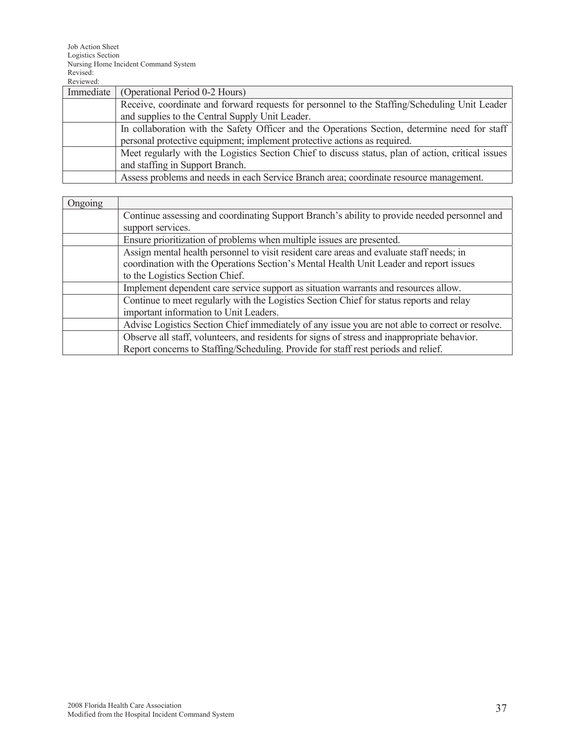Job Action Sheet
Logistics Section
Nursing Home Incident Command System
Revised:
Reviewed:

| Immediate | (Operational Period 0-2 Hours) |
|---|---|
| | Receive, coordinate and forward requests for personnel to the Staffing/Scheduling Unit Leader and supplies to the Central Supply Unit Leader. |
| | In collaboration with the Safety Officer and the Operations Section, determine need for staff personal protective equipment; implement protective actions as required. |
| | Meet regularly with the Logistics Section Chief to discuss status, plan of action, critical issues and staffing in Support Branch. |
| | Assess problems and needs in each Service Branch area; coordinate resource management. |

| Ongoing | |
|---|---|
| | Continue assessing and coordinating Support Branch's ability to provide needed personnel and support services. |
| | Ensure prioritization of problems when multiple issues are presented. |
| | Assign mental health personnel to visit resident care areas and evaluate staff needs; in coordination with the Operations Section's Mental Health Unit Leader and report issues to the Logistics Section Chief. |
| | Implement dependent care service support as situation warrants and resources allow. |
| | Continue to meet regularly with the Logistics Section Chief for status reports and relay important information to Unit Leaders. |
| | Advise Logistics Section Chief immediately of any issue you are not able to correct or resolve. |
| | Observe all staff, volunteers, and residents for signs of stress and inappropriate behavior. Report concerns to Staffing/Scheduling. Provide for staff rest periods and relief. |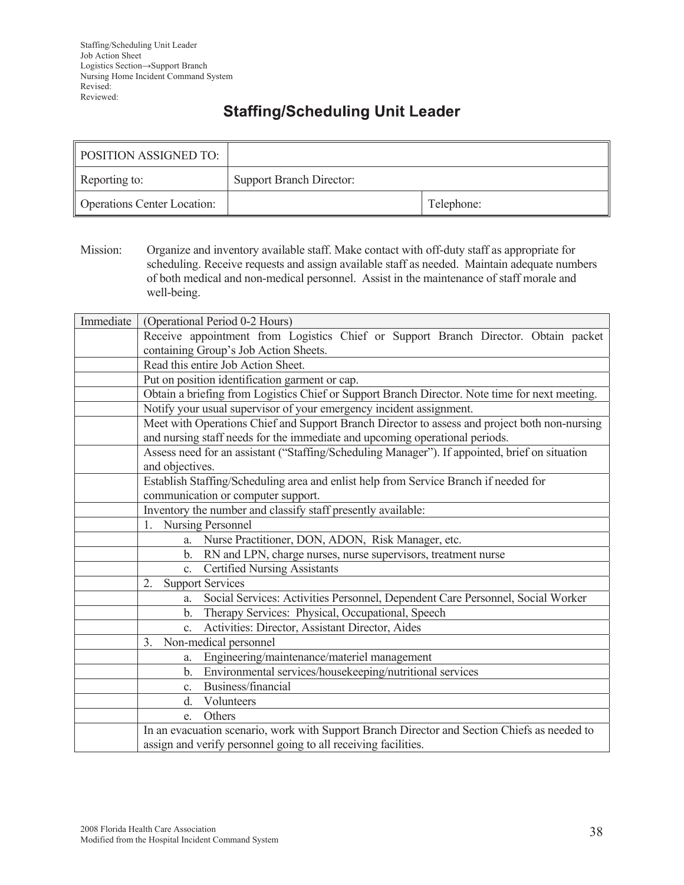Staffing/Scheduling Unit Leader
Job Action Sheet
Logistics Section→Support Branch
Nursing Home Incident Command System
Revised:
Reviewed:

# Staffing/Scheduling Unit Leader

| POSITION ASSIGNED TO: | | |
|---|---|---|
| Reporting to: | Support Branch Director: | |
| Operations Center Location: | | Telephone: |

Mission: Organize and inventory available staff. Make contact with off-duty staff as appropriate for scheduling. Receive requests and assign available staff as needed. Maintain adequate numbers of both medical and non-medical personnel. Assist in the maintenance of staff morale and well-being.

| Immediate | (Operational Period 0-2 Hours) |
|---|---|
| | Receive appointment from Logistics Chief or Support Branch Director. Obtain packet containing Group's Job Action Sheets. |
| | Read this entire Job Action Sheet. |
| | Put on position identification garment or cap. |
| | Obtain a briefing from Logistics Chief or Support Branch Director. Note time for next meeting. |
| | Notify your usual supervisor of your emergency incident assignment. |
| | Meet with Operations Chief and Support Branch Director to assess and project both non-nursing and nursing staff needs for the immediate and upcoming operational periods. |
| | Assess need for an assistant ("Staffing/Scheduling Manager"). If appointed, brief on situation and objectives. |
| | Establish Staffing/Scheduling area and enlist help from Service Branch if needed for communication or computer support. |
| | Inventory the number and classify staff presently available: |
| | 1. Nursing Personnel |
| | a. Nurse Practitioner, DON, ADON, Risk Manager, etc. |
| | b. RN and LPN, charge nurses, nurse supervisors, treatment nurse |
| | c. Certified Nursing Assistants |
| | 2. Support Services |
| | a. Social Services: Activities Personnel, Dependent Care Personnel, Social Worker |
| | b. Therapy Services: Physical, Occupational, Speech |
| | c. Activities: Director, Assistant Director, Aides |
| | 3. Non-medical personnel |
| | a. Engineering/maintenance/materiel management |
| | b. Environmental services/housekeeping/nutritional services |
| | c. Business/financial |
| | d. Volunteers |
| | e. Others |
| | In an evacuation scenario, work with Support Branch Director and Section Chiefs as needed to assign and verify personnel going to all receiving facilities. |

2008 Florida Health Care Association
Modified from the Hospital Incident Command System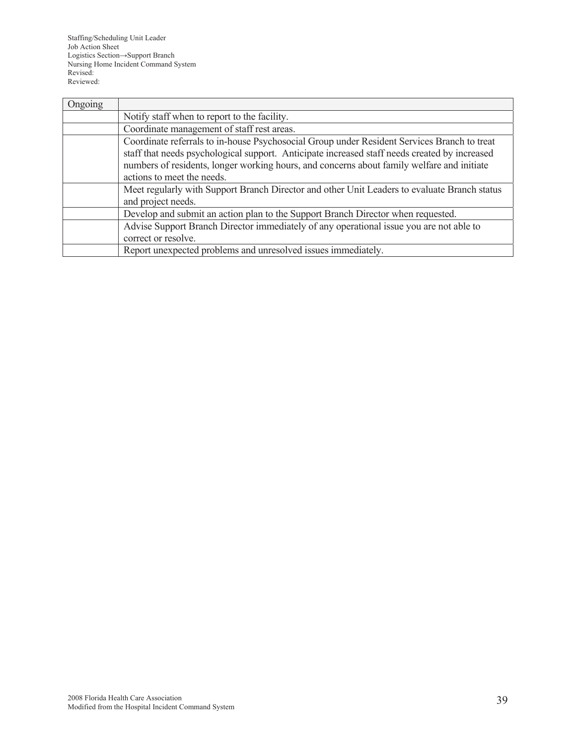| Ongoing | |
|---|---|
| | Notify staff when to report to the facility. |
| | Coordinate management of staff rest areas. |
| | Coordinate referrals to in-house Psychosocial Group under Resident Services Branch to treat staff that needs psychological support. Anticipate increased staff needs created by increased numbers of residents, longer working hours, and concerns about family welfare and initiate actions to meet the needs. |
| | Meet regularly with Support Branch Director and other Unit Leaders to evaluate Branch status and project needs. |
| | Develop and submit an action plan to the Support Branch Director when requested. |
| | Advise Support Branch Director immediately of any operational issue you are not able to correct or resolve. |
| | Report unexpected problems and unresolved issues immediately. |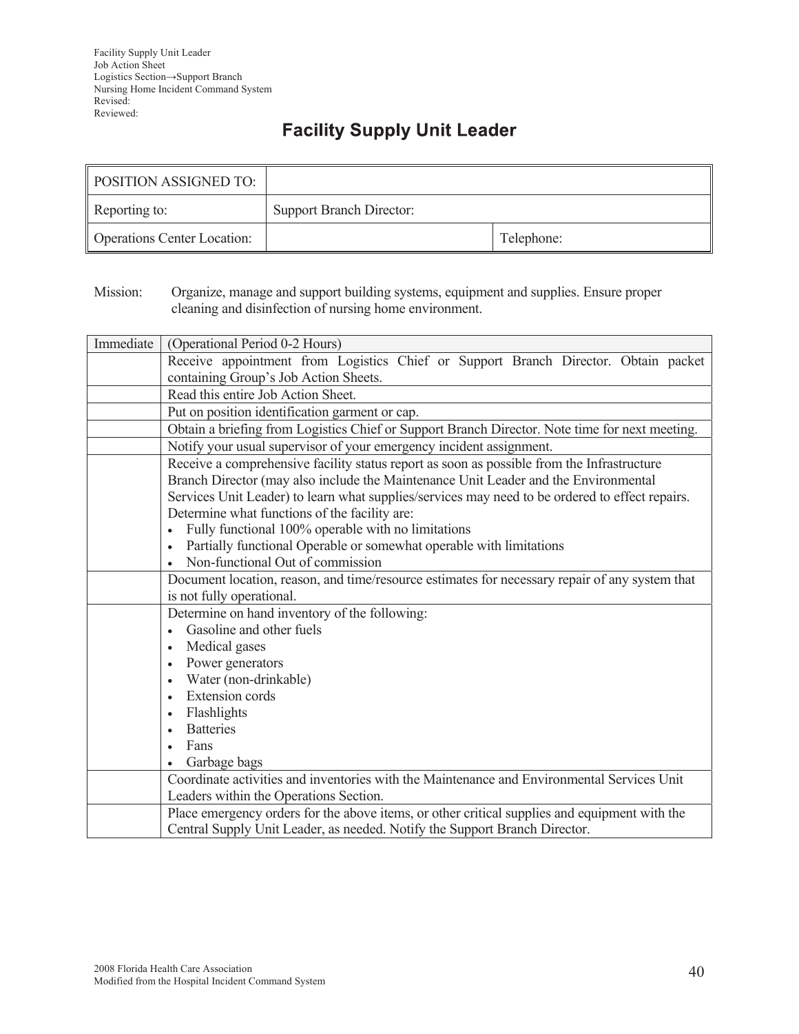Facility Supply Unit Leader
Job Action Sheet
Logistics Section→Support Branch
Nursing Home Incident Command System
Revised:
Reviewed:

# Facility Supply Unit Leader

| POSITION ASSIGNED TO: | | |
|---|---|---|
| Reporting to: | Support Branch Director: | |
| Operations Center Location: | | Telephone: |

Mission: Organize, manage and support building systems, equipment and supplies. Ensure proper cleaning and disinfection of nursing home environment.

| Immediate | (Operational Period 0-2 Hours) |
|---|---|
| | Receive appointment from Logistics Chief or Support Branch Director. Obtain packet containing Group's Job Action Sheets. |
| | Read this entire Job Action Sheet. |
| | Put on position identification garment or cap. |
| | Obtain a briefing from Logistics Chief or Support Branch Director. Note time for next meeting. |
| | Notify your usual supervisor of your emergency incident assignment. |
| | Receive a comprehensive facility status report as soon as possible from the Infrastructure Branch Director (may also include the Maintenance Unit Leader and the Environmental Services Unit Leader) to learn what supplies/services may need to be ordered to effect repairs. Determine what functions of the facility are: <br>• Fully functional 100% operable with no limitations <br>• Partially functional Operable or somewhat operable with limitations <br>• Non-functional Out of commission |
| | Document location, reason, and time/resource estimates for necessary repair of any system that is not fully operational. |
| | Determine on hand inventory of the following: <br>• Gasoline and other fuels <br>• Medical gases <br>• Power generators <br>• Water (non-drinkable) <br>• Extension cords <br>• Flashlights <br>• Batteries <br>• Fans <br>• Garbage bags |
| | Coordinate activities and inventories with the Maintenance and Environmental Services Unit Leaders within the Operations Section. |
| | Place emergency orders for the above items, or other critical supplies and equipment with the Central Supply Unit Leader, as needed. Notify the Support Branch Director. |

2008 Florida Health Care Association
Modified from the Hospital Incident Command System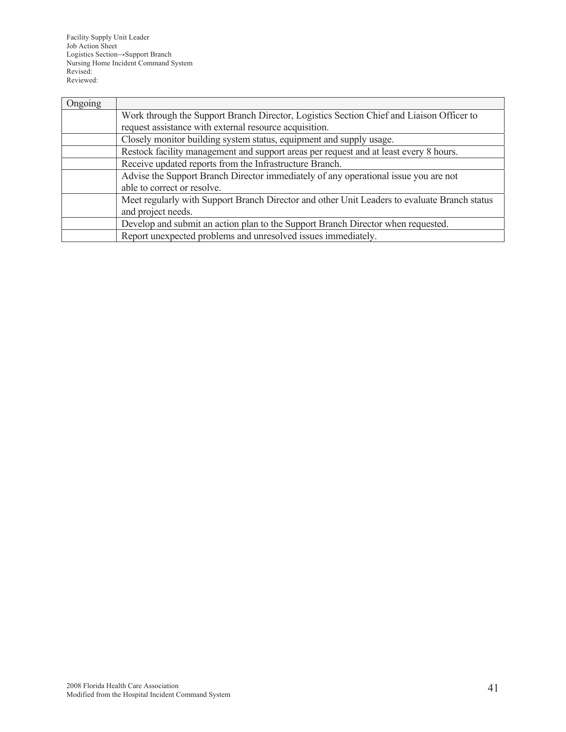| Ongoing | |
|---|---|
| | Work through the Support Branch Director, Logistics Section Chief and Liaison Officer to request assistance with external resource acquisition. |
| | Closely monitor building system status, equipment and supply usage. |
| | Restock facility management and support areas per request and at least every 8 hours. |
| | Receive updated reports from the Infrastructure Branch. |
| | Advise the Support Branch Director immediately of any operational issue you are not able to correct or resolve. |
| | Meet regularly with Support Branch Director and other Unit Leaders to evaluate Branch status and project needs. |
| | Develop and submit an action plan to the Support Branch Director when requested. |
| | Report unexpected problems and unresolved issues immediately. |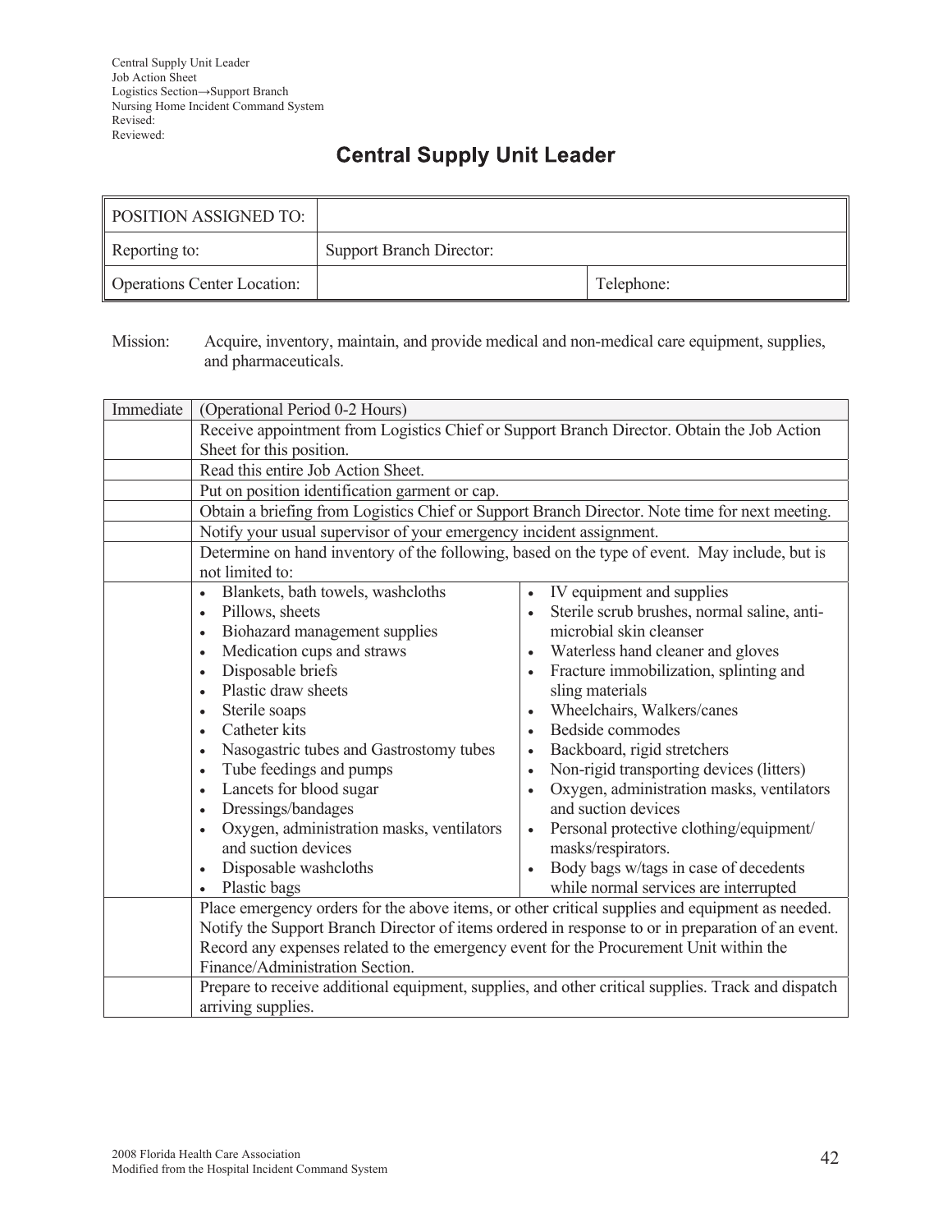Central Supply Unit Leader
Job Action Sheet
Logistics Section→Support Branch
Nursing Home Incident Command System
Revised:
Reviewed:

# Central Supply Unit Leader

| POSITION ASSIGNED TO: | | |
|---|---|---|
| Reporting to: | Support Branch Director: | |
| Operations Center Location: | | Telephone: |

Mission: Acquire, inventory, maintain, and provide medical and non-medical care equipment, supplies, and pharmaceuticals.

| Immediate | (Operational Period 0-2 Hours) | |
|---|---|---|
| | Receive appointment from Logistics Chief or Support Branch Director. Obtain the Job Action Sheet for this position. | |
| | Read this entire Job Action Sheet. | |
| | Put on position identification garment or cap. | |
| | Obtain a briefing from Logistics Chief or Support Branch Director. Note time for next meeting. | |
| | Notify your usual supervisor of your emergency incident assignment. | |
| | Determine on hand inventory of the following, based on the type of event. May include, but is not limited to: | |
| | • Blankets, bath towels, washcloths<br>• Pillows, sheets<br>• Biohazard management supplies<br>• Medication cups and straws<br>• Disposable briefs<br>• Plastic draw sheets<br>• Sterile soaps<br>• Catheter kits<br>• Nasogastric tubes and Gastrostomy tubes<br>• Tube feedings and pumps<br>• Lancets for blood sugar<br>• Dressings/bandages<br>• Oxygen, administration masks, ventilators and suction devices<br>• Disposable washcloths<br>• Plastic bags | • IV equipment and supplies<br>• Sterile scrub brushes, normal saline, anti-microbial skin cleanser<br>• Waterless hand cleaner and gloves<br>• Fracture immobilization, splinting and sling materials<br>• Wheelchairs, Walkers/canes<br>• Bedside commodes<br>• Backboard, rigid stretchers<br>• Non-rigid transporting devices (litters)<br>• Oxygen, administration masks, ventilators and suction devices<br>• Personal protective clothing/equipment/ masks/respirators.<br>• Body bags w/tags in case of decedents while normal services are interrupted |
| | Place emergency orders for the above items, or other critical supplies and equipment as needed. Notify the Support Branch Director of items ordered in response to or in preparation of an event. Record any expenses related to the emergency event for the Procurement Unit within the Finance/Administration Section. | |
| | Prepare to receive additional equipment, supplies, and other critical supplies. Track and dispatch arriving supplies. | |

2008 Florida Health Care Association
Modified from the Hospital Incident Command System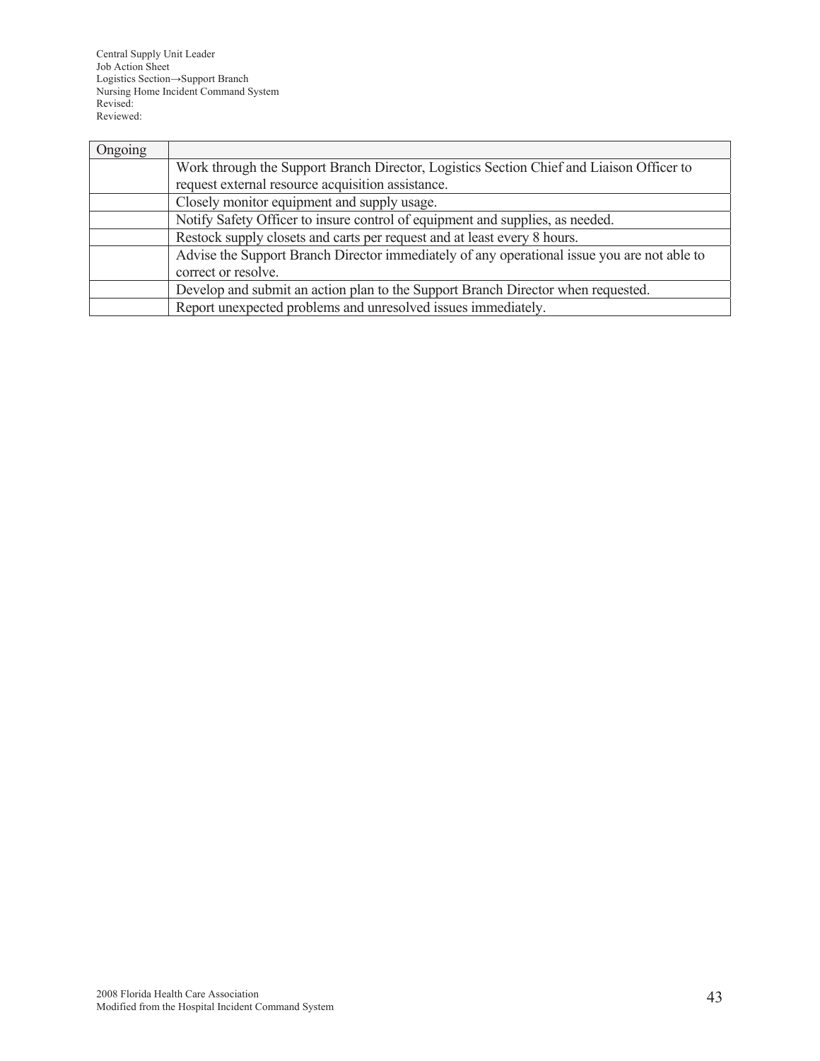| Ongoing | |
|---|---|
| | Work through the Support Branch Director, Logistics Section Chief and Liaison Officer to request external resource acquisition assistance. |
| | Closely monitor equipment and supply usage. |
| | Notify Safety Officer to insure control of equipment and supplies, as needed. |
| | Restock supply closets and carts per request and at least every 8 hours. |
| | Advise the Support Branch Director immediately of any operational issue you are not able to correct or resolve. |
| | Develop and submit an action plan to the Support Branch Director when requested. |
| | Report unexpected problems and unresolved issues immediately. |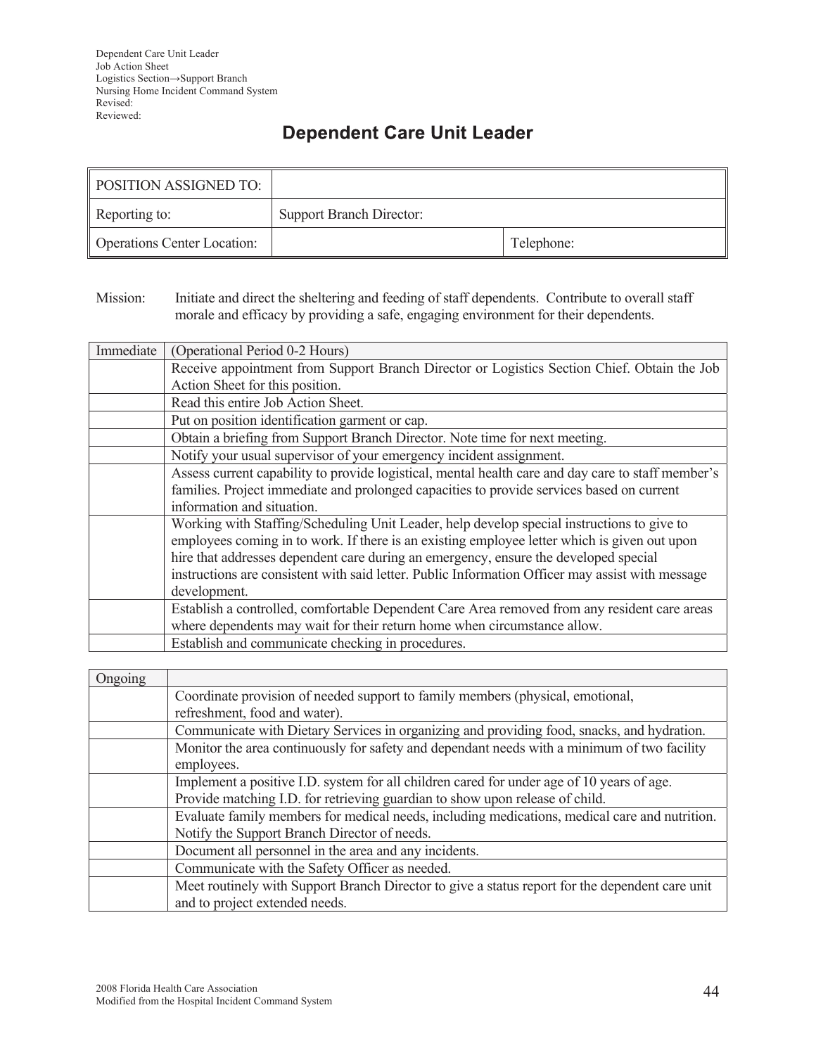Dependent Care Unit Leader
Job Action Sheet
Logistics Section→Support Branch
Nursing Home Incident Command System
Revised:
Reviewed:

# Dependent Care Unit Leader

| POSITION ASSIGNED TO: | | |
|---|---|---|
| Reporting to: | Support Branch Director: | |
| Operations Center Location: | | Telephone: |

Mission: Initiate and direct the sheltering and feeding of staff dependents. Contribute to overall staff morale and efficacy by providing a safe, engaging environment for their dependents.

| Immediate | (Operational Period 0-2 Hours) |
|---|---|
| | Receive appointment from Support Branch Director or Logistics Section Chief. Obtain the Job Action Sheet for this position. |
| | Read this entire Job Action Sheet. |
| | Put on position identification garment or cap. |
| | Obtain a briefing from Support Branch Director. Note time for next meeting. |
| | Notify your usual supervisor of your emergency incident assignment. |
| | Assess current capability to provide logistical, mental health care and day care to staff member's families. Project immediate and prolonged capacities to provide services based on current information and situation. |
| | Working with Staffing/Scheduling Unit Leader, help develop special instructions to give to employees coming in to work. If there is an existing employee letter which is given out upon hire that addresses dependent care during an emergency, ensure the developed special instructions are consistent with said letter. Public Information Officer may assist with message development. |
| | Establish a controlled, comfortable Dependent Care Area removed from any resident care areas where dependents may wait for their return home when circumstance allow. |
| | Establish and communicate checking in procedures. |

| Ongoing | |
|---|---|
| | Coordinate provision of needed support to family members (physical, emotional, refreshment, food and water). |
| | Communicate with Dietary Services in organizing and providing food, snacks, and hydration. |
| | Monitor the area continuously for safety and dependant needs with a minimum of two facility employees. |
| | Implement a positive I.D. system for all children cared for under age of 10 years of age. Provide matching I.D. for retrieving guardian to show upon release of child. |
| | Evaluate family members for medical needs, including medications, medical care and nutrition. Notify the Support Branch Director of needs. |
| | Document all personnel in the area and any incidents. |
| | Communicate with the Safety Officer as needed. |
| | Meet routinely with Support Branch Director to give a status report for the dependent care unit and to project extended needs. |

2008 Florida Health Care Association
Modified from the Hospital Incident Command System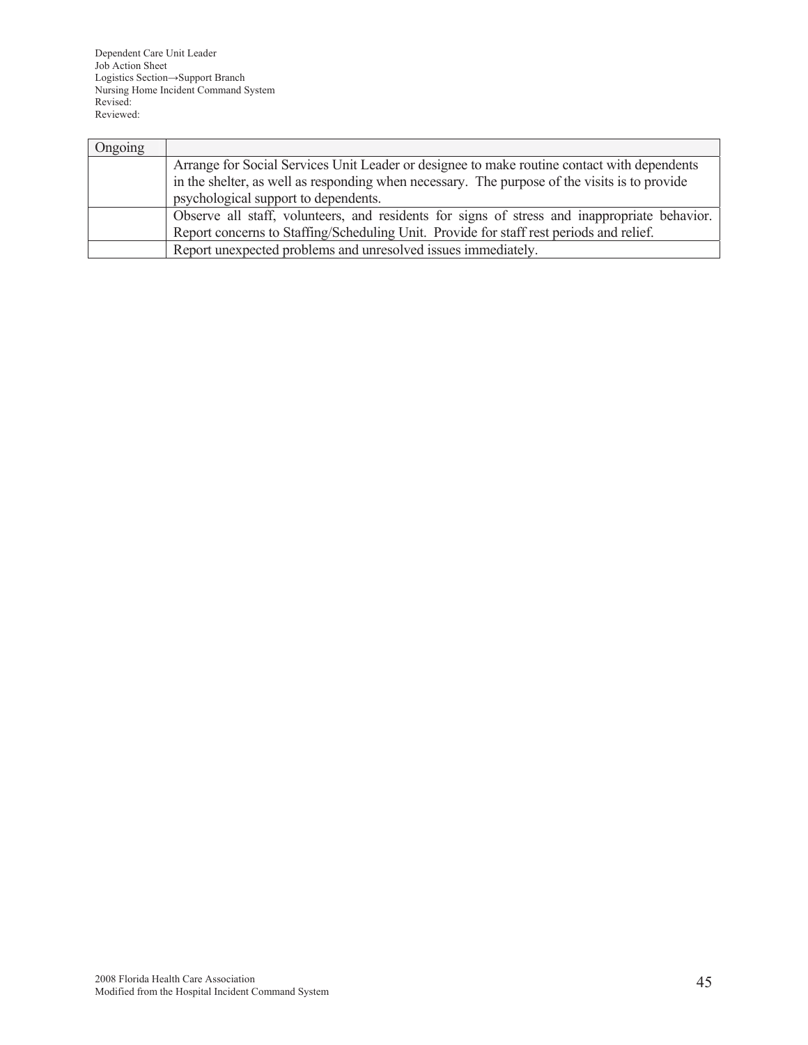| Ongoing | |
|---|---|
| | Arrange for Social Services Unit Leader or designee to make routine contact with dependents in the shelter, as well as responding when necessary. The purpose of the visits is to provide psychological support to dependents. |
| | Observe all staff, volunteers, and residents for signs of stress and inappropriate behavior. Report concerns to Staffing/Scheduling Unit. Provide for staff rest periods and relief. |
| | Report unexpected problems and unresolved issues immediately. |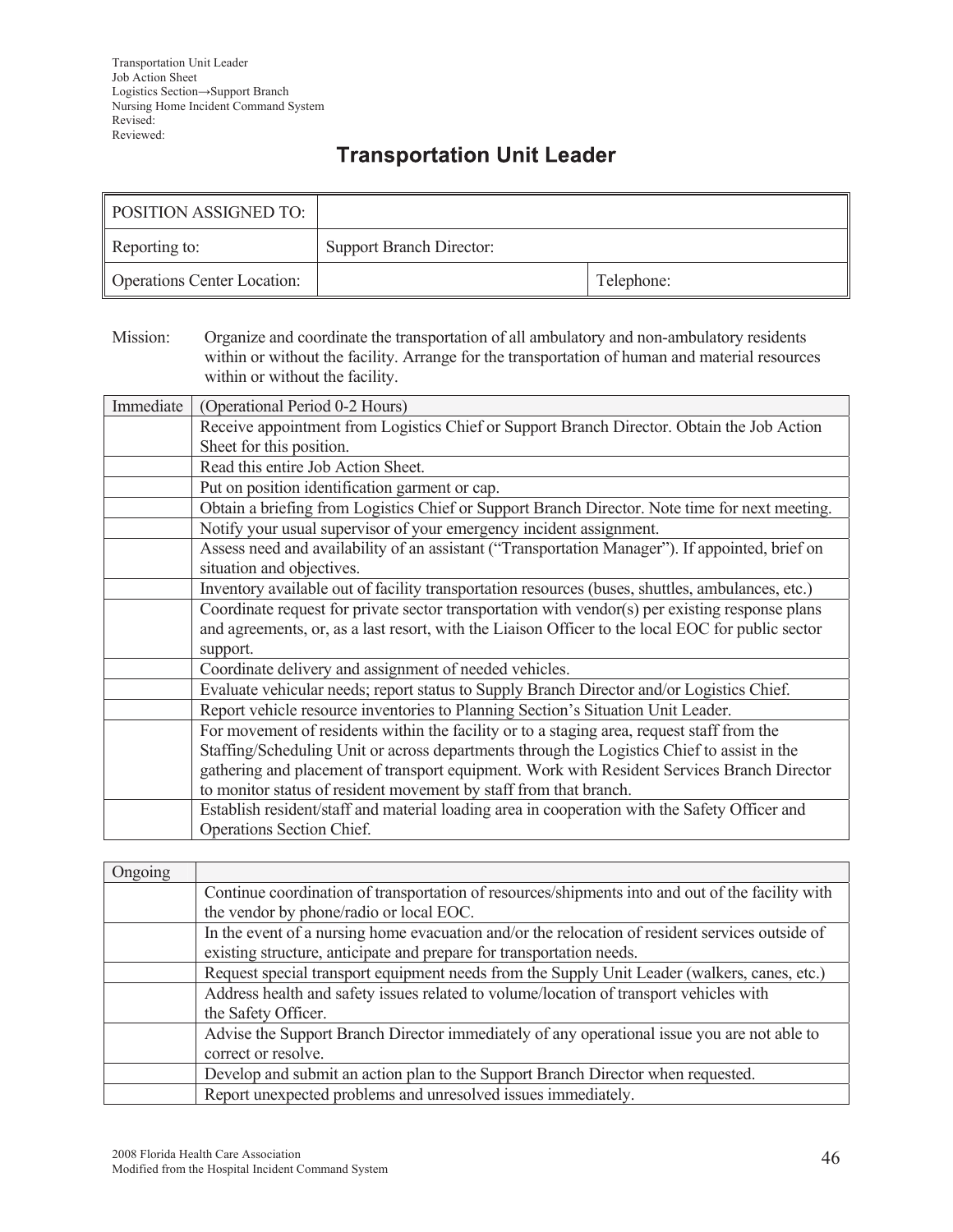Transportation Unit Leader
Job Action Sheet
Logistics Section→Support Branch
Nursing Home Incident Command System
Revised:
Reviewed:

# Transportation Unit Leader

| POSITION ASSIGNED TO: | | |
|---|---|---|
| Reporting to: | Support Branch Director: | |
| Operations Center Location: | | Telephone: |

Mission: Organize and coordinate the transportation of all ambulatory and non-ambulatory residents within or without the facility. Arrange for the transportation of human and material resources within or without the facility.

| Immediate | (Operational Period 0-2 Hours) |
|---|---|
| | Receive appointment from Logistics Chief or Support Branch Director. Obtain the Job Action Sheet for this position. |
| | Read this entire Job Action Sheet. |
| | Put on position identification garment or cap. |
| | Obtain a briefing from Logistics Chief or Support Branch Director. Note time for next meeting. |
| | Notify your usual supervisor of your emergency incident assignment. |
| | Assess need and availability of an assistant ("Transportation Manager"). If appointed, brief on situation and objectives. |
| | Inventory available out of facility transportation resources (buses, shuttles, ambulances, etc.) |
| | Coordinate request for private sector transportation with vendor(s) per existing response plans and agreements, or, as a last resort, with the Liaison Officer to the local EOC for public sector support. |
| | Coordinate delivery and assignment of needed vehicles. |
| | Evaluate vehicular needs; report status to Supply Branch Director and/or Logistics Chief. |
| | Report vehicle resource inventories to Planning Section's Situation Unit Leader. |
| | For movement of residents within the facility or to a staging area, request staff from the Staffing/Scheduling Unit or across departments through the Logistics Chief to assist in the gathering and placement of transport equipment. Work with Resident Services Branch Director to monitor status of resident movement by staff from that branch. |
| | Establish resident/staff and material loading area in cooperation with the Safety Officer and Operations Section Chief. |

| Ongoing | |
|---|---|
| | Continue coordination of transportation of resources/shipments into and out of the facility with the vendor by phone/radio or local EOC. |
| | In the event of a nursing home evacuation and/or the relocation of resident services outside of existing structure, anticipate and prepare for transportation needs. |
| | Request special transport equipment needs from the Supply Unit Leader (walkers, canes, etc.) |
| | Address health and safety issues related to volume/location of transport vehicles with the Safety Officer. |
| | Advise the Support Branch Director immediately of any operational issue you are not able to correct or resolve. |
| | Develop and submit an action plan to the Support Branch Director when requested. |
| | Report unexpected problems and unresolved issues immediately. |

2008 Florida Health Care Association
Modified from the Hospital Incident Command System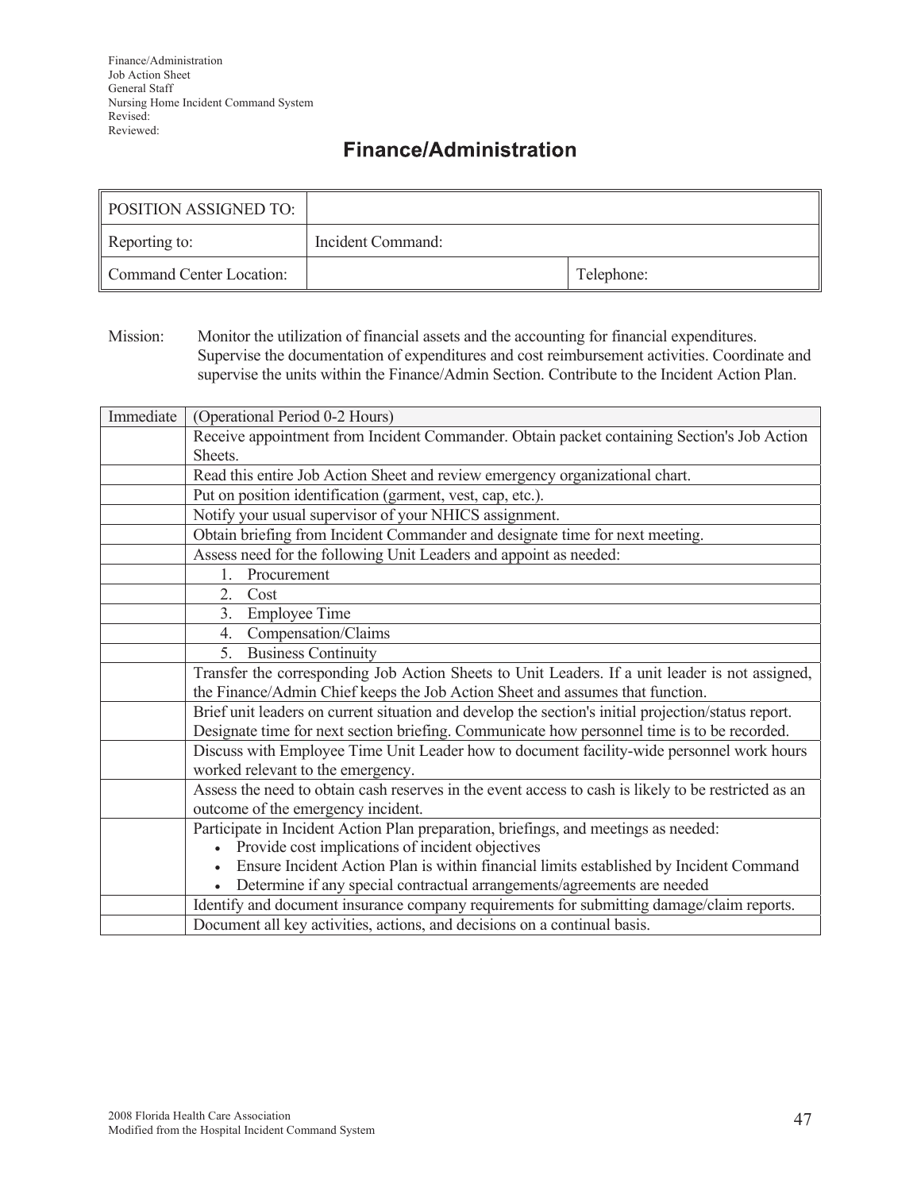Finance/Administration
Job Action Sheet
General Staff
Nursing Home Incident Command System
Revised:
Reviewed:

# Finance/Administration

| POSITION ASSIGNED TO: | | |
|---|---|---|
| Reporting to: | Incident Command: | |
| Command Center Location: | | Telephone: |

Mission: Monitor the utilization of financial assets and the accounting for financial expenditures. Supervise the documentation of expenditures and cost reimbursement activities. Coordinate and supervise the units within the Finance/Admin Section. Contribute to the Incident Action Plan.

| Immediate | (Operational Period 0-2 Hours) |
|---|---|
| | Receive appointment from Incident Commander. Obtain packet containing Section's Job Action Sheets. |
| | Read this entire Job Action Sheet and review emergency organizational chart. |
| | Put on position identification (garment, vest, cap, etc.). |
| | Notify your usual supervisor of your NHICS assignment. |
| | Obtain briefing from Incident Commander and designate time for next meeting. |
| | Assess need for the following Unit Leaders and appoint as needed: |
| | 1. Procurement |
| | 2. Cost |
| | 3. Employee Time |
| | 4. Compensation/Claims |
| | 5. Business Continuity |
| | Transfer the corresponding Job Action Sheets to Unit Leaders. If a unit leader is not assigned, the Finance/Admin Chief keeps the Job Action Sheet and assumes that function. |
| | Brief unit leaders on current situation and develop the section's initial projection/status report. Designate time for next section briefing. Communicate how personnel time is to be recorded. |
| | Discuss with Employee Time Unit Leader how to document facility-wide personnel work hours worked relevant to the emergency. |
| | Assess the need to obtain cash reserves in the event access to cash is likely to be restricted as an outcome of the emergency incident. |
| | Participate in Incident Action Plan preparation, briefings, and meetings as needed: • Provide cost implications of incident objectives • Ensure Incident Action Plan is within financial limits established by Incident Command • Determine if any special contractual arrangements/agreements are needed |
| | Identify and document insurance company requirements for submitting damage/claim reports. |
| | Document all key activities, actions, and decisions on a continual basis. |

2008 Florida Health Care Association
Modified from the Hospital Incident Command System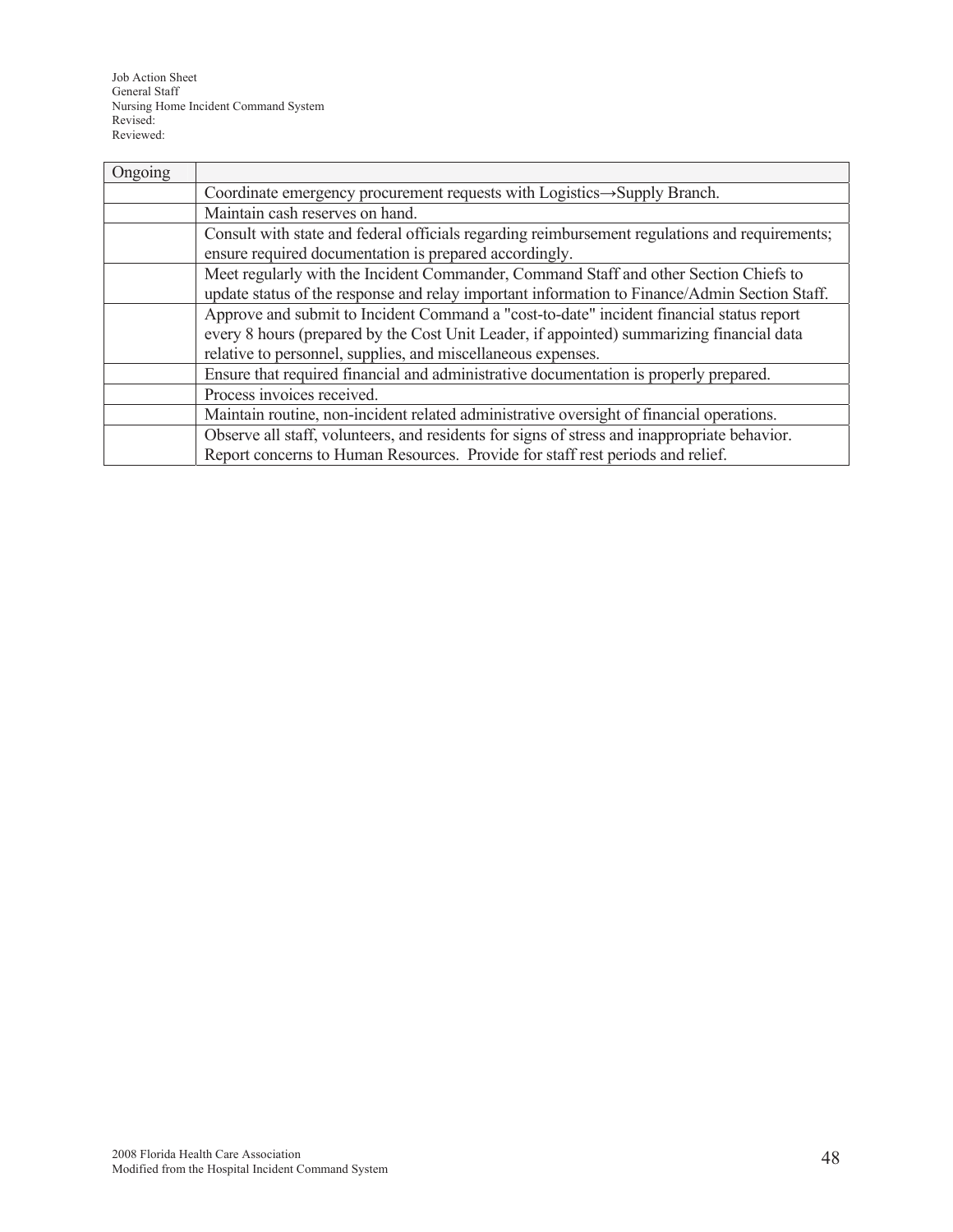| Ongoing | |
|---|---|
| | Coordinate emergency procurement requests with Logistics→Supply Branch. |
| | Maintain cash reserves on hand. |
| | Consult with state and federal officials regarding reimbursement regulations and requirements; ensure required documentation is prepared accordingly. |
| | Meet regularly with the Incident Commander, Command Staff and other Section Chiefs to update status of the response and relay important information to Finance/Admin Section Staff. |
| | Approve and submit to Incident Command a "cost-to-date" incident financial status report every 8 hours (prepared by the Cost Unit Leader, if appointed) summarizing financial data relative to personnel, supplies, and miscellaneous expenses. |
| | Ensure that required financial and administrative documentation is properly prepared. |
| | Process invoices received. |
| | Maintain routine, non-incident related administrative oversight of financial operations. |
| | Observe all staff, volunteers, and residents for signs of stress and inappropriate behavior. Report concerns to Human Resources. Provide for staff rest periods and relief. |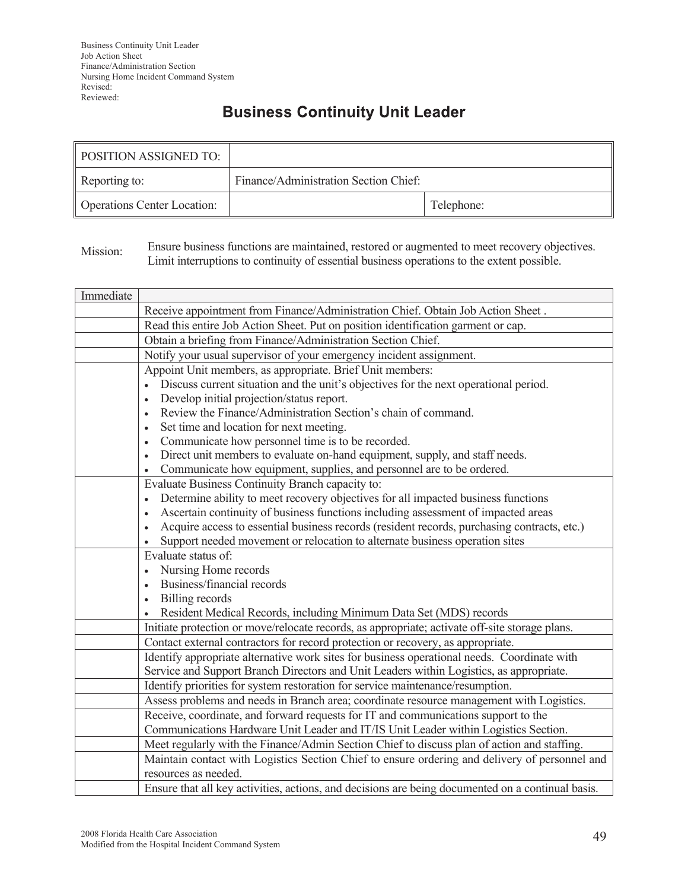Business Continuity Unit Leader
Job Action Sheet
Finance/Administration Section
Nursing Home Incident Command System
Revised:
Reviewed:

# Business Continuity Unit Leader

| POSITION ASSIGNED TO: | | |
|---|---|---|
| Reporting to: | Finance/Administration Section Chief: | |
| Operations Center Location: | | Telephone: |

Mission: Ensure business functions are maintained, restored or augmented to meet recovery objectives. Limit interruptions to continuity of essential business operations to the extent possible.

| Immediate | |
|---|---|
| | Receive appointment from Finance/Administration Chief. Obtain Job Action Sheet . |
| | Read this entire Job Action Sheet. Put on position identification garment or cap. |
| | Obtain a briefing from Finance/Administration Section Chief. |
| | Notify your usual supervisor of your emergency incident assignment. |
| | Appoint Unit members, as appropriate. Brief Unit members:<br>• Discuss current situation and the unit's objectives for the next operational period.<br>• Develop initial projection/status report.<br>• Review the Finance/Administration Section's chain of command.<br>• Set time and location for next meeting.<br>• Communicate how personnel time is to be recorded.<br>• Direct unit members to evaluate on-hand equipment, supply, and staff needs.<br>• Communicate how equipment, supplies, and personnel are to be ordered. |
| | Evaluate Business Continuity Branch capacity to:<br>• Determine ability to meet recovery objectives for all impacted business functions<br>• Ascertain continuity of business functions including assessment of impacted areas<br>• Acquire access to essential business records (resident records, purchasing contracts, etc.)<br>• Support needed movement or relocation to alternate business operation sites |
| | Evaluate status of:<br>• Nursing Home records<br>• Business/financial records<br>• Billing records<br>• Resident Medical Records, including Minimum Data Set (MDS) records |
| | Initiate protection or move/relocate records, as appropriate; activate off-site storage plans. |
| | Contact external contractors for record protection or recovery, as appropriate. |
| | Identify appropriate alternative work sites for business operational needs. Coordinate with Service and Support Branch Directors and Unit Leaders within Logistics, as appropriate. |
| | Identify priorities for system restoration for service maintenance/resumption. |
| | Assess problems and needs in Branch area; coordinate resource management with Logistics. |
| | Receive, coordinate, and forward requests for IT and communications support to the Communications Hardware Unit Leader and IT/IS Unit Leader within Logistics Section. |
| | Meet regularly with the Finance/Admin Section Chief to discuss plan of action and staffing. |
| | Maintain contact with Logistics Section Chief to ensure ordering and delivery of personnel and resources as needed. |
| | Ensure that all key activities, actions, and decisions are being documented on a continual basis. |

2008 Florida Health Care Association
Modified from the Hospital Incident Command System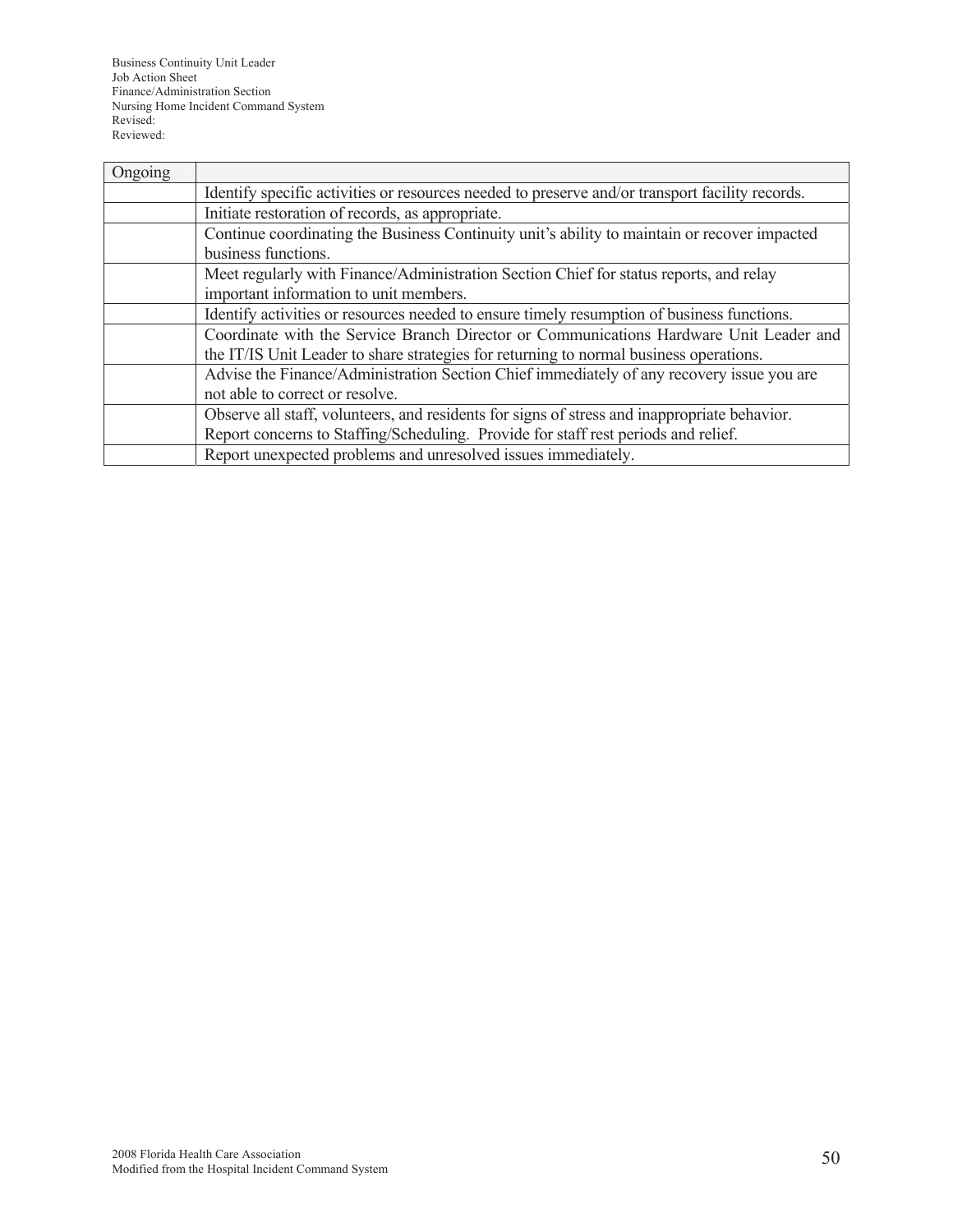| Ongoing | |
|---|---|
| | Identify specific activities or resources needed to preserve and/or transport facility records. |
| | Initiate restoration of records, as appropriate. |
| | Continue coordinating the Business Continuity unit's ability to maintain or recover impacted business functions. |
| | Meet regularly with Finance/Administration Section Chief for status reports, and relay important information to unit members. |
| | Identify activities or resources needed to ensure timely resumption of business functions. |
| | Coordinate with the Service Branch Director or Communications Hardware Unit Leader and the IT/IS Unit Leader to share strategies for returning to normal business operations. |
| | Advise the Finance/Administration Section Chief immediately of any recovery issue you are not able to correct or resolve. |
| | Observe all staff, volunteers, and residents for signs of stress and inappropriate behavior. Report concerns to Staffing/Scheduling. Provide for staff rest periods and relief. |
| | Report unexpected problems and unresolved issues immediately. |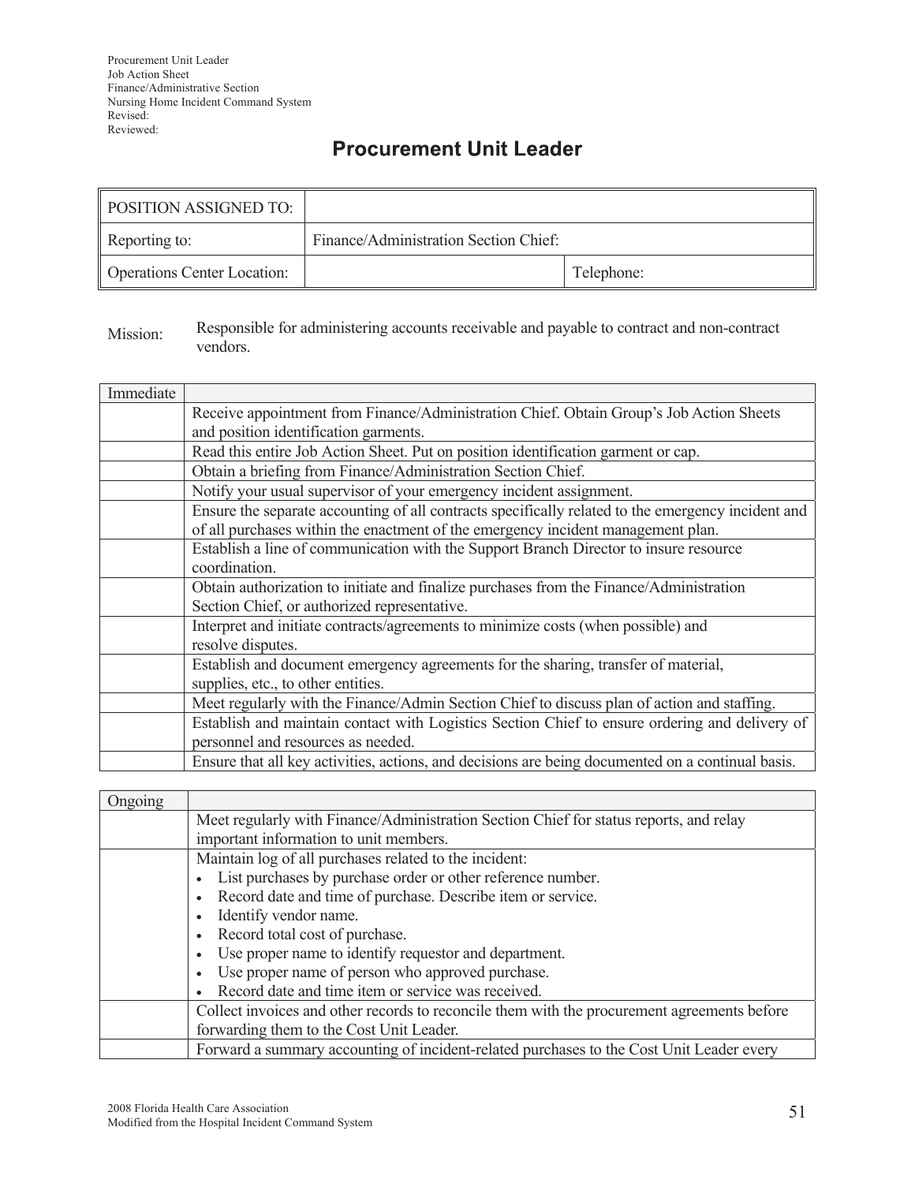Procurement Unit Leader
Job Action Sheet
Finance/Administrative Section
Nursing Home Incident Command System
Revised:
Reviewed:

# Procurement Unit Leader

| POSITION ASSIGNED TO: | | |
|---|---|---|
| Reporting to: | Finance/Administration Section Chief: | |
| Operations Center Location: | | Telephone: |

Mission: Responsible for administering accounts receivable and payable to contract and non-contract vendors.

| Immediate | |
|---|---|
| | Receive appointment from Finance/Administration Chief. Obtain Group's Job Action Sheets and position identification garments. |
| | Read this entire Job Action Sheet. Put on position identification garment or cap. |
| | Obtain a briefing from Finance/Administration Section Chief. |
| | Notify your usual supervisor of your emergency incident assignment. |
| | Ensure the separate accounting of all contracts specifically related to the emergency incident and of all purchases within the enactment of the emergency incident management plan. |
| | Establish a line of communication with the Support Branch Director to insure resource coordination. |
| | Obtain authorization to initiate and finalize purchases from the Finance/Administration Section Chief, or authorized representative. |
| | Interpret and initiate contracts/agreements to minimize costs (when possible) and resolve disputes. |
| | Establish and document emergency agreements for the sharing, transfer of material, supplies, etc., to other entities. |
| | Meet regularly with the Finance/Admin Section Chief to discuss plan of action and staffing. |
| | Establish and maintain contact with Logistics Section Chief to ensure ordering and delivery of personnel and resources as needed. |
| | Ensure that all key activities, actions, and decisions are being documented on a continual basis. |

| Ongoing | |
|---|---|
| | Meet regularly with Finance/Administration Section Chief for status reports, and relay important information to unit members. |
| | Maintain log of all purchases related to the incident:<br>• List purchases by purchase order or other reference number.<br>• Record date and time of purchase. Describe item or service.<br>• Identify vendor name.<br>• Record total cost of purchase.<br>• Use proper name to identify requestor and department.<br>• Use proper name of person who approved purchase.<br>• Record date and time item or service was received. |
| | Collect invoices and other records to reconcile them with the procurement agreements before forwarding them to the Cost Unit Leader. |
| | Forward a summary accounting of incident-related purchases to the Cost Unit Leader every |

2008 Florida Health Care Association
Modified from the Hospital Incident Command System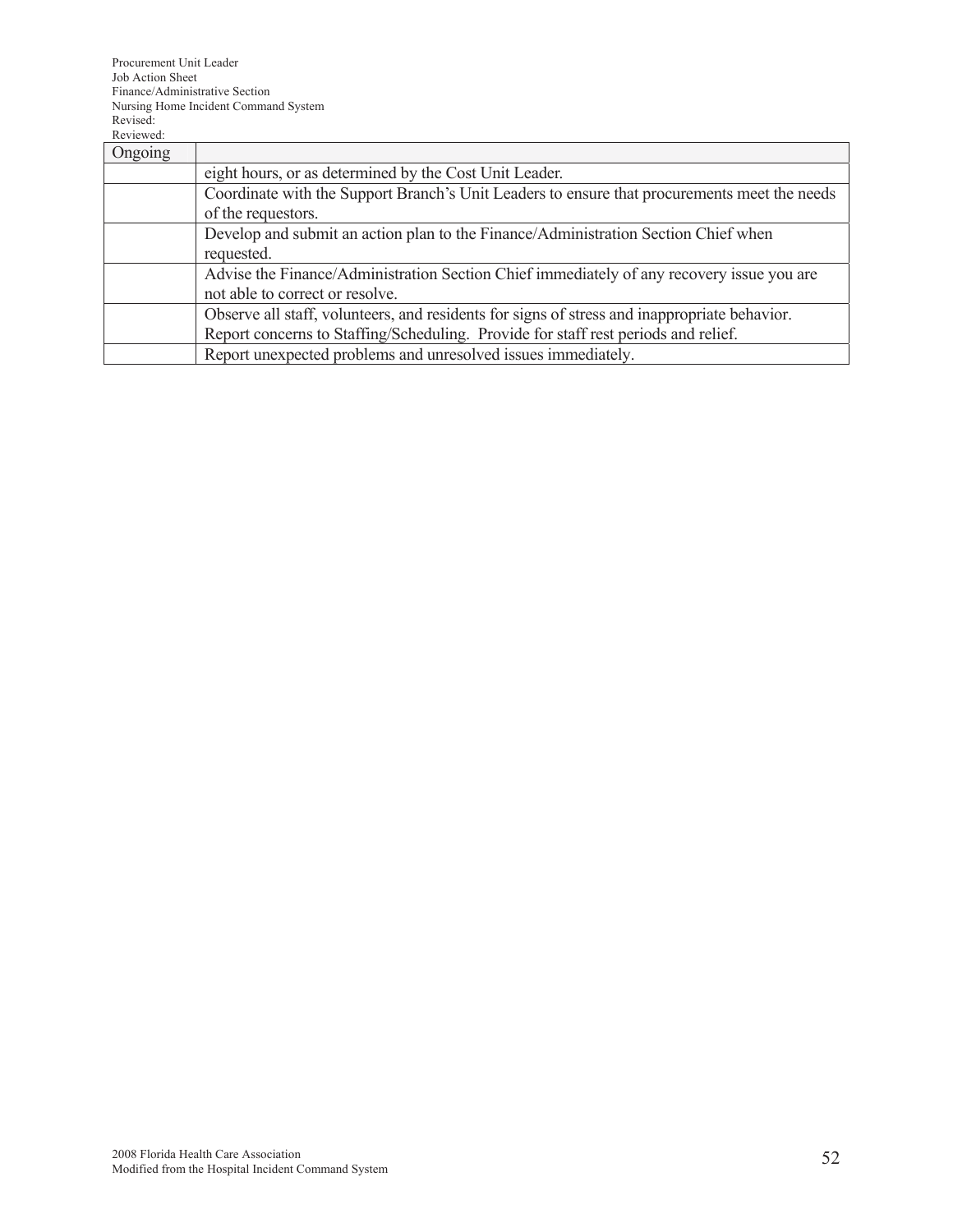| Ongoing | |
|---|---|
| | eight hours, or as determined by the Cost Unit Leader. |
| | Coordinate with the Support Branch's Unit Leaders to ensure that procurements meet the needs of the requestors. |
| | Develop and submit an action plan to the Finance/Administration Section Chief when requested. |
| | Advise the Finance/Administration Section Chief immediately of any recovery issue you are not able to correct or resolve. |
| | Observe all staff, volunteers, and residents for signs of stress and inappropriate behavior. Report concerns to Staffing/Scheduling. Provide for staff rest periods and relief. |
| | Report unexpected problems and unresolved issues immediately. |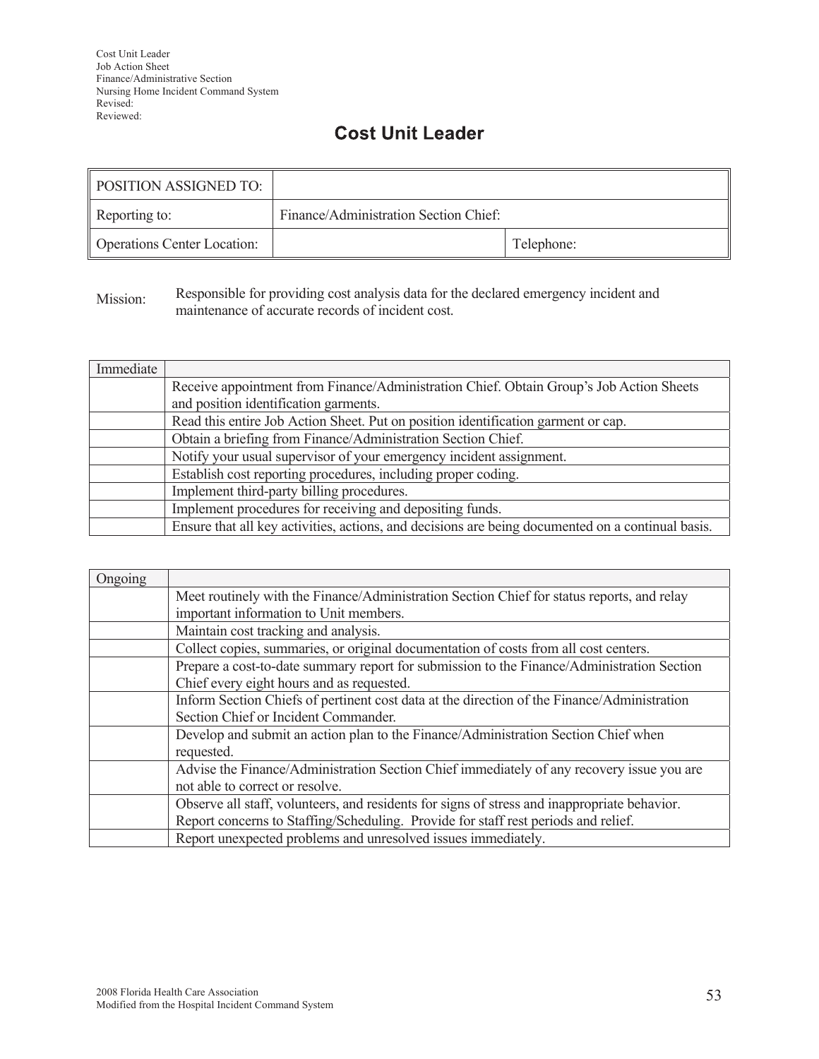Cost Unit Leader
Job Action Sheet
Finance/Administrative Section
Nursing Home Incident Command System
Revised:
Reviewed:

# Cost Unit Leader

| POSITION ASSIGNED TO: | | |
|---|---|---|
| Reporting to: | Finance/Administration Section Chief: | |
| Operations Center Location: | | Telephone: |

Mission: Responsible for providing cost analysis data for the declared emergency incident and maintenance of accurate records of incident cost.

| Immediate | |
|---|---|
| | Receive appointment from Finance/Administration Chief. Obtain Group's Job Action Sheets and position identification garments. |
| | Read this entire Job Action Sheet. Put on position identification garment or cap. |
| | Obtain a briefing from Finance/Administration Section Chief. |
| | Notify your usual supervisor of your emergency incident assignment. |
| | Establish cost reporting procedures, including proper coding. |
| | Implement third-party billing procedures. |
| | Implement procedures for receiving and depositing funds. |
| | Ensure that all key activities, actions, and decisions are being documented on a continual basis. |

| Ongoing | |
|---|---|
| | Meet routinely with the Finance/Administration Section Chief for status reports, and relay important information to Unit members. |
| | Maintain cost tracking and analysis. |
| | Collect copies, summaries, or original documentation of costs from all cost centers. |
| | Prepare a cost-to-date summary report for submission to the Finance/Administration Section Chief every eight hours and as requested. |
| | Inform Section Chiefs of pertinent cost data at the direction of the Finance/Administration Section Chief or Incident Commander. |
| | Develop and submit an action plan to the Finance/Administration Section Chief when requested. |
| | Advise the Finance/Administration Section Chief immediately of any recovery issue you are not able to correct or resolve. |
| | Observe all staff, volunteers, and residents for signs of stress and inappropriate behavior. Report concerns to Staffing/Scheduling. Provide for staff rest periods and relief. |
| | Report unexpected problems and unresolved issues immediately. |

2008 Florida Health Care Association
Modified from the Hospital Incident Command System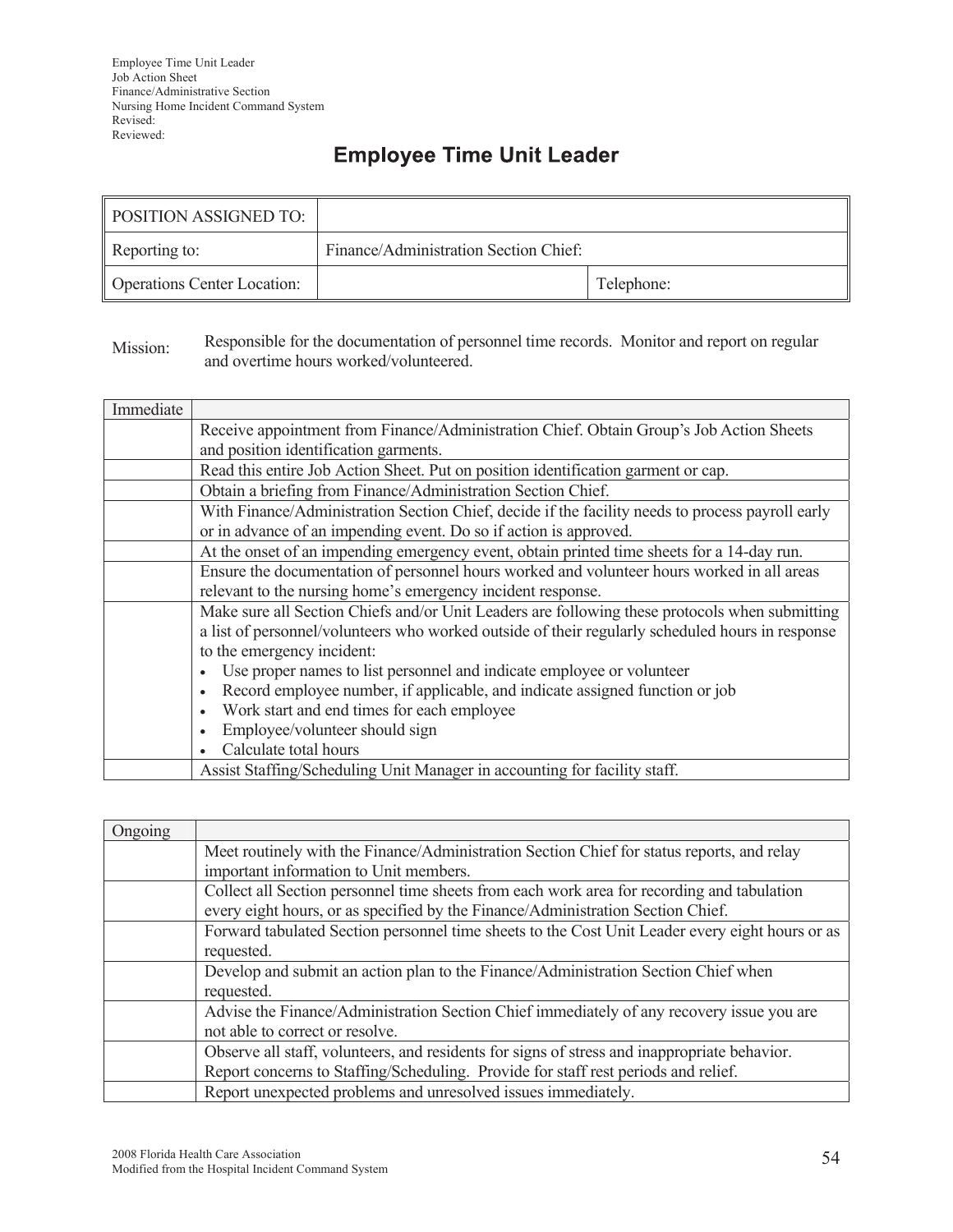Employee Time Unit Leader
Job Action Sheet
Finance/Administrative Section
Nursing Home Incident Command System
Revised:
Reviewed:

# Employee Time Unit Leader

| POSITION ASSIGNED TO: | | |
|---|---|---|
| Reporting to: | Finance/Administration Section Chief: | |
| Operations Center Location: | | Telephone: |

Mission: Responsible for the documentation of personnel time records. Monitor and report on regular and overtime hours worked/volunteered.

| Immediate | |
|---|---|
| | Receive appointment from Finance/Administration Chief. Obtain Group's Job Action Sheets and position identification garments. |
| | Read this entire Job Action Sheet. Put on position identification garment or cap. |
| | Obtain a briefing from Finance/Administration Section Chief. |
| | With Finance/Administration Section Chief, decide if the facility needs to process payroll early or in advance of an impending event. Do so if action is approved. |
| | At the onset of an impending emergency event, obtain printed time sheets for a 14-day run. |
| | Ensure the documentation of personnel hours worked and volunteer hours worked in all areas relevant to the nursing home's emergency incident response. |
| | Make sure all Section Chiefs and/or Unit Leaders are following these protocols when submitting a list of personnel/volunteers who worked outside of their regularly scheduled hours in response to the emergency incident:<br>• Use proper names to list personnel and indicate employee or volunteer<br>• Record employee number, if applicable, and indicate assigned function or job<br>• Work start and end times for each employee<br>• Employee/volunteer should sign<br>• Calculate total hours |
| | Assist Staffing/Scheduling Unit Manager in accounting for facility staff. |

| Ongoing | |
|---|---|
| | Meet routinely with the Finance/Administration Section Chief for status reports, and relay important information to Unit members. |
| | Collect all Section personnel time sheets from each work area for recording and tabulation every eight hours, or as specified by the Finance/Administration Section Chief. |
| | Forward tabulated Section personnel time sheets to the Cost Unit Leader every eight hours or as requested. |
| | Develop and submit an action plan to the Finance/Administration Section Chief when requested. |
| | Advise the Finance/Administration Section Chief immediately of any recovery issue you are not able to correct or resolve. |
| | Observe all staff, volunteers, and residents for signs of stress and inappropriate behavior. Report concerns to Staffing/Scheduling. Provide for staff rest periods and relief. |
| | Report unexpected problems and unresolved issues immediately. |

2008 Florida Health Care Association
Modified from the Hospital Incident Command System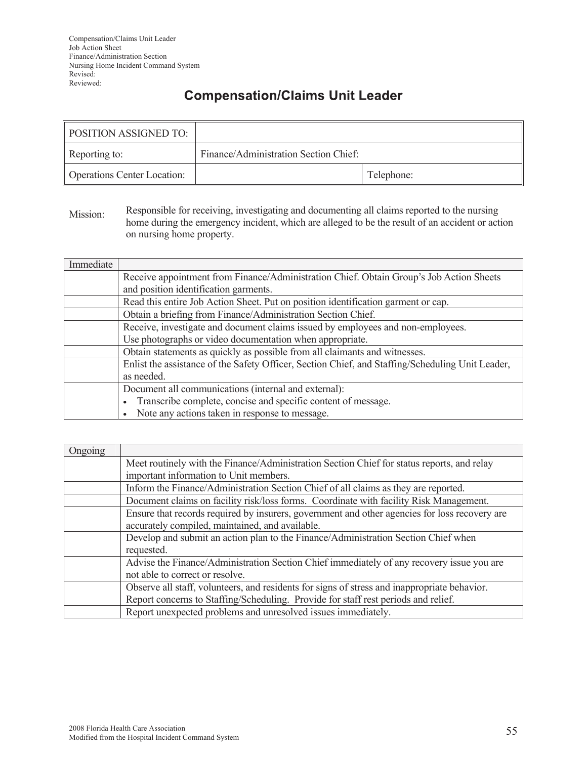Compensation/Claims Unit Leader
Job Action Sheet
Finance/Administration Section
Nursing Home Incident Command System
Revised:
Reviewed:

# Compensation/Claims Unit Leader

| | | |
|---|---|---|
| POSITION ASSIGNED TO: | | |
| Reporting to: | Finance/Administration Section Chief: | |
| Operations Center Location: | | Telephone: |

Mission: Responsible for receiving, investigating and documenting all claims reported to the nursing home during the emergency incident, which are alleged to be the result of an accident or action on nursing home property.

| Immediate | |
|---|---|
| | Receive appointment from Finance/Administration Chief. Obtain Group's Job Action Sheets and position identification garments. |
| | Read this entire Job Action Sheet. Put on position identification garment or cap. |
| | Obtain a briefing from Finance/Administration Section Chief. |
| | Receive, investigate and document claims issued by employees and non-employees. Use photographs or video documentation when appropriate. |
| | Obtain statements as quickly as possible from all claimants and witnesses. |
| | Enlist the assistance of the Safety Officer, Section Chief, and Staffing/Scheduling Unit Leader, as needed. |
| | Document all communications (internal and external): • Transcribe complete, concise and specific content of message. • Note any actions taken in response to message. |

| Ongoing | |
|---|---|
| | Meet routinely with the Finance/Administration Section Chief for status reports, and relay important information to Unit members. |
| | Inform the Finance/Administration Section Chief of all claims as they are reported. |
| | Document claims on facility risk/loss forms. Coordinate with facility Risk Management. |
| | Ensure that records required by insurers, government and other agencies for loss recovery are accurately compiled, maintained, and available. |
| | Develop and submit an action plan to the Finance/Administration Section Chief when requested. |
| | Advise the Finance/Administration Section Chief immediately of any recovery issue you are not able to correct or resolve. |
| | Observe all staff, volunteers, and residents for signs of stress and inappropriate behavior. Report concerns to Staffing/Scheduling. Provide for staff rest periods and relief. |
| | Report unexpected problems and unresolved issues immediately. |

2008 Florida Health Care Association
Modified from the Hospital Incident Command System